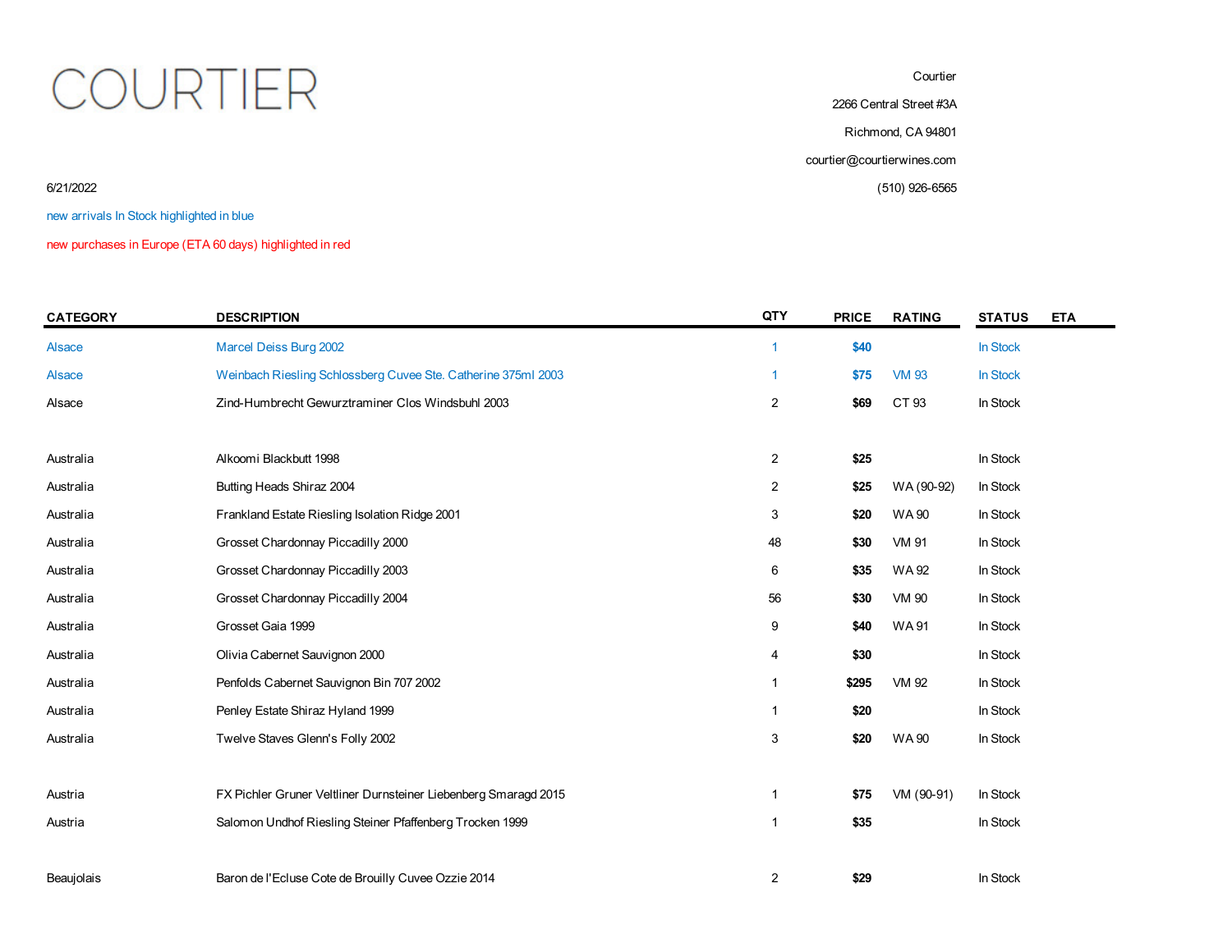# COURTIER

Courtier

2266 Central Street #3A

Richmond, CA 94801

courtier@courtierwines.com

(510) 926-6565

6/21/2022

new arrivals In Stock highlighted in blue

new purchases in Europe (ETA 60 days) highlighted in red

| CATEGORY | DESCRIPTION | QTY | PRICE | RATING | STATUS | ETA |
|---|---|---|---|---|---|---|
| Alsace | Marcel Deiss Burg 2002 | 1 | **$40** | | In Stock | |
| Alsace | Weinbach Riesling Schlossberg Cuvee Ste. Catherine 375ml 2003 | 1 | **$75** | VM 93 | In Stock | |
| Alsace | Zind-Humbrecht Gewurztraminer Clos Windsbuhl 2003 | 2 | **$69** | CT 93 | In Stock | |
| | | | | | | |
| Australia | Alkoomi Blackbutt 1998 | 2 | **$25** | | In Stock | |
| Australia | Butting Heads Shiraz 2004 | 2 | **$25** | WA (90-92) | In Stock | |
| Australia | Frankland Estate Riesling Isolation Ridge 2001 | 3 | **$20** | WA 90 | In Stock | |
| Australia | Grosset Chardonnay Piccadilly 2000 | 48 | **$30** | VM 91 | In Stock | |
| Australia | Grosset Chardonnay Piccadilly 2003 | 6 | **$35** | WA 92 | In Stock | |
| Australia | Grosset Chardonnay Piccadilly 2004 | 56 | **$30** | VM 90 | In Stock | |
| Australia | Grosset Gaia 1999 | 9 | **$40** | WA 91 | In Stock | |
| Australia | Olivia Cabernet Sauvignon 2000 | 4 | **$30** | | In Stock | |
| Australia | Penfolds Cabernet Sauvignon Bin 707 2002 | 1 | **$295** | VM 92 | In Stock | |
| Australia | Penley Estate Shiraz Hyland 1999 | 1 | **$20** | | In Stock | |
| Australia | Twelve Staves Glenn's Folly 2002 | 3 | **$20** | WA 90 | In Stock | |
| | | | | | | |
| Austria | FX Pichler Gruner Veltliner Durnsteiner Liebenberg Smaragd 2015 | 1 | **$75** | VM (90-91) | In Stock | |
| Austria | Salomon Undhof Riesling Steiner Pfaffenberg Trocken 1999 | 1 | **$35** | | In Stock | |
| | | | | | | |
| Beaujolais | Baron de l'Ecluse Cote de Brouilly Cuvee Ozzie 2014 | 2 | **$29** | | In Stock | |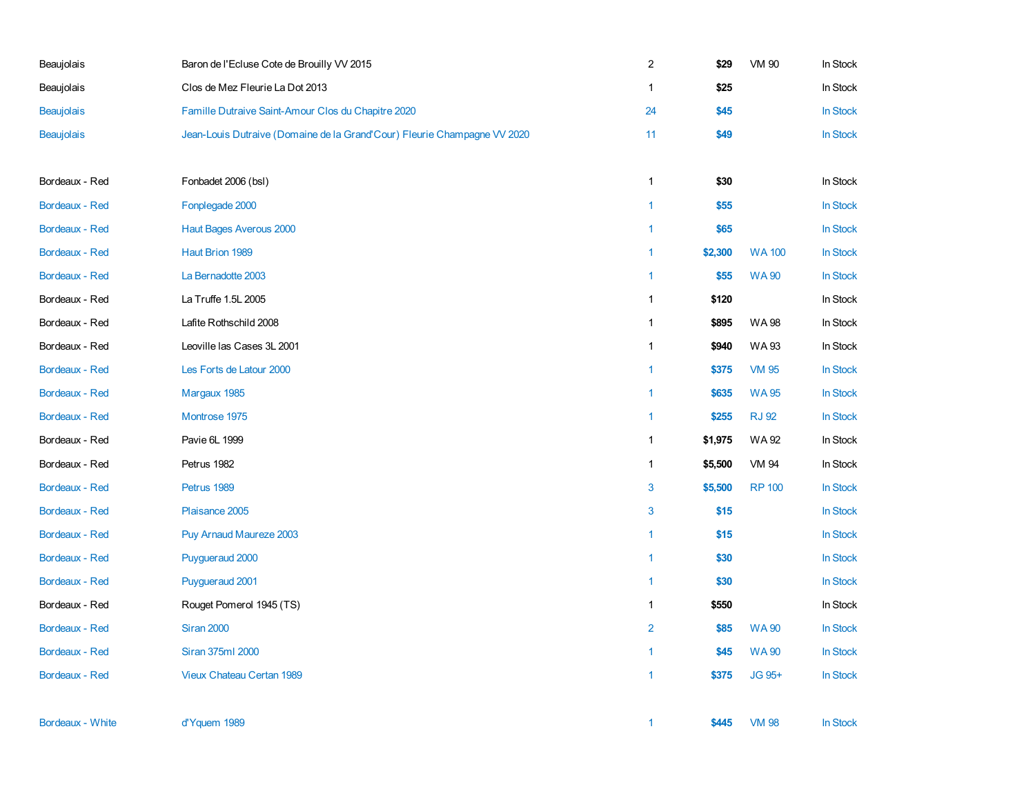| | | | | | |
|---|---|---|---|---|---|
| Beaujolais | Baron de l'Ecluse Cote de Brouilly VV 2015 | 2 | $29 | VM 90 | In Stock |
| Beaujolais | Clos de Mez Fleurie La Dot 2013 | 1 | $25 | | In Stock |
| Beaujolais | Famille Dutraive Saint-Amour Clos du Chapitre 2020 | 24 | $45 | | In Stock |
| Beaujolais | Jean-Louis Dutraive (Domaine de la Grand'Cour) Fleurie Champagne VV 2020 | 11 | $49 | | In Stock |
| | | | | | |
| Bordeaux - Red | Fonbadet 2006 (bsl) | 1 | $30 | | In Stock |
| Bordeaux - Red | Fonplegade 2000 | 1 | $55 | | In Stock |
| Bordeaux - Red | Haut Bages Averous 2000 | 1 | $65 | | In Stock |
| Bordeaux - Red | Haut Brion 1989 | 1 | $2,300 | WA 100 | In Stock |
| Bordeaux - Red | La Bernadotte 2003 | 1 | $55 | WA 90 | In Stock |
| Bordeaux - Red | La Truffe 1.5L 2005 | 1 | $120 | | In Stock |
| Bordeaux - Red | Lafite Rothschild 2008 | 1 | $895 | WA 98 | In Stock |
| Bordeaux - Red | Leoville las Cases 3L 2001 | 1 | $940 | WA 93 | In Stock |
| Bordeaux - Red | Les Forts de Latour 2000 | 1 | $375 | VM 95 | In Stock |
| Bordeaux - Red | Margaux 1985 | 1 | $635 | WA 95 | In Stock |
| Bordeaux - Red | Montrose 1975 | 1 | $255 | RJ 92 | In Stock |
| Bordeaux - Red | Pavie 6L 1999 | 1 | $1,975 | WA 92 | In Stock |
| Bordeaux - Red | Petrus 1982 | 1 | $5,500 | VM 94 | In Stock |
| Bordeaux - Red | Petrus 1989 | 3 | $5,500 | RP 100 | In Stock |
| Bordeaux - Red | Plaisance 2005 | 3 | $15 | | In Stock |
| Bordeaux - Red | Puy Arnaud Maureze 2003 | 1 | $15 | | In Stock |
| Bordeaux - Red | Puygueraud 2000 | 1 | $30 | | In Stock |
| Bordeaux - Red | Puygueraud 2001 | 1 | $30 | | In Stock |
| Bordeaux - Red | Rouget Pomerol 1945 (TS) | 1 | $550 | | In Stock |
| Bordeaux - Red | Siran 2000 | 2 | $85 | WA 90 | In Stock |
| Bordeaux - Red | Siran 375ml 2000 | 1 | $45 | WA 90 | In Stock |
| Bordeaux - Red | Vieux Chateau Certan 1989 | 1 | $375 | JG 95+ | In Stock |
| | | | | | |
| Bordeaux - White | d'Yquem 1989 | 1 | $445 | VM 98 | In Stock |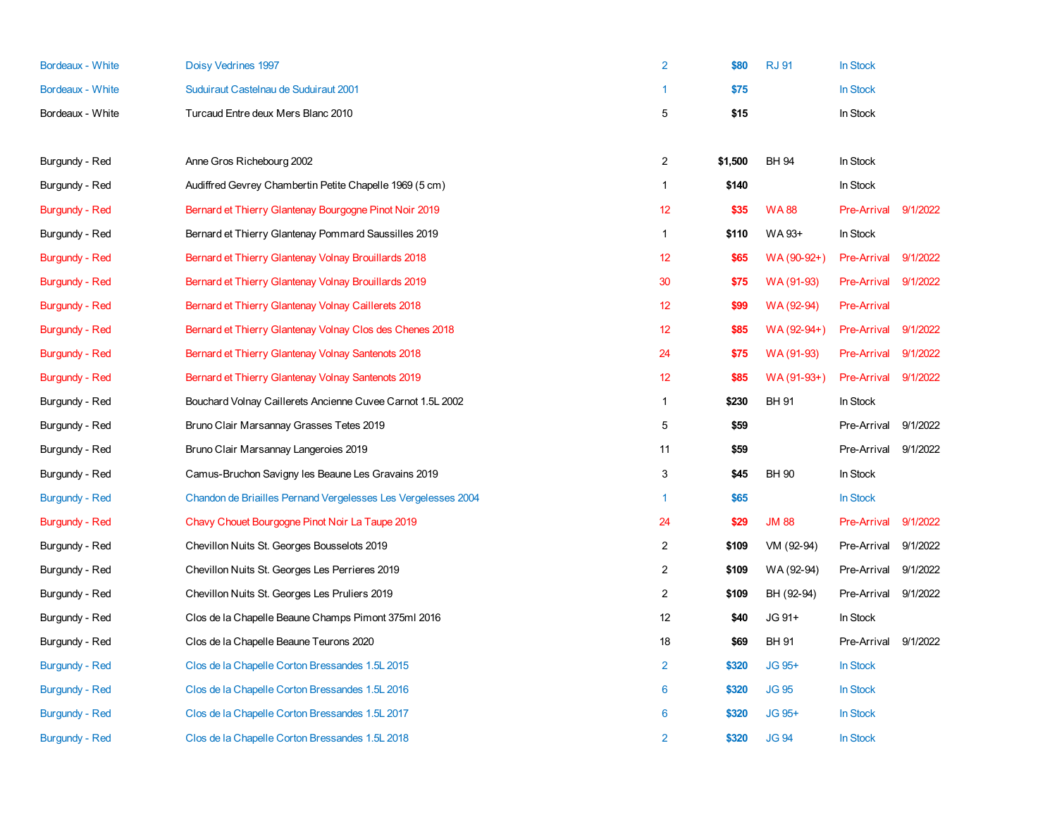| | | | | | | |
|---|---|---|---|---|---|---|
| Bordeaux - White | Doisy Vedrines 1997 | 2 | $80 | RJ 91 | In Stock | |
| Bordeaux - White | Suduiraut Castelnau de Suduiraut 2001 | 1 | $75 | | In Stock | |
| Bordeaux - White | Turcaud Entre deux Mers Blanc 2010 | 5 | $15 | | In Stock | |
| | | | | | | |
| Burgundy - Red | Anne Gros Richebourg 2002 | 2 | $1,500 | BH 94 | In Stock | |
| Burgundy - Red | Audiffred Gevrey Chambertin Petite Chapelle 1969 (5 cm) | 1 | $140 | | In Stock | |
| Burgundy - Red | Bernard et Thierry Glantenay Bourgogne Pinot Noir 2019 | 12 | $35 | WA 88 | Pre-Arrival | 9/1/2022 |
| Burgundy - Red | Bernard et Thierry Glantenay Pommard Saussilles 2019 | 1 | $110 | WA 93+ | In Stock | |
| Burgundy - Red | Bernard et Thierry Glantenay Volnay Brouillards 2018 | 12 | $65 | WA (90-92+) | Pre-Arrival | 9/1/2022 |
| Burgundy - Red | Bernard et Thierry Glantenay Volnay Brouillards 2019 | 30 | $75 | WA (91-93) | Pre-Arrival | 9/1/2022 |
| Burgundy - Red | Bernard et Thierry Glantenay Volnay Caillerets 2018 | 12 | $99 | WA (92-94) | Pre-Arrival | |
| Burgundy - Red | Bernard et Thierry Glantenay Volnay Clos des Chenes 2018 | 12 | $85 | WA (92-94+) | Pre-Arrival | 9/1/2022 |
| Burgundy - Red | Bernard et Thierry Glantenay Volnay Santenots 2018 | 24 | $75 | WA (91-93) | Pre-Arrival | 9/1/2022 |
| Burgundy - Red | Bernard et Thierry Glantenay Volnay Santenots 2019 | 12 | $85 | WA (91-93+) | Pre-Arrival | 9/1/2022 |
| Burgundy - Red | Bouchard Volnay Caillerets Ancienne Cuvee Carnot 1.5L 2002 | 1 | $230 | BH 91 | In Stock | |
| Burgundy - Red | Bruno Clair Marsannay Grasses Tetes 2019 | 5 | $59 | | Pre-Arrival | 9/1/2022 |
| Burgundy - Red | Bruno Clair Marsannay Langeroies 2019 | 11 | $59 | | Pre-Arrival | 9/1/2022 |
| Burgundy - Red | Camus-Bruchon Savigny les Beaune Les Gravains 2019 | 3 | $45 | BH 90 | In Stock | |
| Burgundy - Red | Chandon de Briailles Pernand Vergelesses Les Vergelesses 2004 | 1 | $65 | | In Stock | |
| Burgundy - Red | Chavy Chouet Bourgogne Pinot Noir La Taupe 2019 | 24 | $29 | JM 88 | Pre-Arrival | 9/1/2022 |
| Burgundy - Red | Chevillon Nuits St. Georges Bousselots 2019 | 2 | $109 | VM (92-94) | Pre-Arrival | 9/1/2022 |
| Burgundy - Red | Chevillon Nuits St. Georges Les Perrieres 2019 | 2 | $109 | WA (92-94) | Pre-Arrival | 9/1/2022 |
| Burgundy - Red | Chevillon Nuits St. Georges Les Pruliers 2019 | 2 | $109 | BH (92-94) | Pre-Arrival | 9/1/2022 |
| Burgundy - Red | Clos de la Chapelle Beaune Champs Pimont 375ml 2016 | 12 | $40 | JG 91+ | In Stock | |
| Burgundy - Red | Clos de la Chapelle Beaune Teurons 2020 | 18 | $69 | BH 91 | Pre-Arrival | 9/1/2022 |
| Burgundy - Red | Clos de la Chapelle Corton Bressandes 1.5L 2015 | 2 | $320 | JG 95+ | In Stock | |
| Burgundy - Red | Clos de la Chapelle Corton Bressandes 1.5L 2016 | 6 | $320 | JG 95 | In Stock | |
| Burgundy - Red | Clos de la Chapelle Corton Bressandes 1.5L 2017 | 6 | $320 | JG 95+ | In Stock | |
| Burgundy - Red | Clos de la Chapelle Corton Bressandes 1.5L 2018 | 2 | $320 | JG 94 | In Stock | |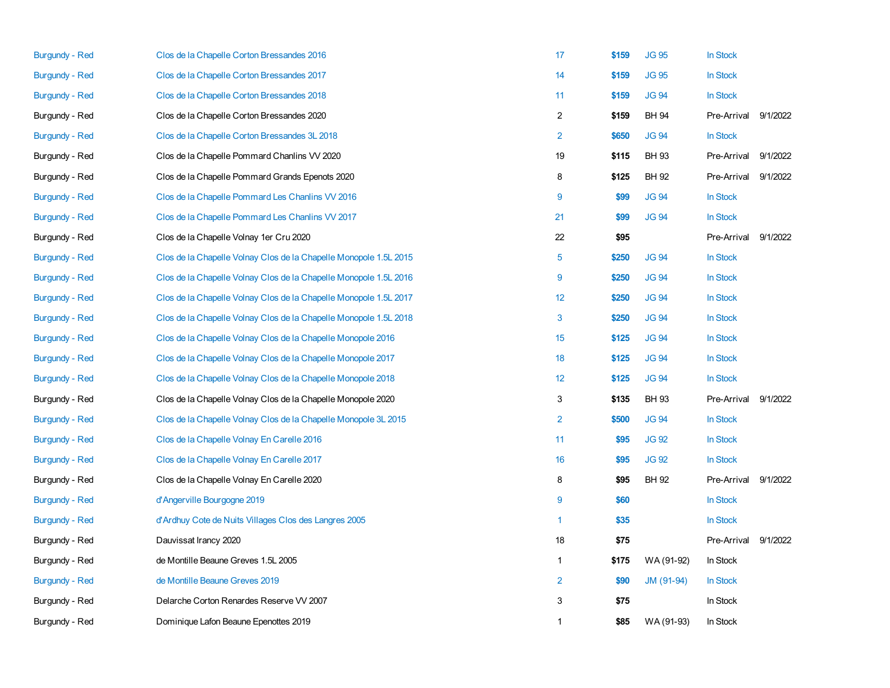| | | | | | | |
|---|---|---|---|---|---|---|
| Burgundy - Red | Clos de la Chapelle Corton Bressandes 2016 | 17 | $159 | JG 95 | In Stock | |
| Burgundy - Red | Clos de la Chapelle Corton Bressandes 2017 | 14 | $159 | JG 95 | In Stock | |
| Burgundy - Red | Clos de la Chapelle Corton Bressandes 2018 | 11 | $159 | JG 94 | In Stock | |
| Burgundy - Red | Clos de la Chapelle Corton Bressandes 2020 | 2 | $159 | BH 94 | Pre-Arrival | 9/1/2022 |
| Burgundy - Red | Clos de la Chapelle Corton Bressandes 3L 2018 | 2 | $650 | JG 94 | In Stock | |
| Burgundy - Red | Clos de la Chapelle Pommard Chanlins VV 2020 | 19 | $115 | BH 93 | Pre-Arrival | 9/1/2022 |
| Burgundy - Red | Clos de la Chapelle Pommard Grands Epenots 2020 | 8 | $125 | BH 92 | Pre-Arrival | 9/1/2022 |
| Burgundy - Red | Clos de la Chapelle Pommard Les Chanlins VV 2016 | 9 | $99 | JG 94 | In Stock | |
| Burgundy - Red | Clos de la Chapelle Pommard Les Chanlins VV 2017 | 21 | $99 | JG 94 | In Stock | |
| Burgundy - Red | Clos de la Chapelle Volnay 1er Cru 2020 | 22 | $95 | | Pre-Arrival | 9/1/2022 |
| Burgundy - Red | Clos de la Chapelle Volnay Clos de la Chapelle Monopole 1.5L 2015 | 5 | $250 | JG 94 | In Stock | |
| Burgundy - Red | Clos de la Chapelle Volnay Clos de la Chapelle Monopole 1.5L 2016 | 9 | $250 | JG 94 | In Stock | |
| Burgundy - Red | Clos de la Chapelle Volnay Clos de la Chapelle Monopole 1.5L 2017 | 12 | $250 | JG 94 | In Stock | |
| Burgundy - Red | Clos de la Chapelle Volnay Clos de la Chapelle Monopole 1.5L 2018 | 3 | $250 | JG 94 | In Stock | |
| Burgundy - Red | Clos de la Chapelle Volnay Clos de la Chapelle Monopole 2016 | 15 | $125 | JG 94 | In Stock | |
| Burgundy - Red | Clos de la Chapelle Volnay Clos de la Chapelle Monopole 2017 | 18 | $125 | JG 94 | In Stock | |
| Burgundy - Red | Clos de la Chapelle Volnay Clos de la Chapelle Monopole 2018 | 12 | $125 | JG 94 | In Stock | |
| Burgundy - Red | Clos de la Chapelle Volnay Clos de la Chapelle Monopole 2020 | 3 | $135 | BH 93 | Pre-Arrival | 9/1/2022 |
| Burgundy - Red | Clos de la Chapelle Volnay Clos de la Chapelle Monopole 3L 2015 | 2 | $500 | JG 94 | In Stock | |
| Burgundy - Red | Clos de la Chapelle Volnay En Carelle 2016 | 11 | $95 | JG 92 | In Stock | |
| Burgundy - Red | Clos de la Chapelle Volnay En Carelle 2017 | 16 | $95 | JG 92 | In Stock | |
| Burgundy - Red | Clos de la Chapelle Volnay En Carelle 2020 | 8 | $95 | BH 92 | Pre-Arrival | 9/1/2022 |
| Burgundy - Red | d'Angerville Bourgogne 2019 | 9 | $60 | | In Stock | |
| Burgundy - Red | d'Ardhuy Cote de Nuits Villages Clos des Langres 2005 | 1 | $35 | | In Stock | |
| Burgundy - Red | Dauvissat Irancy 2020 | 18 | $75 | | Pre-Arrival | 9/1/2022 |
| Burgundy - Red | de Montille Beaune Greves 1.5L 2005 | 1 | $175 | WA (91-92) | In Stock | |
| Burgundy - Red | de Montille Beaune Greves 2019 | 2 | $90 | JM (91-94) | In Stock | |
| Burgundy - Red | Delarche Corton Renardes Reserve VV 2007 | 3 | $75 | | In Stock | |
| Burgundy - Red | Dominique Lafon Beaune Epenottes 2019 | 1 | $85 | WA (91-93) | In Stock | |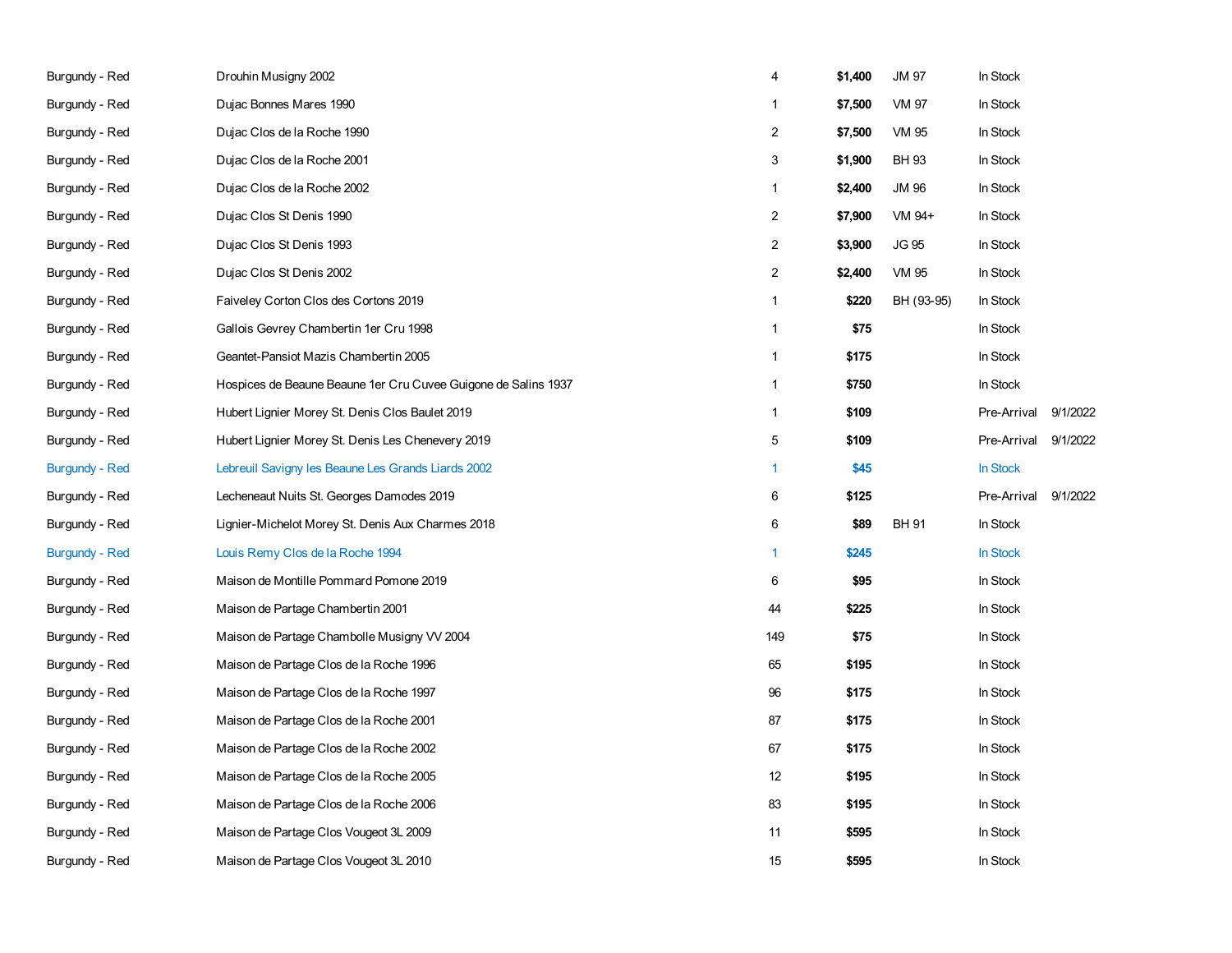| | | | | | | |
|---|---|---|---|---|---|---|
| Burgundy - Red | Drouhin Musigny 2002 | 4 | **$1,400** | JM 97 | In Stock | |
| Burgundy - Red | Dujac Bonnes Mares 1990 | 1 | **$7,500** | VM 97 | In Stock | |
| Burgundy - Red | Dujac Clos de la Roche 1990 | 2 | **$7,500** | VM 95 | In Stock | |
| Burgundy - Red | Dujac Clos de la Roche 2001 | 3 | **$1,900** | BH 93 | In Stock | |
| Burgundy - Red | Dujac Clos de la Roche 2002 | 1 | **$2,400** | JM 96 | In Stock | |
| Burgundy - Red | Dujac Clos St Denis 1990 | 2 | **$7,900** | VM 94+ | In Stock | |
| Burgundy - Red | Dujac Clos St Denis 1993 | 2 | **$3,900** | JG 95 | In Stock | |
| Burgundy - Red | Dujac Clos St Denis 2002 | 2 | **$2,400** | VM 95 | In Stock | |
| Burgundy - Red | Faiveley Corton Clos des Cortons 2019 | 1 | **$220** | BH (93-95) | In Stock | |
| Burgundy - Red | Gallois Gevrey Chambertin 1er Cru 1998 | 1 | **$75** | | In Stock | |
| Burgundy - Red | Geantet-Pansiot Mazis Chambertin 2005 | 1 | **$175** | | In Stock | |
| Burgundy - Red | Hospices de Beaune Beaune 1er Cru Cuvee Guigone de Salins 1937 | 1 | **$750** | | In Stock | |
| Burgundy - Red | Hubert Lignier Morey St. Denis Clos Baulet 2019 | 1 | **$109** | | Pre-Arrival | 9/1/2022 |
| Burgundy - Red | Hubert Lignier Morey St. Denis Les Chenevery 2019 | 5 | **$109** | | Pre-Arrival | 9/1/2022 |
| Burgundy - Red | Lebreuil Savigny les Beaune Les Grands Liards 2002 | 1 | **$45** | | In Stock | |
| Burgundy - Red | Lecheneaut Nuits St. Georges Damodes 2019 | 6 | **$125** | | Pre-Arrival | 9/1/2022 |
| Burgundy - Red | Lignier-Michelot Morey St. Denis Aux Charmes 2018 | 6 | **$89** | BH 91 | In Stock | |
| Burgundy - Red | Louis Remy Clos de la Roche 1994 | 1 | **$245** | | In Stock | |
| Burgundy - Red | Maison de Montille Pommard Pomone 2019 | 6 | **$95** | | In Stock | |
| Burgundy - Red | Maison de Partage Chambertin 2001 | 44 | **$225** | | In Stock | |
| Burgundy - Red | Maison de Partage Chambolle Musigny VV 2004 | 149 | **$75** | | In Stock | |
| Burgundy - Red | Maison de Partage Clos de la Roche 1996 | 65 | **$195** | | In Stock | |
| Burgundy - Red | Maison de Partage Clos de la Roche 1997 | 96 | **$175** | | In Stock | |
| Burgundy - Red | Maison de Partage Clos de la Roche 2001 | 87 | **$175** | | In Stock | |
| Burgundy - Red | Maison de Partage Clos de la Roche 2002 | 67 | **$175** | | In Stock | |
| Burgundy - Red | Maison de Partage Clos de la Roche 2005 | 12 | **$195** | | In Stock | |
| Burgundy - Red | Maison de Partage Clos de la Roche 2006 | 83 | **$195** | | In Stock | |
| Burgundy - Red | Maison de Partage Clos Vougeot 3L 2009 | 11 | **$595** | | In Stock | |
| Burgundy - Red | Maison de Partage Clos Vougeot 3L 2010 | 15 | **$595** | | In Stock | |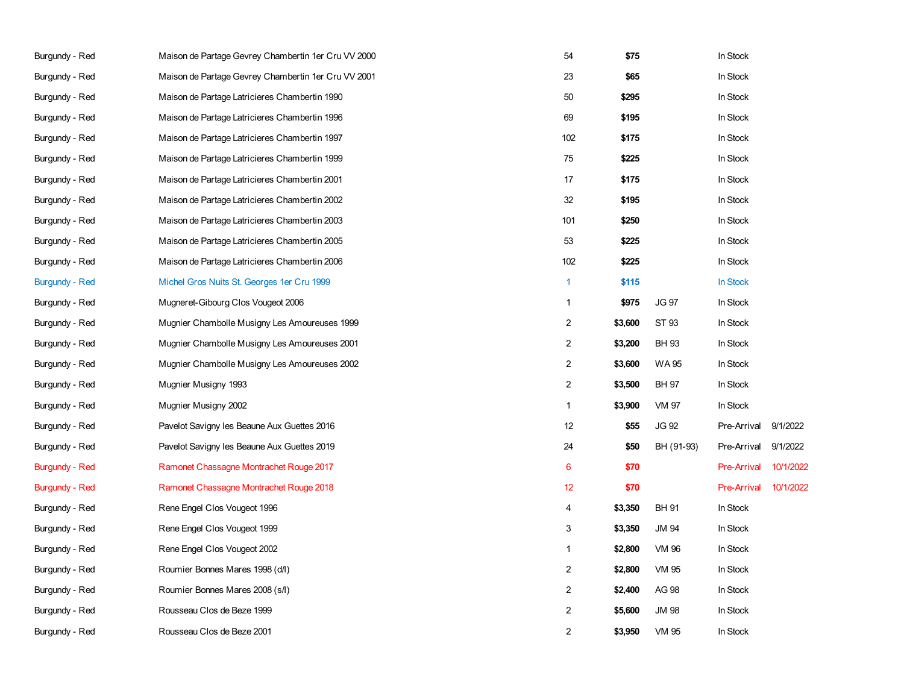| | | | | | | |
|---|---|---|---|---|---|---|
| Burgundy - Red | Maison de Partage Gevrey Chambertin 1er Cru VV 2000 | 54 | **$75** | | In Stock | |
| Burgundy - Red | Maison de Partage Gevrey Chambertin 1er Cru VV 2001 | 23 | **$65** | | In Stock | |
| Burgundy - Red | Maison de Partage Latricieres Chambertin 1990 | 50 | **$295** | | In Stock | |
| Burgundy - Red | Maison de Partage Latricieres Chambertin 1996 | 69 | **$195** | | In Stock | |
| Burgundy - Red | Maison de Partage Latricieres Chambertin 1997 | 102 | **$175** | | In Stock | |
| Burgundy - Red | Maison de Partage Latricieres Chambertin 1999 | 75 | **$225** | | In Stock | |
| Burgundy - Red | Maison de Partage Latricieres Chambertin 2001 | 17 | **$175** | | In Stock | |
| Burgundy - Red | Maison de Partage Latricieres Chambertin 2002 | 32 | **$195** | | In Stock | |
| Burgundy - Red | Maison de Partage Latricieres Chambertin 2003 | 101 | **$250** | | In Stock | |
| Burgundy - Red | Maison de Partage Latricieres Chambertin 2005 | 53 | **$225** | | In Stock | |
| Burgundy - Red | Maison de Partage Latricieres Chambertin 2006 | 102 | **$225** | | In Stock | |
| Burgundy - Red | Michel Gros Nuits St. Georges 1er Cru 1999 | 1 | **$115** | | In Stock | |
| Burgundy - Red | Mugneret-Gibourg Clos Vougeot 2006 | 1 | **$975** | JG 97 | In Stock | |
| Burgundy - Red | Mugnier Chambolle Musigny Les Amoureuses 1999 | 2 | **$3,600** | ST 93 | In Stock | |
| Burgundy - Red | Mugnier Chambolle Musigny Les Amoureuses 2001 | 2 | **$3,200** | BH 93 | In Stock | |
| Burgundy - Red | Mugnier Chambolle Musigny Les Amoureuses 2002 | 2 | **$3,600** | WA 95 | In Stock | |
| Burgundy - Red | Mugnier Musigny 1993 | 2 | **$3,500** | BH 97 | In Stock | |
| Burgundy - Red | Mugnier Musigny 2002 | 1 | **$3,900** | VM 97 | In Stock | |
| Burgundy - Red | Pavelot Savigny les Beaune Aux Guettes 2016 | 12 | **$55** | JG 92 | Pre-Arrival | 9/1/2022 |
| Burgundy - Red | Pavelot Savigny les Beaune Aux Guettes 2019 | 24 | **$50** | BH (91-93) | Pre-Arrival | 9/1/2022 |
| Burgundy - Red | Ramonet Chassagne Montrachet Rouge 2017 | 6 | **$70** | | Pre-Arrival | 10/1/2022 |
| Burgundy - Red | Ramonet Chassagne Montrachet Rouge 2018 | 12 | **$70** | | Pre-Arrival | 10/1/2022 |
| Burgundy - Red | Rene Engel Clos Vougeot 1996 | 4 | **$3,350** | BH 91 | In Stock | |
| Burgundy - Red | Rene Engel Clos Vougeot 1999 | 3 | **$3,350** | JM 94 | In Stock | |
| Burgundy - Red | Rene Engel Clos Vougeot 2002 | 1 | **$2,800** | VM 96 | In Stock | |
| Burgundy - Red | Roumier Bonnes Mares 1998 (d/l) | 2 | **$2,800** | VM 95 | In Stock | |
| Burgundy - Red | Roumier Bonnes Mares 2008 (s/l) | 2 | **$2,400** | AG 98 | In Stock | |
| Burgundy - Red | Rousseau Clos de Beze 1999 | 2 | **$5,600** | JM 98 | In Stock | |
| Burgundy - Red | Rousseau Clos de Beze 2001 | 2 | **$3,950** | VM 95 | In Stock | |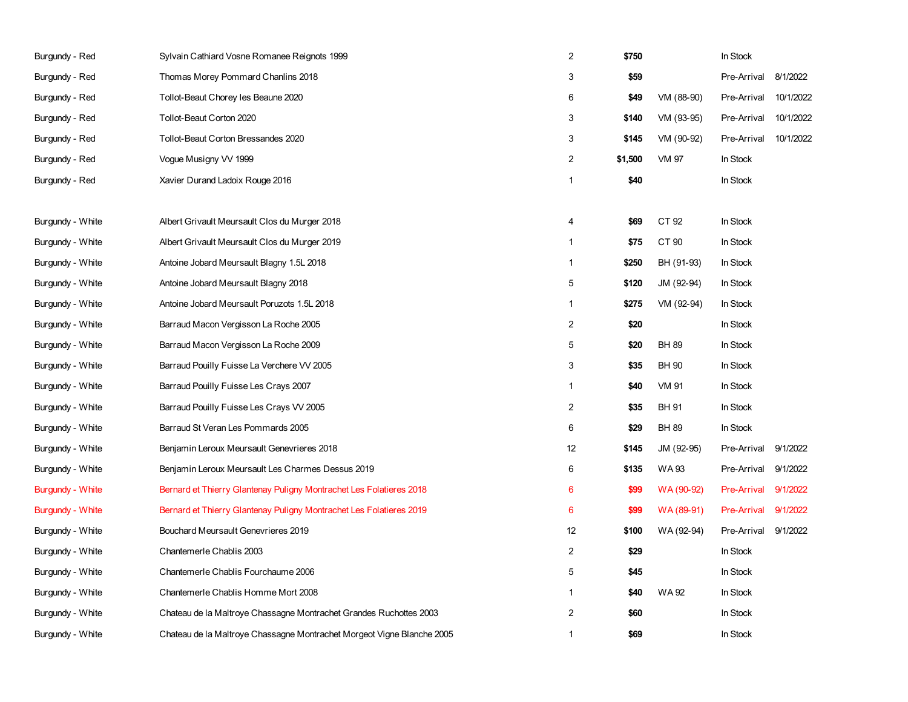| | | | | | | |
|---|---|---|---|---|---|---|
| Burgundy - Red | Sylvain Cathiard Vosne Romanee Reignots 1999 | 2 | **$750** | | In Stock | |
| Burgundy - Red | Thomas Morey Pommard Chanlins 2018 | 3 | **$59** | | Pre-Arrival | 8/1/2022 |
| Burgundy - Red | Tollot-Beaut Chorey les Beaune 2020 | 6 | **$49** | VM (88-90) | Pre-Arrival | 10/1/2022 |
| Burgundy - Red | Tollot-Beaut Corton 2020 | 3 | **$140** | VM (93-95) | Pre-Arrival | 10/1/2022 |
| Burgundy - Red | Tollot-Beaut Corton Bressandes 2020 | 3 | **$145** | VM (90-92) | Pre-Arrival | 10/1/2022 |
| Burgundy - Red | Vogue Musigny VV 1999 | 2 | **$1,500** | VM 97 | In Stock | |
| Burgundy - Red | Xavier Durand Ladoix Rouge 2016 | 1 | **$40** | | In Stock | |
| | | | | | | |
| Burgundy - White | Albert Grivault Meursault Clos du Murger 2018 | 4 | **$69** | CT 92 | In Stock | |
| Burgundy - White | Albert Grivault Meursault Clos du Murger 2019 | 1 | **$75** | CT 90 | In Stock | |
| Burgundy - White | Antoine Jobard Meursault Blagny 1.5L 2018 | 1 | **$250** | BH (91-93) | In Stock | |
| Burgundy - White | Antoine Jobard Meursault Blagny 2018 | 5 | **$120** | JM (92-94) | In Stock | |
| Burgundy - White | Antoine Jobard Meursault Poruzots 1.5L 2018 | 1 | **$275** | VM (92-94) | In Stock | |
| Burgundy - White | Barraud Macon Vergisson La Roche 2005 | 2 | **$20** | | In Stock | |
| Burgundy - White | Barraud Macon Vergisson La Roche 2009 | 5 | **$20** | BH 89 | In Stock | |
| Burgundy - White | Barraud Pouilly Fuisse La Verchere VV 2005 | 3 | **$35** | BH 90 | In Stock | |
| Burgundy - White | Barraud Pouilly Fuisse Les Crays 2007 | 1 | **$40** | VM 91 | In Stock | |
| Burgundy - White | Barraud Pouilly Fuisse Les Crays VV 2005 | 2 | **$35** | BH 91 | In Stock | |
| Burgundy - White | Barraud St Veran Les Pommards 2005 | 6 | **$29** | BH 89 | In Stock | |
| Burgundy - White | Benjamin Leroux Meursault Genevrieres 2018 | 12 | **$145** | JM (92-95) | Pre-Arrival | 9/1/2022 |
| Burgundy - White | Benjamin Leroux Meursault Les Charmes Dessus 2019 | 6 | **$135** | WA 93 | Pre-Arrival | 9/1/2022 |
| Burgundy - White | Bernard et Thierry Glantenay Puligny Montrachet Les Folatieres 2018 | 6 | **$99** | WA (90-92) | Pre-Arrival | 9/1/2022 |
| Burgundy - White | Bernard et Thierry Glantenay Puligny Montrachet Les Folatieres 2019 | 6 | **$99** | WA (89-91) | Pre-Arrival | 9/1/2022 |
| Burgundy - White | Bouchard Meursault Genevrieres 2019 | 12 | **$100** | WA (92-94) | Pre-Arrival | 9/1/2022 |
| Burgundy - White | Chantemerle Chablis 2003 | 2 | **$29** | | In Stock | |
| Burgundy - White | Chantemerle Chablis Fourchaume 2006 | 5 | **$45** | | In Stock | |
| Burgundy - White | Chantemerle Chablis Homme Mort 2008 | 1 | **$40** | WA 92 | In Stock | |
| Burgundy - White | Chateau de la Maltroye Chassagne Montrachet Grandes Ruchottes 2003 | 2 | **$60** | | In Stock | |
| Burgundy - White | Chateau de la Maltroye Chassagne Montrachet Morgeot Vigne Blanche 2005 | 1 | **$69** | | In Stock | |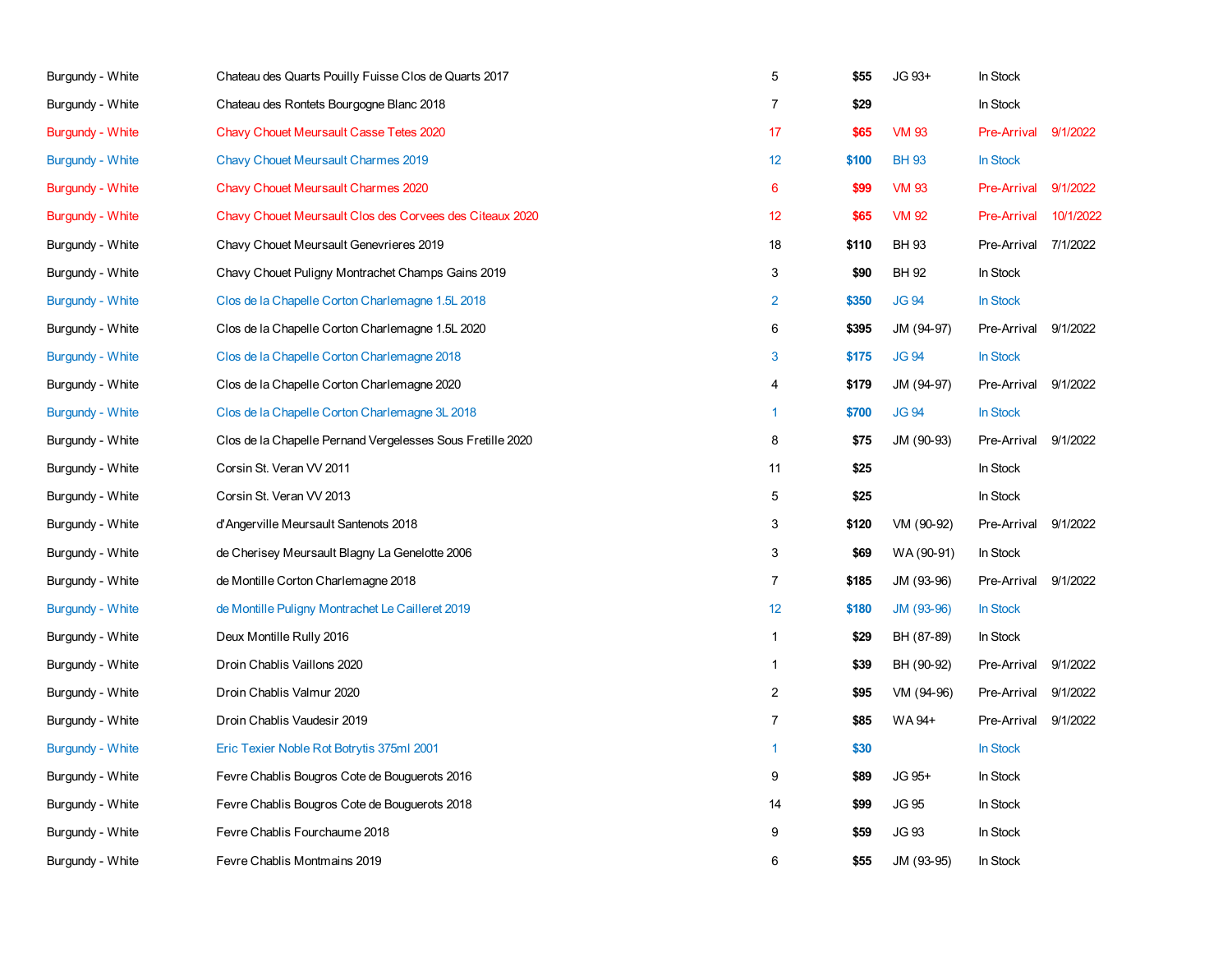| | | | | | | |
|---|---|---|---|---|---|---|
| Burgundy - White | Chateau des Quarts Pouilly Fuisse Clos de Quarts 2017 | 5 | **$55** | JG 93+ | In Stock | |
| Burgundy - White | Chateau des Rontets Bourgogne Blanc 2018 | 7 | **$29** | | In Stock | |
| Burgundy - White | Chavy Chouet Meursault Casse Tetes 2020 | 17 | **$65** | VM 93 | Pre-Arrival | 9/1/2022 |
| Burgundy - White | Chavy Chouet Meursault Charmes 2019 | 12 | **$100** | BH 93 | In Stock | |
| Burgundy - White | Chavy Chouet Meursault Charmes 2020 | 6 | **$99** | VM 93 | Pre-Arrival | 9/1/2022 |
| Burgundy - White | Chavy Chouet Meursault Clos des Corvees des Citeaux 2020 | 12 | **$65** | VM 92 | Pre-Arrival | 10/1/2022 |
| Burgundy - White | Chavy Chouet Meursault Genevrieres 2019 | 18 | **$110** | BH 93 | Pre-Arrival | 7/1/2022 |
| Burgundy - White | Chavy Chouet Puligny Montrachet Champs Gains 2019 | 3 | **$90** | BH 92 | In Stock | |
| Burgundy - White | Clos de la Chapelle Corton Charlemagne 1.5L 2018 | 2 | **$350** | JG 94 | In Stock | |
| Burgundy - White | Clos de la Chapelle Corton Charlemagne 1.5L 2020 | 6 | **$395** | JM (94-97) | Pre-Arrival | 9/1/2022 |
| Burgundy - White | Clos de la Chapelle Corton Charlemagne 2018 | 3 | **$175** | JG 94 | In Stock | |
| Burgundy - White | Clos de la Chapelle Corton Charlemagne 2020 | 4 | **$179** | JM (94-97) | Pre-Arrival | 9/1/2022 |
| Burgundy - White | Clos de la Chapelle Corton Charlemagne 3L 2018 | 1 | **$700** | JG 94 | In Stock | |
| Burgundy - White | Clos de la Chapelle Pernand Vergelesses Sous Fretille 2020 | 8 | **$75** | JM (90-93) | Pre-Arrival | 9/1/2022 |
| Burgundy - White | Corsin St. Veran VV 2011 | 11 | **$25** | | In Stock | |
| Burgundy - White | Corsin St. Veran VV 2013 | 5 | **$25** | | In Stock | |
| Burgundy - White | d'Angerville Meursault Santenots 2018 | 3 | **$120** | VM (90-92) | Pre-Arrival | 9/1/2022 |
| Burgundy - White | de Cherisey Meursault Blagny La Genelotte 2006 | 3 | **$69** | WA (90-91) | In Stock | |
| Burgundy - White | de Montille Corton Charlemagne 2018 | 7 | **$185** | JM (93-96) | Pre-Arrival | 9/1/2022 |
| Burgundy - White | de Montille Puligny Montrachet Le Cailleret 2019 | 12 | **$180** | JM (93-96) | In Stock | |
| Burgundy - White | Deux Montille Rully 2016 | 1 | **$29** | BH (87-89) | In Stock | |
| Burgundy - White | Droin Chablis Vaillons 2020 | 1 | **$39** | BH (90-92) | Pre-Arrival | 9/1/2022 |
| Burgundy - White | Droin Chablis Valmur 2020 | 2 | **$95** | VM (94-96) | Pre-Arrival | 9/1/2022 |
| Burgundy - White | Droin Chablis Vaudesir 2019 | 7 | **$85** | WA 94+ | Pre-Arrival | 9/1/2022 |
| Burgundy - White | Eric Texier Noble Rot Botrytis 375ml 2001 | 1 | **$30** | | In Stock | |
| Burgundy - White | Fevre Chablis Bougros Cote de Bouguerots 2016 | 9 | **$89** | JG 95+ | In Stock | |
| Burgundy - White | Fevre Chablis Bougros Cote de Bouguerots 2018 | 14 | **$99** | JG 95 | In Stock | |
| Burgundy - White | Fevre Chablis Fourchaume 2018 | 9 | **$59** | JG 93 | In Stock | |
| Burgundy - White | Fevre Chablis Montmains 2019 | 6 | **$55** | JM (93-95) | In Stock | |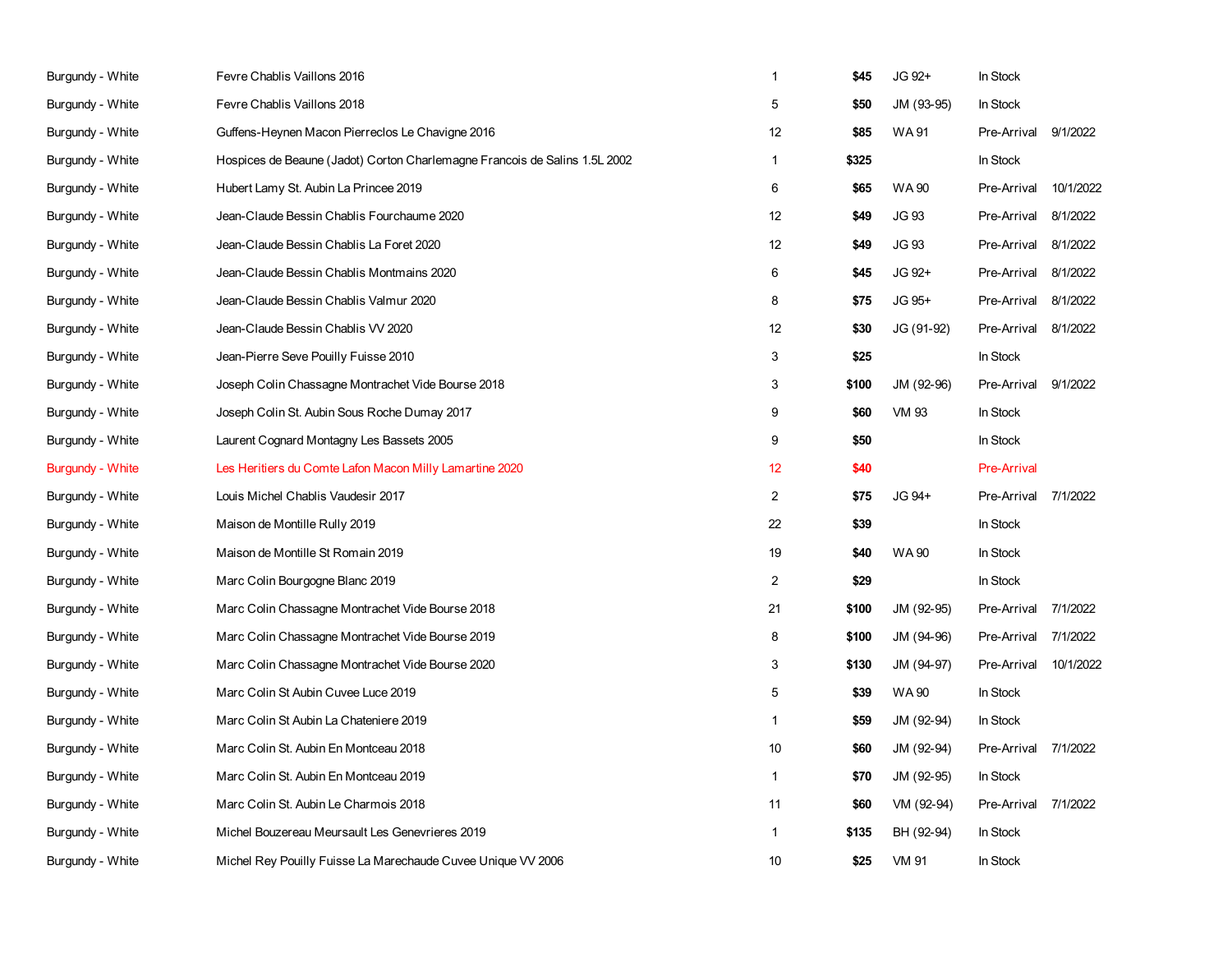| | | | | | | |
|---|---|---|---|---|---|---|
| Burgundy - White | Fevre Chablis Vaillons 2016 | 1 | **$45** | JG 92+ | In Stock | |
| Burgundy - White | Fevre Chablis Vaillons 2018 | 5 | **$50** | JM (93-95) | In Stock | |
| Burgundy - White | Guffens-Heynen Macon Pierreclos Le Chavigne 2016 | 12 | **$85** | WA 91 | Pre-Arrival | 9/1/2022 |
| Burgundy - White | Hospices de Beaune (Jadot) Corton Charlemagne Francois de Salins 1.5L 2002 | 1 | **$325** | | In Stock | |
| Burgundy - White | Hubert Lamy St. Aubin La Princee 2019 | 6 | **$65** | WA 90 | Pre-Arrival | 10/1/2022 |
| Burgundy - White | Jean-Claude Bessin Chablis Fourchaume 2020 | 12 | **$49** | JG 93 | Pre-Arrival | 8/1/2022 |
| Burgundy - White | Jean-Claude Bessin Chablis La Foret 2020 | 12 | **$49** | JG 93 | Pre-Arrival | 8/1/2022 |
| Burgundy - White | Jean-Claude Bessin Chablis Montmains 2020 | 6 | **$45** | JG 92+ | Pre-Arrival | 8/1/2022 |
| Burgundy - White | Jean-Claude Bessin Chablis Valmur 2020 | 8 | **$75** | JG 95+ | Pre-Arrival | 8/1/2022 |
| Burgundy - White | Jean-Claude Bessin Chablis VV 2020 | 12 | **$30** | JG (91-92) | Pre-Arrival | 8/1/2022 |
| Burgundy - White | Jean-Pierre Seve Pouilly Fuisse 2010 | 3 | **$25** | | In Stock | |
| Burgundy - White | Joseph Colin Chassagne Montrachet Vide Bourse 2018 | 3 | **$100** | JM (92-96) | Pre-Arrival | 9/1/2022 |
| Burgundy - White | Joseph Colin St. Aubin Sous Roche Dumay 2017 | 9 | **$60** | VM 93 | In Stock | |
| Burgundy - White | Laurent Cognard Montagny Les Bassets 2005 | 9 | **$50** | | In Stock | |
| Burgundy - White | Les Heritiers du Comte Lafon Macon Milly Lamartine 2020 | 12 | **$40** | | Pre-Arrival | |
| Burgundy - White | Louis Michel Chablis Vaudesir 2017 | 2 | **$75** | JG 94+ | Pre-Arrival | 7/1/2022 |
| Burgundy - White | Maison de Montille Rully 2019 | 22 | **$39** | | In Stock | |
| Burgundy - White | Maison de Montille St Romain 2019 | 19 | **$40** | WA 90 | In Stock | |
| Burgundy - White | Marc Colin Bourgogne Blanc 2019 | 2 | **$29** | | In Stock | |
| Burgundy - White | Marc Colin Chassagne Montrachet Vide Bourse 2018 | 21 | **$100** | JM (92-95) | Pre-Arrival | 7/1/2022 |
| Burgundy - White | Marc Colin Chassagne Montrachet Vide Bourse 2019 | 8 | **$100** | JM (94-96) | Pre-Arrival | 7/1/2022 |
| Burgundy - White | Marc Colin Chassagne Montrachet Vide Bourse 2020 | 3 | **$130** | JM (94-97) | Pre-Arrival | 10/1/2022 |
| Burgundy - White | Marc Colin St Aubin Cuvee Luce 2019 | 5 | **$39** | WA 90 | In Stock | |
| Burgundy - White | Marc Colin St Aubin La Chateniere 2019 | 1 | **$59** | JM (92-94) | In Stock | |
| Burgundy - White | Marc Colin St. Aubin En Montceau 2018 | 10 | **$60** | JM (92-94) | Pre-Arrival | 7/1/2022 |
| Burgundy - White | Marc Colin St. Aubin En Montceau 2019 | 1 | **$70** | JM (92-95) | In Stock | |
| Burgundy - White | Marc Colin St. Aubin Le Charmois 2018 | 11 | **$60** | VM (92-94) | Pre-Arrival | 7/1/2022 |
| Burgundy - White | Michel Bouzereau Meursault Les Genevrieres 2019 | 1 | **$135** | BH (92-94) | In Stock | |
| Burgundy - White | Michel Rey Pouilly Fuisse La Marechaude Cuvee Unique VV 2006 | 10 | **$25** | VM 91 | In Stock | |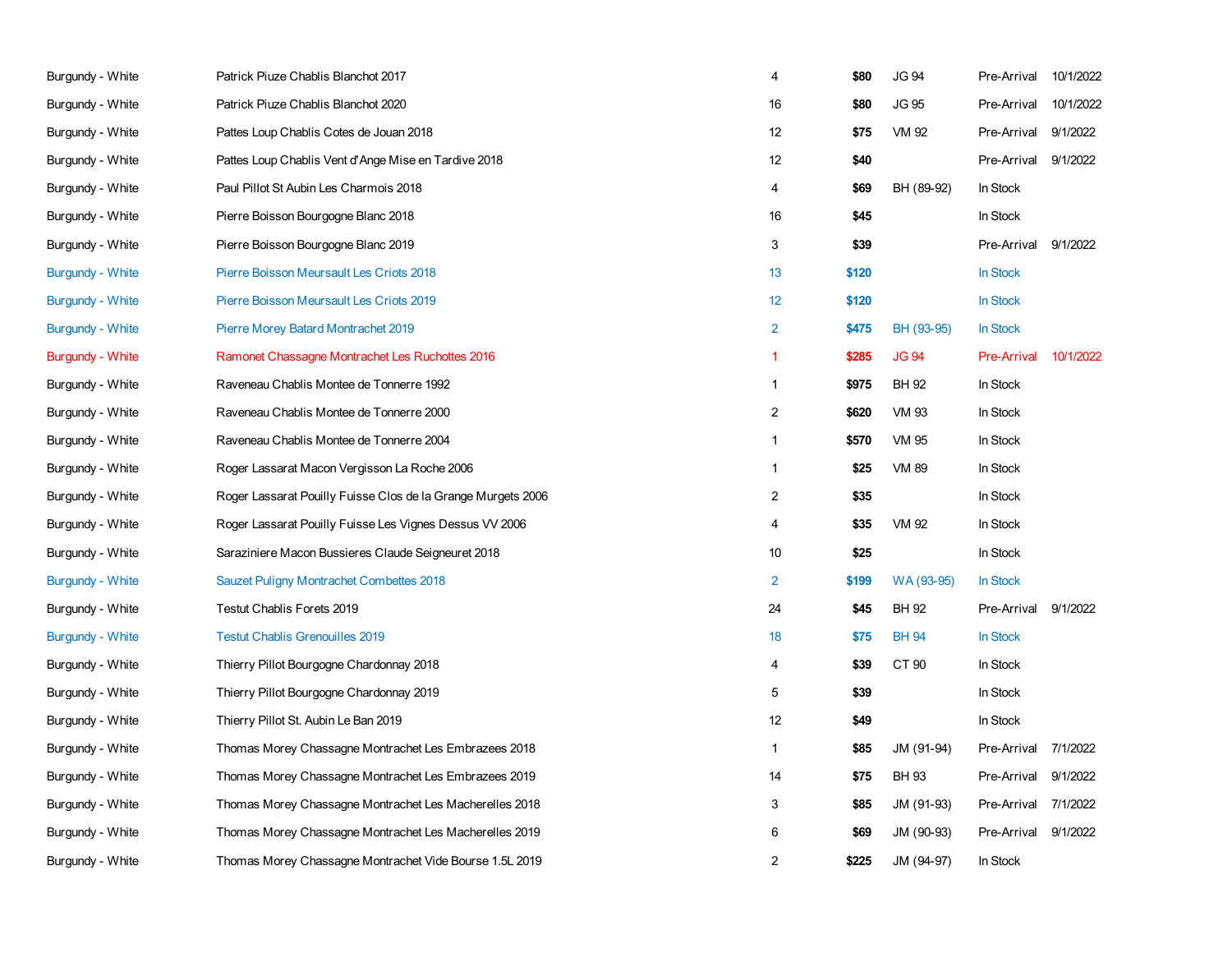| | | | | | | |
|---|---|---|---|---|---|---|
| Burgundy - White | Patrick Piuze Chablis Blanchot 2017 | 4 | $80 | JG 94 | Pre-Arrival | 10/1/2022 |
| Burgundy - White | Patrick Piuze Chablis Blanchot 2020 | 16 | $80 | JG 95 | Pre-Arrival | 10/1/2022 |
| Burgundy - White | Pattes Loup Chablis Cotes de Jouan 2018 | 12 | $75 | VM 92 | Pre-Arrival | 9/1/2022 |
| Burgundy - White | Pattes Loup Chablis Vent d'Ange Mise en Tardive 2018 | 12 | $40 | | Pre-Arrival | 9/1/2022 |
| Burgundy - White | Paul Pillot St Aubin Les Charmois 2018 | 4 | $69 | BH (89-92) | In Stock | |
| Burgundy - White | Pierre Boisson Bourgogne Blanc 2018 | 16 | $45 | | In Stock | |
| Burgundy - White | Pierre Boisson Bourgogne Blanc 2019 | 3 | $39 | | Pre-Arrival | 9/1/2022 |
| Burgundy - White | Pierre Boisson Meursault Les Criots 2018 | 13 | $120 | | In Stock | |
| Burgundy - White | Pierre Boisson Meursault Les Criots 2019 | 12 | $120 | | In Stock | |
| Burgundy - White | Pierre Morey Batard Montrachet 2019 | 2 | $475 | BH (93-95) | In Stock | |
| Burgundy - White | Ramonet Chassagne Montrachet Les Ruchottes 2016 | 1 | $285 | JG 94 | Pre-Arrival | 10/1/2022 |
| Burgundy - White | Raveneau Chablis Montee de Tonnerre 1992 | 1 | $975 | BH 92 | In Stock | |
| Burgundy - White | Raveneau Chablis Montee de Tonnerre 2000 | 2 | $620 | VM 93 | In Stock | |
| Burgundy - White | Raveneau Chablis Montee de Tonnerre 2004 | 1 | $570 | VM 95 | In Stock | |
| Burgundy - White | Roger Lassarat Macon Vergisson La Roche 2006 | 1 | $25 | VM 89 | In Stock | |
| Burgundy - White | Roger Lassarat Pouilly Fuisse Clos de la Grange Murgets 2006 | 2 | $35 | | In Stock | |
| Burgundy - White | Roger Lassarat Pouilly Fuisse Les Vignes Dessus VV 2006 | 4 | $35 | VM 92 | In Stock | |
| Burgundy - White | Saraziniere Macon Bussieres Claude Seigneuret 2018 | 10 | $25 | | In Stock | |
| Burgundy - White | Sauzet Puligny Montrachet Combettes 2018 | 2 | $199 | WA (93-95) | In Stock | |
| Burgundy - White | Testut Chablis Forets 2019 | 24 | $45 | BH 92 | Pre-Arrival | 9/1/2022 |
| Burgundy - White | Testut Chablis Grenouilles 2019 | 18 | $75 | BH 94 | In Stock | |
| Burgundy - White | Thierry Pillot Bourgogne Chardonnay 2018 | 4 | $39 | CT 90 | In Stock | |
| Burgundy - White | Thierry Pillot Bourgogne Chardonnay 2019 | 5 | $39 | | In Stock | |
| Burgundy - White | Thierry Pillot St. Aubin Le Ban 2019 | 12 | $49 | | In Stock | |
| Burgundy - White | Thomas Morey Chassagne Montrachet Les Embrazees 2018 | 1 | $85 | JM (91-94) | Pre-Arrival | 7/1/2022 |
| Burgundy - White | Thomas Morey Chassagne Montrachet Les Embrazees 2019 | 14 | $75 | BH 93 | Pre-Arrival | 9/1/2022 |
| Burgundy - White | Thomas Morey Chassagne Montrachet Les Macherelles 2018 | 3 | $85 | JM (91-93) | Pre-Arrival | 7/1/2022 |
| Burgundy - White | Thomas Morey Chassagne Montrachet Les Macherelles 2019 | 6 | $69 | JM (90-93) | Pre-Arrival | 9/1/2022 |
| Burgundy - White | Thomas Morey Chassagne Montrachet Vide Bourse 1.5L 2019 | 2 | $225 | JM (94-97) | In Stock | |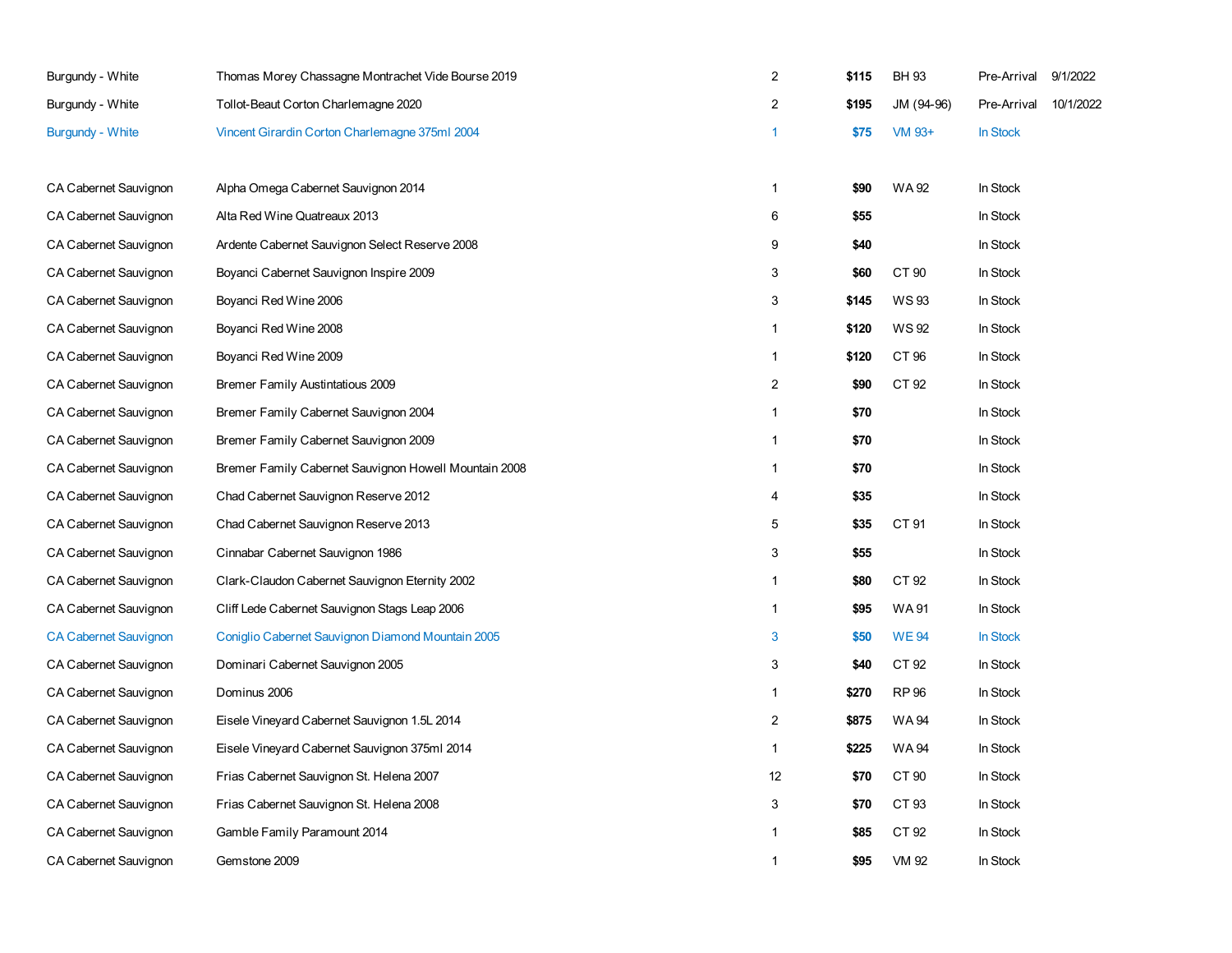| | | | | | | |
|---|---|---|---|---|---|---|
| Burgundy - White | Thomas Morey Chassagne Montrachet Vide Bourse 2019 | 2 | **$115** | BH 93 | Pre-Arrival | 9/1/2022 |
| Burgundy - White | Tollot-Beaut Corton Charlemagne 2020 | 2 | **$195** | JM (94-96) | Pre-Arrival | 10/1/2022 |
| Burgundy - White | Vincent Girardin Corton Charlemagne 375ml 2004 | 1 | **$75** | VM 93+ | In Stock | |
| | | | | | | |
| CA Cabernet Sauvignon | Alpha Omega Cabernet Sauvignon 2014 | 1 | **$90** | WA 92 | In Stock | |
| CA Cabernet Sauvignon | Alta Red Wine Quatreaux 2013 | 6 | **$55** | | In Stock | |
| CA Cabernet Sauvignon | Ardente Cabernet Sauvignon Select Reserve 2008 | 9 | **$40** | | In Stock | |
| CA Cabernet Sauvignon | Boyanci Cabernet Sauvignon Inspire 2009 | 3 | **$60** | CT 90 | In Stock | |
| CA Cabernet Sauvignon | Boyanci Red Wine 2006 | 3 | **$145** | WS 93 | In Stock | |
| CA Cabernet Sauvignon | Boyanci Red Wine 2008 | 1 | **$120** | WS 92 | In Stock | |
| CA Cabernet Sauvignon | Boyanci Red Wine 2009 | 1 | **$120** | CT 96 | In Stock | |
| CA Cabernet Sauvignon | Bremer Family Austintatious 2009 | 2 | **$90** | CT 92 | In Stock | |
| CA Cabernet Sauvignon | Bremer Family Cabernet Sauvignon 2004 | 1 | **$70** | | In Stock | |
| CA Cabernet Sauvignon | Bremer Family Cabernet Sauvignon 2009 | 1 | **$70** | | In Stock | |
| CA Cabernet Sauvignon | Bremer Family Cabernet Sauvignon Howell Mountain 2008 | 1 | **$70** | | In Stock | |
| CA Cabernet Sauvignon | Chad Cabernet Sauvignon Reserve 2012 | 4 | **$35** | | In Stock | |
| CA Cabernet Sauvignon | Chad Cabernet Sauvignon Reserve 2013 | 5 | **$35** | CT 91 | In Stock | |
| CA Cabernet Sauvignon | Cinnabar Cabernet Sauvignon 1986 | 3 | **$55** | | In Stock | |
| CA Cabernet Sauvignon | Clark-Claudon Cabernet Sauvignon Eternity 2002 | 1 | **$80** | CT 92 | In Stock | |
| CA Cabernet Sauvignon | Cliff Lede Cabernet Sauvignon Stags Leap 2006 | 1 | **$95** | WA 91 | In Stock | |
| CA Cabernet Sauvignon | Coniglio Cabernet Sauvignon Diamond Mountain 2005 | 3 | **$50** | WE 94 | In Stock | |
| CA Cabernet Sauvignon | Dominari Cabernet Sauvignon 2005 | 3 | **$40** | CT 92 | In Stock | |
| CA Cabernet Sauvignon | Dominus 2006 | 1 | **$270** | RP 96 | In Stock | |
| CA Cabernet Sauvignon | Eisele Vineyard Cabernet Sauvignon 1.5L 2014 | 2 | **$875** | WA 94 | In Stock | |
| CA Cabernet Sauvignon | Eisele Vineyard Cabernet Sauvignon 375ml 2014 | 1 | **$225** | WA 94 | In Stock | |
| CA Cabernet Sauvignon | Frias Cabernet Sauvignon St. Helena 2007 | 12 | **$70** | CT 90 | In Stock | |
| CA Cabernet Sauvignon | Frias Cabernet Sauvignon St. Helena 2008 | 3 | **$70** | CT 93 | In Stock | |
| CA Cabernet Sauvignon | Gamble Family Paramount 2014 | 1 | **$85** | CT 92 | In Stock | |
| CA Cabernet Sauvignon | Gemstone 2009 | 1 | **$95** | VM 92 | In Stock | |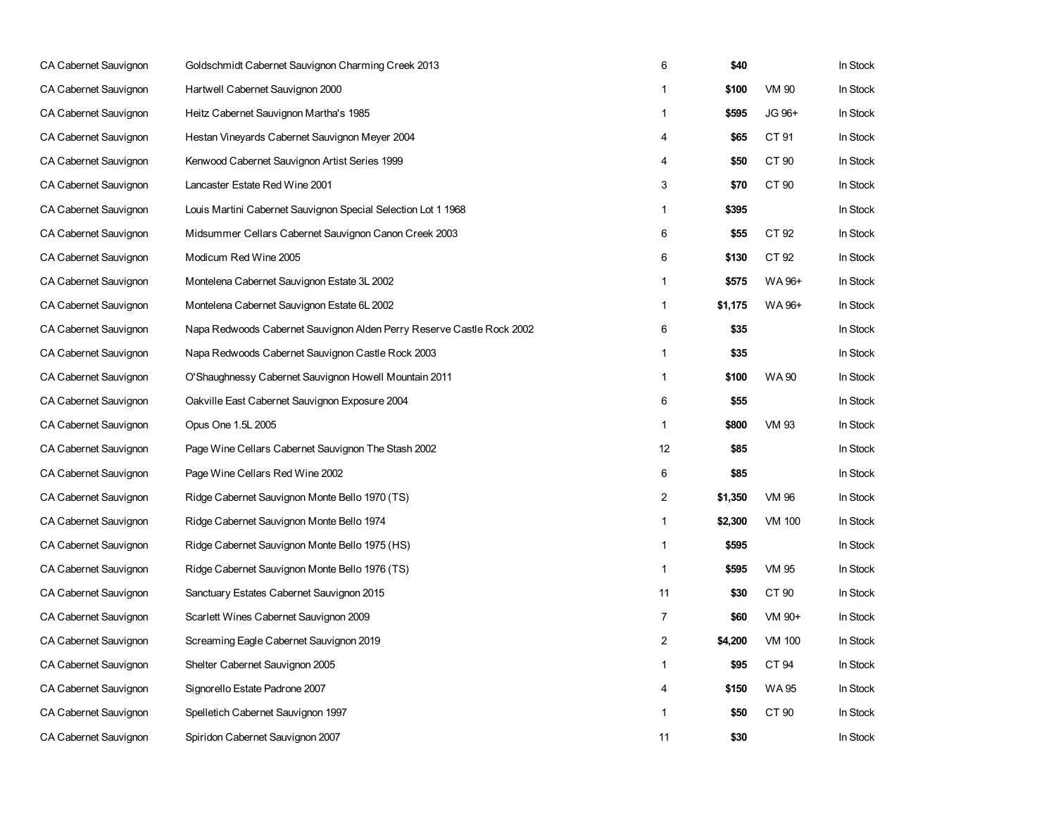| | | | | | |
|---|---|---|---|---|---|
| CA Cabernet Sauvignon | Goldschmidt Cabernet Sauvignon Charming Creek 2013 | 6 | **$40** | | In Stock |
| CA Cabernet Sauvignon | Hartwell Cabernet Sauvignon 2000 | 1 | **$100** | VM 90 | In Stock |
| CA Cabernet Sauvignon | Heitz Cabernet Sauvignon Martha's 1985 | 1 | **$595** | JG 96+ | In Stock |
| CA Cabernet Sauvignon | Hestan Vineyards Cabernet Sauvignon Meyer 2004 | 4 | **$65** | CT 91 | In Stock |
| CA Cabernet Sauvignon | Kenwood Cabernet Sauvignon Artist Series 1999 | 4 | **$50** | CT 90 | In Stock |
| CA Cabernet Sauvignon | Lancaster Estate Red Wine 2001 | 3 | **$70** | CT 90 | In Stock |
| CA Cabernet Sauvignon | Louis Martini Cabernet Sauvignon Special Selection Lot 1 1968 | 1 | **$395** | | In Stock |
| CA Cabernet Sauvignon | Midsummer Cellars Cabernet Sauvignon Canon Creek 2003 | 6 | **$55** | CT 92 | In Stock |
| CA Cabernet Sauvignon | Modicum Red Wine 2005 | 6 | **$130** | CT 92 | In Stock |
| CA Cabernet Sauvignon | Montelena Cabernet Sauvignon Estate 3L 2002 | 1 | **$575** | WA 96+ | In Stock |
| CA Cabernet Sauvignon | Montelena Cabernet Sauvignon Estate 6L 2002 | 1 | **$1,175** | WA 96+ | In Stock |
| CA Cabernet Sauvignon | Napa Redwoods Cabernet Sauvignon Alden Perry Reserve Castle Rock 2002 | 6 | **$35** | | In Stock |
| CA Cabernet Sauvignon | Napa Redwoods Cabernet Sauvignon Castle Rock 2003 | 1 | **$35** | | In Stock |
| CA Cabernet Sauvignon | O'Shaughnessy Cabernet Sauvignon Howell Mountain 2011 | 1 | **$100** | WA 90 | In Stock |
| CA Cabernet Sauvignon | Oakville East Cabernet Sauvignon Exposure 2004 | 6 | **$55** | | In Stock |
| CA Cabernet Sauvignon | Opus One 1.5L 2005 | 1 | **$800** | VM 93 | In Stock |
| CA Cabernet Sauvignon | Page Wine Cellars Cabernet Sauvignon The Stash 2002 | 12 | **$85** | | In Stock |
| CA Cabernet Sauvignon | Page Wine Cellars Red Wine 2002 | 6 | **$85** | | In Stock |
| CA Cabernet Sauvignon | Ridge Cabernet Sauvignon Monte Bello 1970 (TS) | 2 | **$1,350** | VM 96 | In Stock |
| CA Cabernet Sauvignon | Ridge Cabernet Sauvignon Monte Bello 1974 | 1 | **$2,300** | VM 100 | In Stock |
| CA Cabernet Sauvignon | Ridge Cabernet Sauvignon Monte Bello 1975 (HS) | 1 | **$595** | | In Stock |
| CA Cabernet Sauvignon | Ridge Cabernet Sauvignon Monte Bello 1976 (TS) | 1 | **$595** | VM 95 | In Stock |
| CA Cabernet Sauvignon | Sanctuary Estates Cabernet Sauvignon 2015 | 11 | **$30** | CT 90 | In Stock |
| CA Cabernet Sauvignon | Scarlett Wines Cabernet Sauvignon 2009 | 7 | **$60** | VM 90+ | In Stock |
| CA Cabernet Sauvignon | Screaming Eagle Cabernet Sauvignon 2019 | 2 | **$4,200** | VM 100 | In Stock |
| CA Cabernet Sauvignon | Shelter Cabernet Sauvignon 2005 | 1 | **$95** | CT 94 | In Stock |
| CA Cabernet Sauvignon | Signorello Estate Padrone 2007 | 4 | **$150** | WA 95 | In Stock |
| CA Cabernet Sauvignon | Spelletich Cabernet Sauvignon 1997 | 1 | **$50** | CT 90 | In Stock |
| CA Cabernet Sauvignon | Spiridon Cabernet Sauvignon 2007 | 11 | **$30** | | In Stock |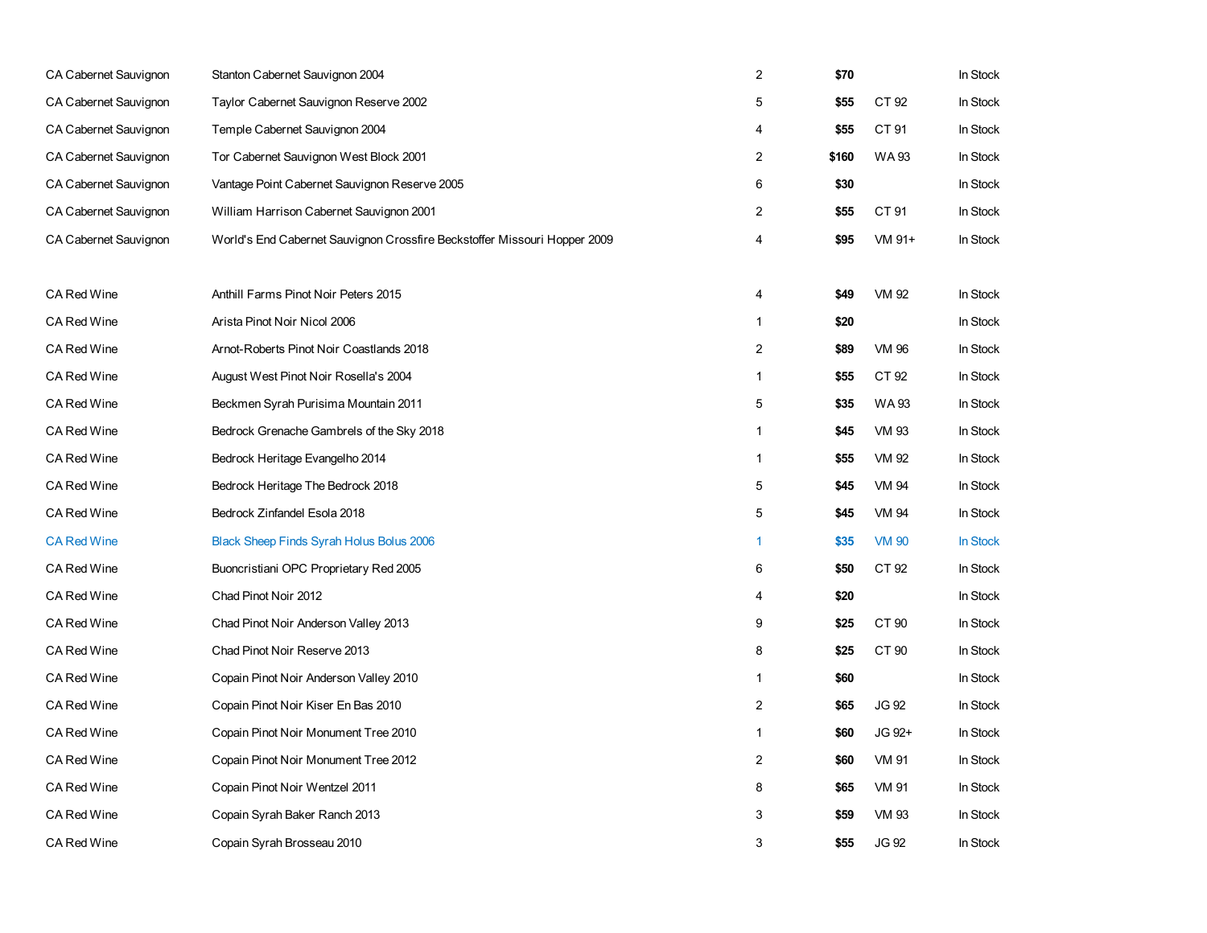| | | | | | |
|---|---|---|---|---|---|
| CA Cabernet Sauvignon | Stanton Cabernet Sauvignon 2004 | 2 | **$70** | | In Stock |
| CA Cabernet Sauvignon | Taylor Cabernet Sauvignon Reserve 2002 | 5 | **$55** | CT 92 | In Stock |
| CA Cabernet Sauvignon | Temple Cabernet Sauvignon 2004 | 4 | **$55** | CT 91 | In Stock |
| CA Cabernet Sauvignon | Tor Cabernet Sauvignon West Block 2001 | 2 | **$160** | WA 93 | In Stock |
| CA Cabernet Sauvignon | Vantage Point Cabernet Sauvignon Reserve 2005 | 6 | **$30** | | In Stock |
| CA Cabernet Sauvignon | William Harrison Cabernet Sauvignon 2001 | 2 | **$55** | CT 91 | In Stock |
| CA Cabernet Sauvignon | World's End Cabernet Sauvignon Crossfire Beckstoffer Missouri Hopper 2009 | 4 | **$95** | VM 91+ | In Stock |
| | | | | | |
| CA Red Wine | Anthill Farms Pinot Noir Peters 2015 | 4 | **$49** | VM 92 | In Stock |
| CA Red Wine | Arista Pinot Noir Nicol 2006 | 1 | **$20** | | In Stock |
| CA Red Wine | Arnot-Roberts Pinot Noir Coastlands 2018 | 2 | **$89** | VM 96 | In Stock |
| CA Red Wine | August West Pinot Noir Rosella's 2004 | 1 | **$55** | CT 92 | In Stock |
| CA Red Wine | Beckmen Syrah Purisima Mountain 2011 | 5 | **$35** | WA 93 | In Stock |
| CA Red Wine | Bedrock Grenache Gambrels of the Sky 2018 | 1 | **$45** | VM 93 | In Stock |
| CA Red Wine | Bedrock Heritage Evangelho 2014 | 1 | **$55** | VM 92 | In Stock |
| CA Red Wine | Bedrock Heritage The Bedrock 2018 | 5 | **$45** | VM 94 | In Stock |
| CA Red Wine | Bedrock Zinfandel Esola 2018 | 5 | **$45** | VM 94 | In Stock |
| CA Red Wine | Black Sheep Finds Syrah Holus Bolus 2006 | 1 | **$35** | VM 90 | In Stock |
| CA Red Wine | Buoncristiani OPC Proprietary Red 2005 | 6 | **$50** | CT 92 | In Stock |
| CA Red Wine | Chad Pinot Noir 2012 | 4 | **$20** | | In Stock |
| CA Red Wine | Chad Pinot Noir Anderson Valley 2013 | 9 | **$25** | CT 90 | In Stock |
| CA Red Wine | Chad Pinot Noir Reserve 2013 | 8 | **$25** | CT 90 | In Stock |
| CA Red Wine | Copain Pinot Noir Anderson Valley 2010 | 1 | **$60** | | In Stock |
| CA Red Wine | Copain Pinot Noir Kiser En Bas 2010 | 2 | **$65** | JG 92 | In Stock |
| CA Red Wine | Copain Pinot Noir Monument Tree 2010 | 1 | **$60** | JG 92+ | In Stock |
| CA Red Wine | Copain Pinot Noir Monument Tree 2012 | 2 | **$60** | VM 91 | In Stock |
| CA Red Wine | Copain Pinot Noir Wentzel 2011 | 8 | **$65** | VM 91 | In Stock |
| CA Red Wine | Copain Syrah Baker Ranch 2013 | 3 | **$59** | VM 93 | In Stock |
| CA Red Wine | Copain Syrah Brosseau 2010 | 3 | **$55** | JG 92 | In Stock |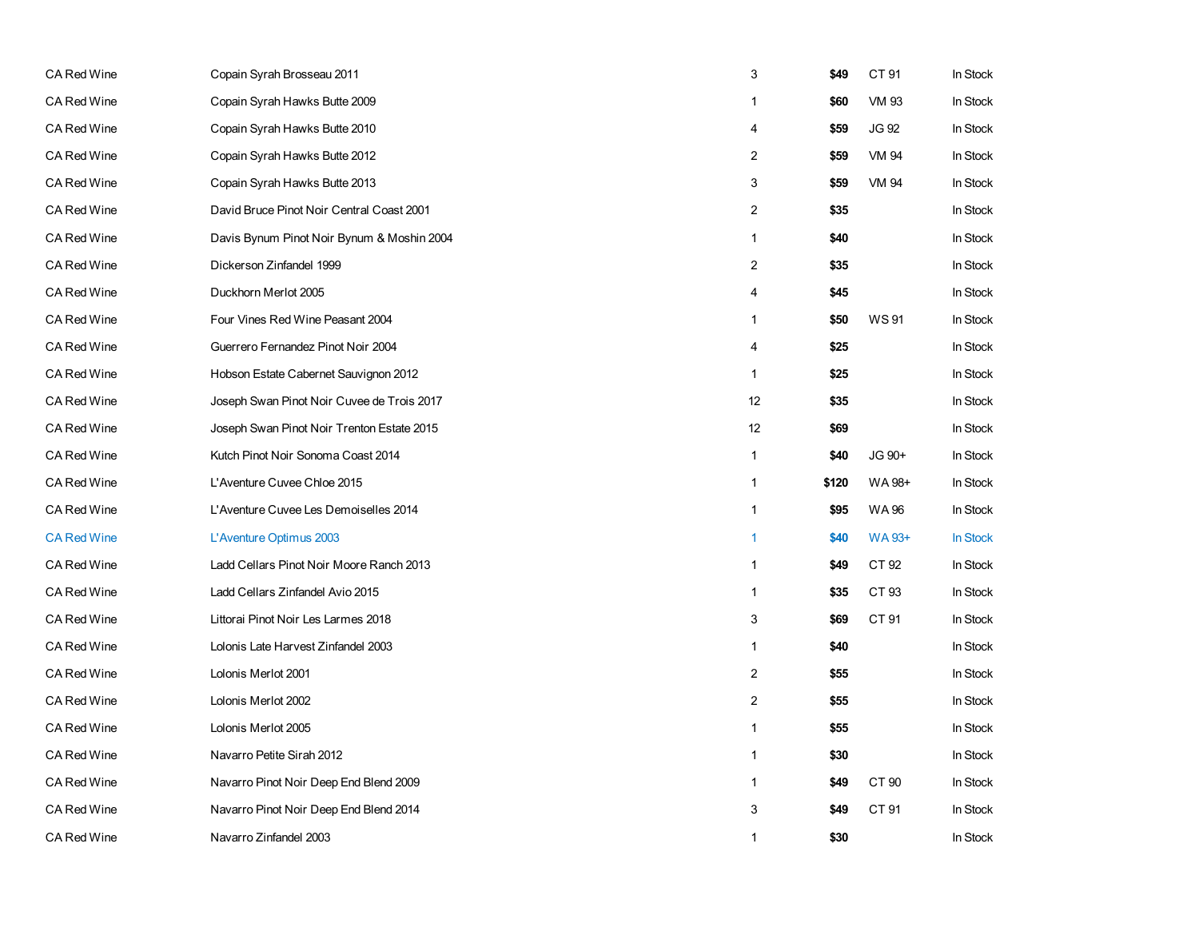| | | | | | |
|---|---|---|---|---|---|
| CA Red Wine | Copain Syrah Brosseau 2011 | 3 | **$49** | CT 91 | In Stock |
| CA Red Wine | Copain Syrah Hawks Butte 2009 | 1 | **$60** | VM 93 | In Stock |
| CA Red Wine | Copain Syrah Hawks Butte 2010 | 4 | **$59** | JG 92 | In Stock |
| CA Red Wine | Copain Syrah Hawks Butte 2012 | 2 | **$59** | VM 94 | In Stock |
| CA Red Wine | Copain Syrah Hawks Butte 2013 | 3 | **$59** | VM 94 | In Stock |
| CA Red Wine | David Bruce Pinot Noir Central Coast 2001 | 2 | **$35** | | In Stock |
| CA Red Wine | Davis Bynum Pinot Noir Bynum & Moshin 2004 | 1 | **$40** | | In Stock |
| CA Red Wine | Dickerson Zinfandel 1999 | 2 | **$35** | | In Stock |
| CA Red Wine | Duckhorn Merlot 2005 | 4 | **$45** | | In Stock |
| CA Red Wine | Four Vines Red Wine Peasant 2004 | 1 | **$50** | WS 91 | In Stock |
| CA Red Wine | Guerrero Fernandez Pinot Noir 2004 | 4 | **$25** | | In Stock |
| CA Red Wine | Hobson Estate Cabernet Sauvignon 2012 | 1 | **$25** | | In Stock |
| CA Red Wine | Joseph Swan Pinot Noir Cuvee de Trois 2017 | 12 | **$35** | | In Stock |
| CA Red Wine | Joseph Swan Pinot Noir Trenton Estate 2015 | 12 | **$69** | | In Stock |
| CA Red Wine | Kutch Pinot Noir Sonoma Coast 2014 | 1 | **$40** | JG 90+ | In Stock |
| CA Red Wine | L'Aventure Cuvee Chloe 2015 | 1 | **$120** | WA 98+ | In Stock |
| CA Red Wine | L'Aventure Cuvee Les Demoiselles 2014 | 1 | **$95** | WA 96 | In Stock |
| CA Red Wine | L'Aventure Optimus 2003 | 1 | **$40** | WA 93+ | In Stock |
| CA Red Wine | Ladd Cellars Pinot Noir Moore Ranch 2013 | 1 | **$49** | CT 92 | In Stock |
| CA Red Wine | Ladd Cellars Zinfandel Avio 2015 | 1 | **$35** | CT 93 | In Stock |
| CA Red Wine | Littorai Pinot Noir Les Larmes 2018 | 3 | **$69** | CT 91 | In Stock |
| CA Red Wine | Lolonis Late Harvest Zinfandel 2003 | 1 | **$40** | | In Stock |
| CA Red Wine | Lolonis Merlot 2001 | 2 | **$55** | | In Stock |
| CA Red Wine | Lolonis Merlot 2002 | 2 | **$55** | | In Stock |
| CA Red Wine | Lolonis Merlot 2005 | 1 | **$55** | | In Stock |
| CA Red Wine | Navarro Petite Sirah 2012 | 1 | **$30** | | In Stock |
| CA Red Wine | Navarro Pinot Noir Deep End Blend 2009 | 1 | **$49** | CT 90 | In Stock |
| CA Red Wine | Navarro Pinot Noir Deep End Blend 2014 | 3 | **$49** | CT 91 | In Stock |
| CA Red Wine | Navarro Zinfandel 2003 | 1 | **$30** | | In Stock |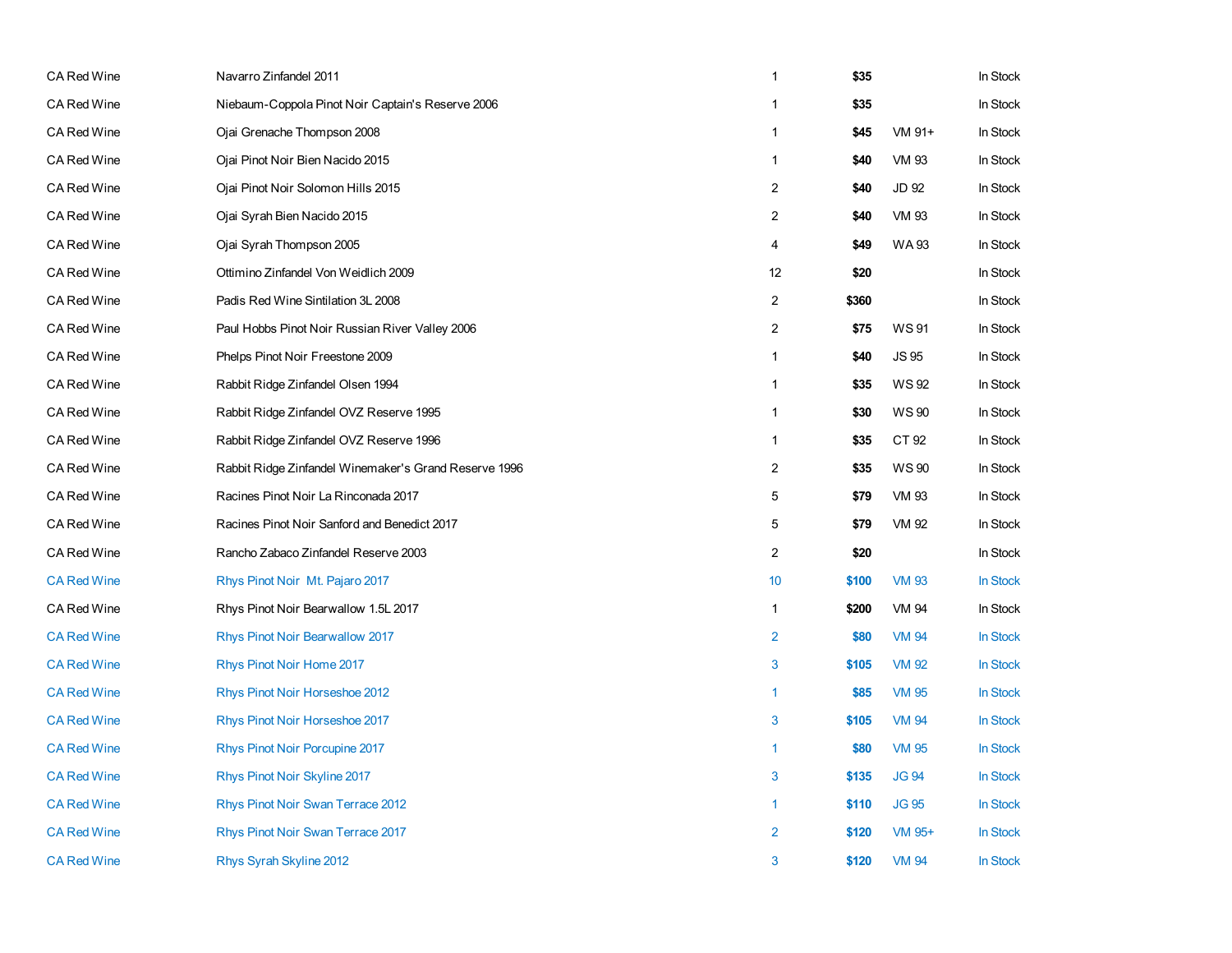| | | | | | |
|---|---|---|---|---|---|
| CA Red Wine | Navarro Zinfandel 2011 | 1 | $35 | | In Stock |
| CA Red Wine | Niebaum-Coppola Pinot Noir Captain's Reserve 2006 | 1 | $35 | | In Stock |
| CA Red Wine | Ojai Grenache Thompson 2008 | 1 | $45 | VM 91+ | In Stock |
| CA Red Wine | Ojai Pinot Noir Bien Nacido 2015 | 1 | $40 | VM 93 | In Stock |
| CA Red Wine | Ojai Pinot Noir Solomon Hills 2015 | 2 | $40 | JD 92 | In Stock |
| CA Red Wine | Ojai Syrah Bien Nacido 2015 | 2 | $40 | VM 93 | In Stock |
| CA Red Wine | Ojai Syrah Thompson 2005 | 4 | $49 | WA 93 | In Stock |
| CA Red Wine | Ottimino Zinfandel Von Weidlich 2009 | 12 | $20 | | In Stock |
| CA Red Wine | Padis Red Wine Sintilation 3L 2008 | 2 | $360 | | In Stock |
| CA Red Wine | Paul Hobbs Pinot Noir Russian River Valley 2006 | 2 | $75 | WS 91 | In Stock |
| CA Red Wine | Phelps Pinot Noir Freestone 2009 | 1 | $40 | JS 95 | In Stock |
| CA Red Wine | Rabbit Ridge Zinfandel Olsen 1994 | 1 | $35 | WS 92 | In Stock |
| CA Red Wine | Rabbit Ridge Zinfandel OVZ Reserve 1995 | 1 | $30 | WS 90 | In Stock |
| CA Red Wine | Rabbit Ridge Zinfandel OVZ Reserve 1996 | 1 | $35 | CT 92 | In Stock |
| CA Red Wine | Rabbit Ridge Zinfandel Winemaker's Grand Reserve 1996 | 2 | $35 | WS 90 | In Stock |
| CA Red Wine | Racines Pinot Noir La Rinconada 2017 | 5 | $79 | VM 93 | In Stock |
| CA Red Wine | Racines Pinot Noir Sanford and Benedict 2017 | 5 | $79 | VM 92 | In Stock |
| CA Red Wine | Rancho Zabaco Zinfandel Reserve 2003 | 2 | $20 | | In Stock |
| CA Red Wine | Rhys Pinot Noir Mt. Pajaro 2017 | 10 | $100 | VM 93 | In Stock |
| CA Red Wine | Rhys Pinot Noir Bearwallow 1.5L 2017 | 1 | $200 | VM 94 | In Stock |
| CA Red Wine | Rhys Pinot Noir Bearwallow 2017 | 2 | $80 | VM 94 | In Stock |
| CA Red Wine | Rhys Pinot Noir Home 2017 | 3 | $105 | VM 92 | In Stock |
| CA Red Wine | Rhys Pinot Noir Horseshoe 2012 | 1 | $85 | VM 95 | In Stock |
| CA Red Wine | Rhys Pinot Noir Horseshoe 2017 | 3 | $105 | VM 94 | In Stock |
| CA Red Wine | Rhys Pinot Noir Porcupine 2017 | 1 | $80 | VM 95 | In Stock |
| CA Red Wine | Rhys Pinot Noir Skyline 2017 | 3 | $135 | JG 94 | In Stock |
| CA Red Wine | Rhys Pinot Noir Swan Terrace 2012 | 1 | $110 | JG 95 | In Stock |
| CA Red Wine | Rhys Pinot Noir Swan Terrace 2017 | 2 | $120 | VM 95+ | In Stock |
| CA Red Wine | Rhys Syrah Skyline 2012 | 3 | $120 | VM 94 | In Stock |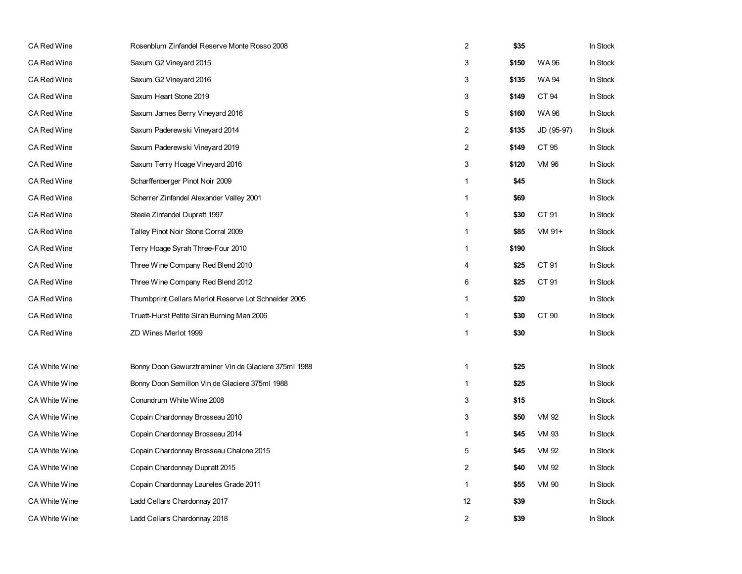| | | | | | |
|---|---|---|---|---|---|
| CA Red Wine | Rosenblum Zinfandel Reserve Monte Rosso 2008 | 2 | **$35** | | In Stock |
| CA Red Wine | Saxum G2 Vineyard 2015 | 3 | **$150** | WA 96 | In Stock |
| CA Red Wine | Saxum G2 Vineyard 2016 | 3 | **$135** | WA 94 | In Stock |
| CA Red Wine | Saxum Heart Stone 2019 | 3 | **$149** | CT 94 | In Stock |
| CA Red Wine | Saxum James Berry Vineyard 2016 | 5 | **$160** | WA 96 | In Stock |
| CA Red Wine | Saxum Paderewski Vineyard 2014 | 2 | **$135** | JD (95-97) | In Stock |
| CA Red Wine | Saxum Paderewski Vineyard 2019 | 2 | **$149** | CT 95 | In Stock |
| CA Red Wine | Saxum Terry Hoage Vineyard 2016 | 3 | **$120** | VM 96 | In Stock |
| CA Red Wine | Scharffenberger Pinot Noir 2009 | 1 | **$45** | | In Stock |
| CA Red Wine | Scherrer Zinfandel Alexander Valley 2001 | 1 | **$69** | | In Stock |
| CA Red Wine | Steele Zinfandel Dupratt 1997 | 1 | **$30** | CT 91 | In Stock |
| CA Red Wine | Talley Pinot Noir Stone Corral 2009 | 1 | **$85** | VM 91+ | In Stock |
| CA Red Wine | Terry Hoage Syrah Three-Four 2010 | 1 | **$190** | | In Stock |
| CA Red Wine | Three Wine Company Red Blend 2010 | 4 | **$25** | CT 91 | In Stock |
| CA Red Wine | Three Wine Company Red Blend 2012 | 6 | **$25** | CT 91 | In Stock |
| CA Red Wine | Thumbprint Cellars Merlot Reserve Lot Schneider 2005 | 1 | **$20** | | In Stock |
| CA Red Wine | Truett-Hurst Petite Sirah Burning Man 2006 | 1 | **$30** | CT 90 | In Stock |
| CA Red Wine | ZD Wines Merlot 1999 | 1 | **$30** | | In Stock |
| | | | | | |
| CA White Wine | Bonny Doon Gewurztraminer Vin de Glaciere 375ml 1988 | 1 | **$25** | | In Stock |
| CA White Wine | Bonny Doon Semillon Vin de Glaciere 375ml 1988 | 1 | **$25** | | In Stock |
| CA White Wine | Conundrum White Wine 2008 | 3 | **$15** | | In Stock |
| CA White Wine | Copain Chardonnay Brosseau 2010 | 3 | **$50** | VM 92 | In Stock |
| CA White Wine | Copain Chardonnay Brosseau 2014 | 1 | **$45** | VM 93 | In Stock |
| CA White Wine | Copain Chardonnay Brosseau Chalone 2015 | 5 | **$45** | VM 92 | In Stock |
| CA White Wine | Copain Chardonnay Dupratt 2015 | 2 | **$40** | VM 92 | In Stock |
| CA White Wine | Copain Chardonnay Laureles Grade 2011 | 1 | **$55** | VM 90 | In Stock |
| CA White Wine | Ladd Cellars Chardonnay 2017 | 12 | **$39** | | In Stock |
| CA White Wine | Ladd Cellars Chardonnay 2018 | 2 | **$39** | | In Stock |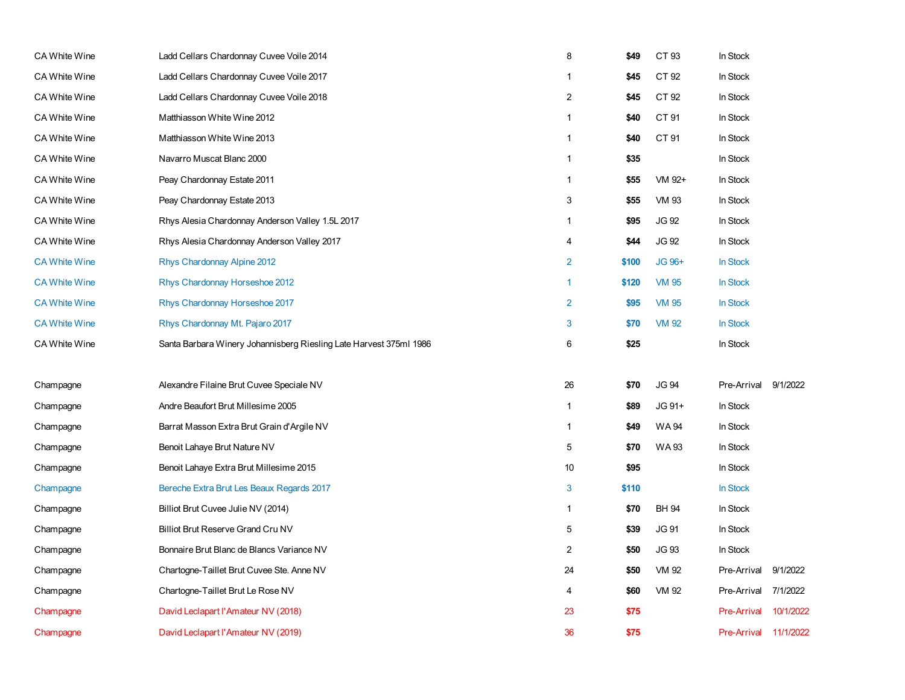| | | | | | | |
|---|---|---|---|---|---|---|
| CA White Wine | Ladd Cellars Chardonnay Cuvee Voile 2014 | 8 | **$49** | CT 93 | In Stock | |
| CA White Wine | Ladd Cellars Chardonnay Cuvee Voile 2017 | 1 | **$45** | CT 92 | In Stock | |
| CA White Wine | Ladd Cellars Chardonnay Cuvee Voile 2018 | 2 | **$45** | CT 92 | In Stock | |
| CA White Wine | Matthiasson White Wine 2012 | 1 | **$40** | CT 91 | In Stock | |
| CA White Wine | Matthiasson White Wine 2013 | 1 | **$40** | CT 91 | In Stock | |
| CA White Wine | Navarro Muscat Blanc 2000 | 1 | **$35** | | In Stock | |
| CA White Wine | Peay Chardonnay Estate 2011 | 1 | **$55** | VM 92+ | In Stock | |
| CA White Wine | Peay Chardonnay Estate 2013 | 3 | **$55** | VM 93 | In Stock | |
| CA White Wine | Rhys Alesia Chardonnay Anderson Valley 1.5L 2017 | 1 | **$95** | JG 92 | In Stock | |
| CA White Wine | Rhys Alesia Chardonnay Anderson Valley 2017 | 4 | **$44** | JG 92 | In Stock | |
| CA White Wine | Rhys Chardonnay Alpine 2012 | 2 | **$100** | JG 96+ | In Stock | |
| CA White Wine | Rhys Chardonnay Horseshoe 2012 | 1 | **$120** | VM 95 | In Stock | |
| CA White Wine | Rhys Chardonnay Horseshoe 2017 | 2 | **$95** | VM 95 | In Stock | |
| CA White Wine | Rhys Chardonnay Mt. Pajaro 2017 | 3 | **$70** | VM 92 | In Stock | |
| CA White Wine | Santa Barbara Winery Johannisberg Riesling Late Harvest 375ml 1986 | 6 | **$25** | | In Stock | |
| Champagne | Alexandre Filaine Brut Cuvee Speciale NV | 26 | **$70** | JG 94 | Pre-Arrival | 9/1/2022 |
| Champagne | Andre Beaufort Brut Millesime 2005 | 1 | **$89** | JG 91+ | In Stock | |
| Champagne | Barrat Masson Extra Brut Grain d'Argile NV | 1 | **$49** | WA 94 | In Stock | |
| Champagne | Benoit Lahaye Brut Nature NV | 5 | **$70** | WA 93 | In Stock | |
| Champagne | Benoit Lahaye Extra Brut Millesime 2015 | 10 | **$95** | | In Stock | |
| Champagne | Bereche Extra Brut Les Beaux Regards 2017 | 3 | **$110** | | In Stock | |
| Champagne | Billiot Brut Cuvee Julie NV (2014) | 1 | **$70** | BH 94 | In Stock | |
| Champagne | Billiot Brut Reserve Grand Cru NV | 5 | **$39** | JG 91 | In Stock | |
| Champagne | Bonnaire Brut Blanc de Blancs Variance NV | 2 | **$50** | JG 93 | In Stock | |
| Champagne | Chartogne-Taillet Brut Cuvee Ste. Anne NV | 24 | **$50** | VM 92 | Pre-Arrival | 9/1/2022 |
| Champagne | Chartogne-Taillet Brut Le Rose NV | 4 | **$60** | VM 92 | Pre-Arrival | 7/1/2022 |
| Champagne | David Leclapart l'Amateur NV (2018) | 23 | **$75** | | Pre-Arrival | 10/1/2022 |
| Champagne | David Leclapart l'Amateur NV (2019) | 36 | **$75** | | Pre-Arrival | 11/1/2022 |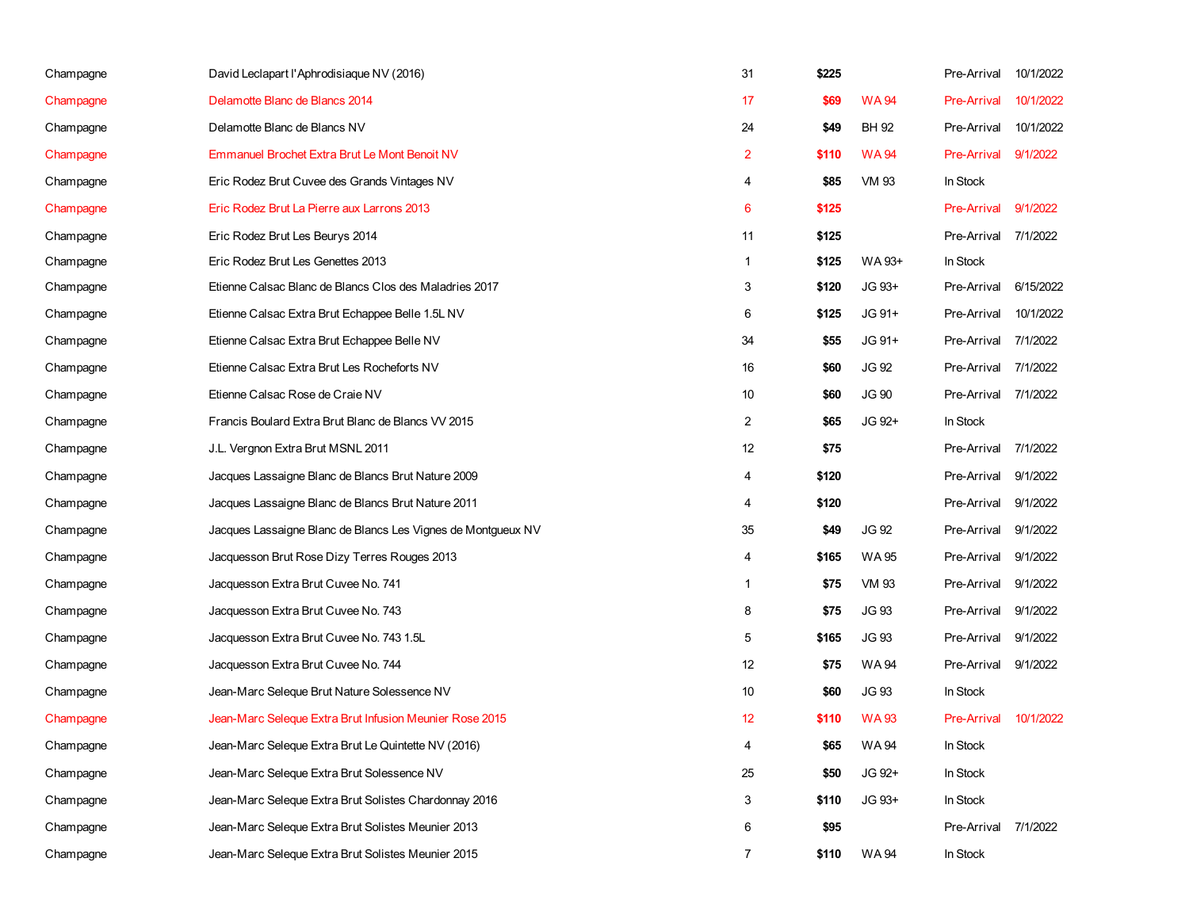| | | | | | | |
|---|---|---|---|---|---|---|
| Champagne | David Leclapart l'Aphrodisiaque NV (2016) | 31 | $225 | | Pre-Arrival | 10/1/2022 |
| Champagne | Delamotte Blanc de Blancs 2014 | 17 | $69 | WA 94 | Pre-Arrival | 10/1/2022 |
| Champagne | Delamotte Blanc de Blancs NV | 24 | $49 | BH 92 | Pre-Arrival | 10/1/2022 |
| Champagne | Emmanuel Brochet Extra Brut Le Mont Benoit NV | 2 | $110 | WA 94 | Pre-Arrival | 9/1/2022 |
| Champagne | Eric Rodez Brut Cuvee des Grands Vintages NV | 4 | $85 | VM 93 | In Stock | |
| Champagne | Eric Rodez Brut La Pierre aux Larrons 2013 | 6 | $125 | | Pre-Arrival | 9/1/2022 |
| Champagne | Eric Rodez Brut Les Beurys 2014 | 11 | $125 | | Pre-Arrival | 7/1/2022 |
| Champagne | Eric Rodez Brut Les Genettes 2013 | 1 | $125 | WA 93+ | In Stock | |
| Champagne | Etienne Calsac Blanc de Blancs Clos des Maladries 2017 | 3 | $120 | JG 93+ | Pre-Arrival | 6/15/2022 |
| Champagne | Etienne Calsac Extra Brut Echappee Belle 1.5L NV | 6 | $125 | JG 91+ | Pre-Arrival | 10/1/2022 |
| Champagne | Etienne Calsac Extra Brut Echappee Belle NV | 34 | $55 | JG 91+ | Pre-Arrival | 7/1/2022 |
| Champagne | Etienne Calsac Extra Brut Les Rocheforts NV | 16 | $60 | JG 92 | Pre-Arrival | 7/1/2022 |
| Champagne | Etienne Calsac Rose de Craie NV | 10 | $60 | JG 90 | Pre-Arrival | 7/1/2022 |
| Champagne | Francis Boulard Extra Brut Blanc de Blancs VV 2015 | 2 | $65 | JG 92+ | In Stock | |
| Champagne | J.L. Vergnon Extra Brut MSNL 2011 | 12 | $75 | | Pre-Arrival | 7/1/2022 |
| Champagne | Jacques Lassaigne Blanc de Blancs Brut Nature 2009 | 4 | $120 | | Pre-Arrival | 9/1/2022 |
| Champagne | Jacques Lassaigne Blanc de Blancs Brut Nature 2011 | 4 | $120 | | Pre-Arrival | 9/1/2022 |
| Champagne | Jacques Lassaigne Blanc de Blancs Les Vignes de Montgueux NV | 35 | $49 | JG 92 | Pre-Arrival | 9/1/2022 |
| Champagne | Jacquesson Brut Rose Dizy Terres Rouges 2013 | 4 | $165 | WA 95 | Pre-Arrival | 9/1/2022 |
| Champagne | Jacquesson Extra Brut Cuvee No. 741 | 1 | $75 | VM 93 | Pre-Arrival | 9/1/2022 |
| Champagne | Jacquesson Extra Brut Cuvee No. 743 | 8 | $75 | JG 93 | Pre-Arrival | 9/1/2022 |
| Champagne | Jacquesson Extra Brut Cuvee No. 743 1.5L | 5 | $165 | JG 93 | Pre-Arrival | 9/1/2022 |
| Champagne | Jacquesson Extra Brut Cuvee No. 744 | 12 | $75 | WA 94 | Pre-Arrival | 9/1/2022 |
| Champagne | Jean-Marc Seleque Brut Nature Solessence NV | 10 | $60 | JG 93 | In Stock | |
| Champagne | Jean-Marc Seleque Extra Brut Infusion Meunier Rose 2015 | 12 | $110 | WA 93 | Pre-Arrival | 10/1/2022 |
| Champagne | Jean-Marc Seleque Extra Brut Le Quintette NV (2016) | 4 | $65 | WA 94 | In Stock | |
| Champagne | Jean-Marc Seleque Extra Brut Solessence NV | 25 | $50 | JG 92+ | In Stock | |
| Champagne | Jean-Marc Seleque Extra Brut Solistes Chardonnay 2016 | 3 | $110 | JG 93+ | In Stock | |
| Champagne | Jean-Marc Seleque Extra Brut Solistes Meunier 2013 | 6 | $95 | | Pre-Arrival | 7/1/2022 |
| Champagne | Jean-Marc Seleque Extra Brut Solistes Meunier 2015 | 7 | $110 | WA 94 | In Stock | |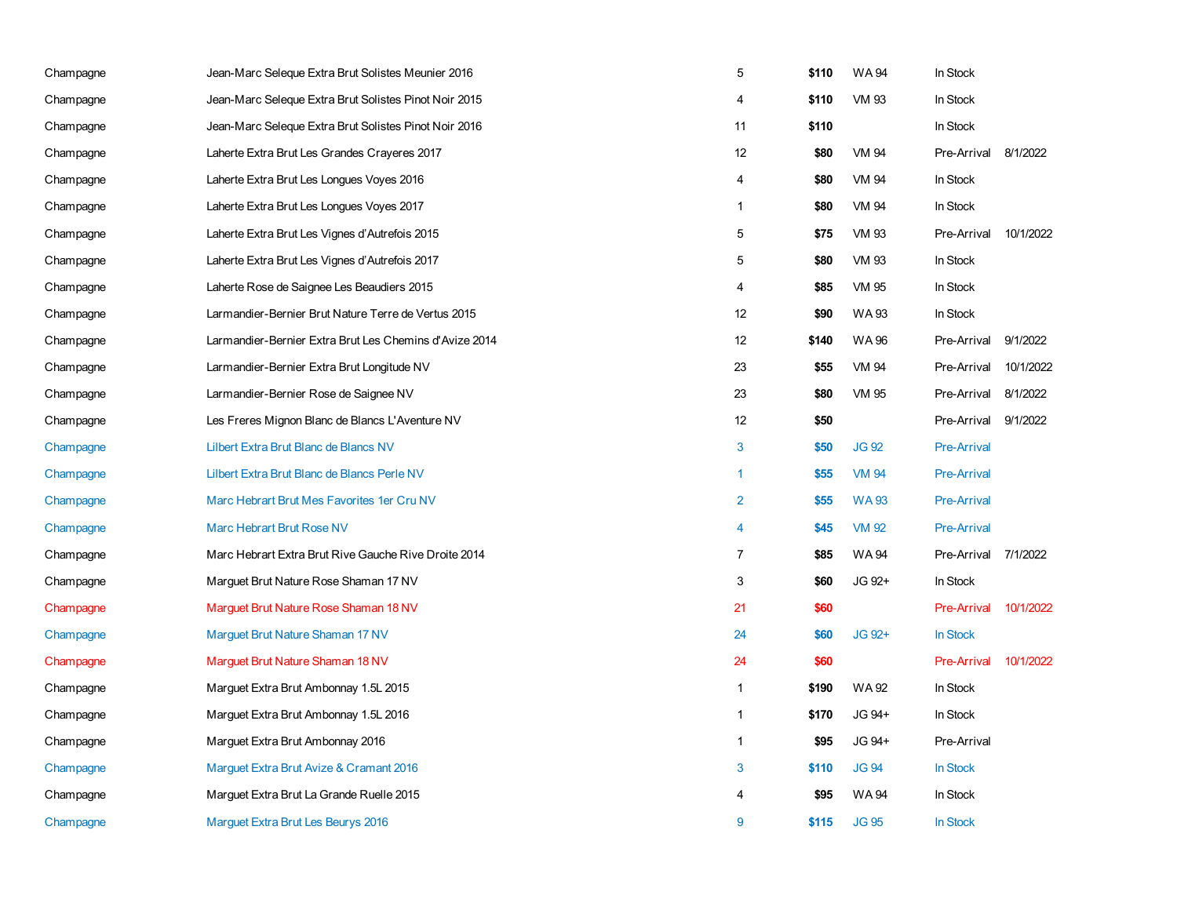| | | | | | | |
|---|---|---|---|---|---|---|
| Champagne | Jean-Marc Seleque Extra Brut Solistes Meunier 2016 | 5 | **$110** | WA 94 | In Stock | |
| Champagne | Jean-Marc Seleque Extra Brut Solistes Pinot Noir 2015 | 4 | **$110** | VM 93 | In Stock | |
| Champagne | Jean-Marc Seleque Extra Brut Solistes Pinot Noir 2016 | 11 | **$110** | | In Stock | |
| Champagne | Laherte Extra Brut Les Grandes Crayeres 2017 | 12 | **$80** | VM 94 | Pre-Arrival | 8/1/2022 |
| Champagne | Laherte Extra Brut Les Longues Voyes 2016 | 4 | **$80** | VM 94 | In Stock | |
| Champagne | Laherte Extra Brut Les Longues Voyes 2017 | 1 | **$80** | VM 94 | In Stock | |
| Champagne | Laherte Extra Brut Les Vignes d'Autrefois 2015 | 5 | **$75** | VM 93 | Pre-Arrival | 10/1/2022 |
| Champagne | Laherte Extra Brut Les Vignes d'Autrefois 2017 | 5 | **$80** | VM 93 | In Stock | |
| Champagne | Laherte Rose de Saignee Les Beaudiers 2015 | 4 | **$85** | VM 95 | In Stock | |
| Champagne | Larmandier-Bernier Brut Nature Terre de Vertus 2015 | 12 | **$90** | WA 93 | In Stock | |
| Champagne | Larmandier-Bernier Extra Brut Les Chemins d'Avize 2014 | 12 | **$140** | WA 96 | Pre-Arrival | 9/1/2022 |
| Champagne | Larmandier-Bernier Extra Brut Longitude NV | 23 | **$55** | VM 94 | Pre-Arrival | 10/1/2022 |
| Champagne | Larmandier-Bernier Rose de Saignee NV | 23 | **$80** | VM 95 | Pre-Arrival | 8/1/2022 |
| Champagne | Les Freres Mignon Blanc de Blancs L'Aventure NV | 12 | **$50** | | Pre-Arrival | 9/1/2022 |
| Champagne | Lilbert Extra Brut Blanc de Blancs NV | 3 | **$50** | JG 92 | Pre-Arrival | |
| Champagne | Lilbert Extra Brut Blanc de Blancs Perle NV | 1 | **$55** | VM 94 | Pre-Arrival | |
| Champagne | Marc Hebrart Brut Mes Favorites 1er Cru NV | 2 | **$55** | WA 93 | Pre-Arrival | |
| Champagne | Marc Hebrart Brut Rose NV | 4 | **$45** | VM 92 | Pre-Arrival | |
| Champagne | Marc Hebrart Extra Brut Rive Gauche Rive Droite 2014 | 7 | **$85** | WA 94 | Pre-Arrival | 7/1/2022 |
| Champagne | Marguet Brut Nature Rose Shaman 17 NV | 3 | **$60** | JG 92+ | In Stock | |
| Champagne | Marguet Brut Nature Rose Shaman 18 NV | 21 | **$60** | | Pre-Arrival | 10/1/2022 |
| Champagne | Marguet Brut Nature Shaman 17 NV | 24 | **$60** | JG 92+ | In Stock | |
| Champagne | Marguet Brut Nature Shaman 18 NV | 24 | **$60** | | Pre-Arrival | 10/1/2022 |
| Champagne | Marguet Extra Brut Ambonnay 1.5L 2015 | 1 | **$190** | WA 92 | In Stock | |
| Champagne | Marguet Extra Brut Ambonnay 1.5L 2016 | 1 | **$170** | JG 94+ | In Stock | |
| Champagne | Marguet Extra Brut Ambonnay 2016 | 1 | **$95** | JG 94+ | Pre-Arrival | |
| Champagne | Marguet Extra Brut Avize & Cramant 2016 | 3 | **$110** | JG 94 | In Stock | |
| Champagne | Marguet Extra Brut La Grande Ruelle 2015 | 4 | **$95** | WA 94 | In Stock | |
| Champagne | Marguet Extra Brut Les Beurys 2016 | 9 | **$115** | JG 95 | In Stock | |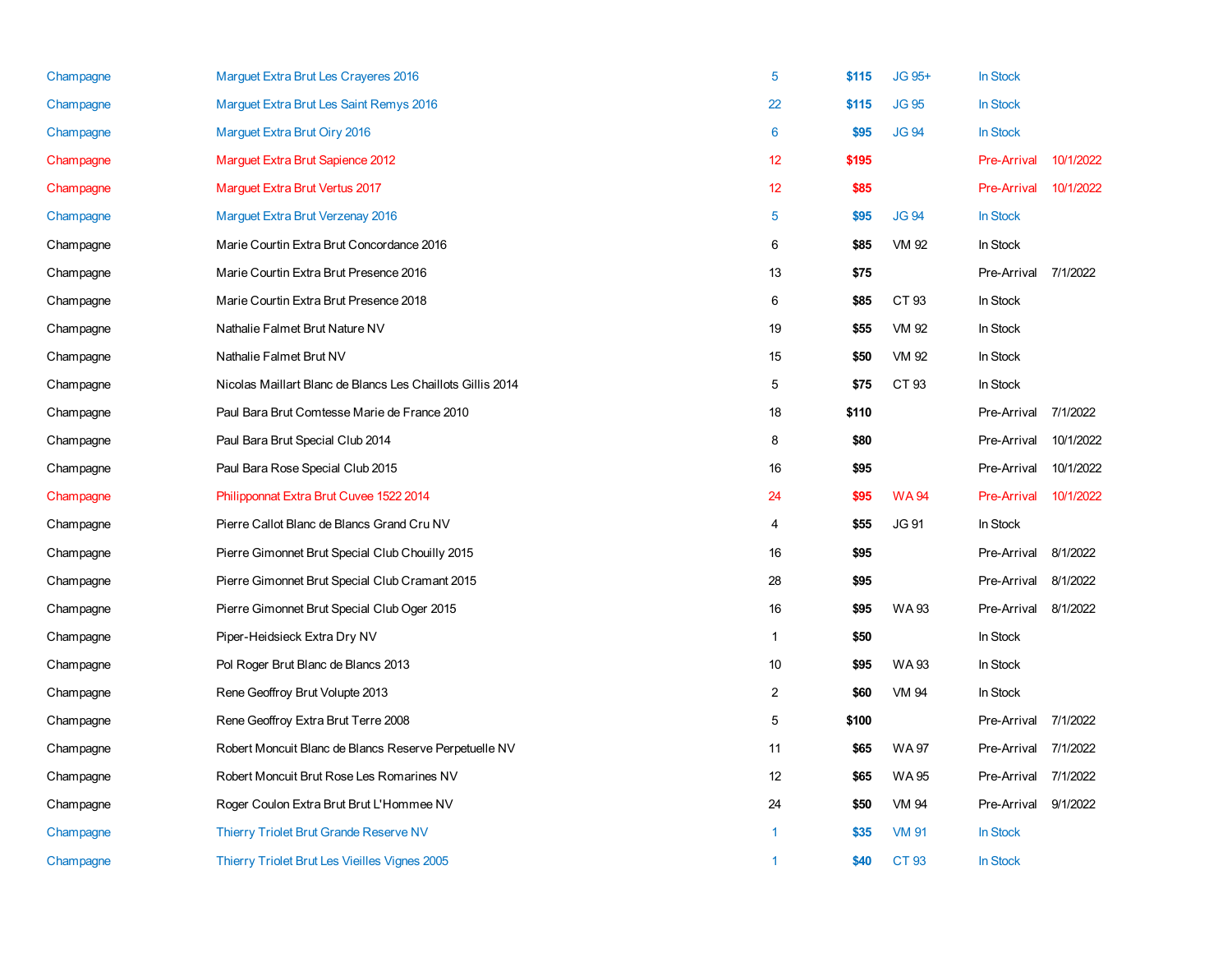| | | | | | | |
|---|---|---|---|---|---|---|
| Champagne | Marguet Extra Brut Les Crayeres 2016 | 5 | $115 | JG 95+ | In Stock | |
| Champagne | Marguet Extra Brut Les Saint Remys 2016 | 22 | $115 | JG 95 | In Stock | |
| Champagne | Marguet Extra Brut Oiry 2016 | 6 | $95 | JG 94 | In Stock | |
| Champagne | Marguet Extra Brut Sapience 2012 | 12 | $195 | | Pre-Arrival | 10/1/2022 |
| Champagne | Marguet Extra Brut Vertus 2017 | 12 | $85 | | Pre-Arrival | 10/1/2022 |
| Champagne | Marguet Extra Brut Verzenay 2016 | 5 | $95 | JG 94 | In Stock | |
| Champagne | Marie Courtin Extra Brut Concordance 2016 | 6 | $85 | VM 92 | In Stock | |
| Champagne | Marie Courtin Extra Brut Presence 2016 | 13 | $75 | | Pre-Arrival | 7/1/2022 |
| Champagne | Marie Courtin Extra Brut Presence 2018 | 6 | $85 | CT 93 | In Stock | |
| Champagne | Nathalie Falmet Brut Nature NV | 19 | $55 | VM 92 | In Stock | |
| Champagne | Nathalie Falmet Brut NV | 15 | $50 | VM 92 | In Stock | |
| Champagne | Nicolas Maillart Blanc de Blancs Les Chaillots Gillis 2014 | 5 | $75 | CT 93 | In Stock | |
| Champagne | Paul Bara Brut Comtesse Marie de France 2010 | 18 | $110 | | Pre-Arrival | 7/1/2022 |
| Champagne | Paul Bara Brut Special Club 2014 | 8 | $80 | | Pre-Arrival | 10/1/2022 |
| Champagne | Paul Bara Rose Special Club 2015 | 16 | $95 | | Pre-Arrival | 10/1/2022 |
| Champagne | Philipponnat Extra Brut Cuvee 1522 2014 | 24 | $95 | WA 94 | Pre-Arrival | 10/1/2022 |
| Champagne | Pierre Callot Blanc de Blancs Grand Cru NV | 4 | $55 | JG 91 | In Stock | |
| Champagne | Pierre Gimonnet Brut Special Club Chouilly 2015 | 16 | $95 | | Pre-Arrival | 8/1/2022 |
| Champagne | Pierre Gimonnet Brut Special Club Cramant 2015 | 28 | $95 | | Pre-Arrival | 8/1/2022 |
| Champagne | Pierre Gimonnet Brut Special Club Oger 2015 | 16 | $95 | WA 93 | Pre-Arrival | 8/1/2022 |
| Champagne | Piper-Heidsieck Extra Dry NV | 1 | $50 | | In Stock | |
| Champagne | Pol Roger Brut Blanc de Blancs 2013 | 10 | $95 | WA 93 | In Stock | |
| Champagne | Rene Geoffroy Brut Volupte 2013 | 2 | $60 | VM 94 | In Stock | |
| Champagne | Rene Geoffroy Extra Brut Terre 2008 | 5 | $100 | | Pre-Arrival | 7/1/2022 |
| Champagne | Robert Moncuit Blanc de Blancs Reserve Perpetuelle NV | 11 | $65 | WA 97 | Pre-Arrival | 7/1/2022 |
| Champagne | Robert Moncuit Brut Rose Les Romarines NV | 12 | $65 | WA 95 | Pre-Arrival | 7/1/2022 |
| Champagne | Roger Coulon Extra Brut Brut L'Hommee NV | 24 | $50 | VM 94 | Pre-Arrival | 9/1/2022 |
| Champagne | Thierry Triolet Brut Grande Reserve NV | 1 | $35 | VM 91 | In Stock | |
| Champagne | Thierry Triolet Brut Les Vieilles Vignes 2005 | 1 | $40 | CT 93 | In Stock | |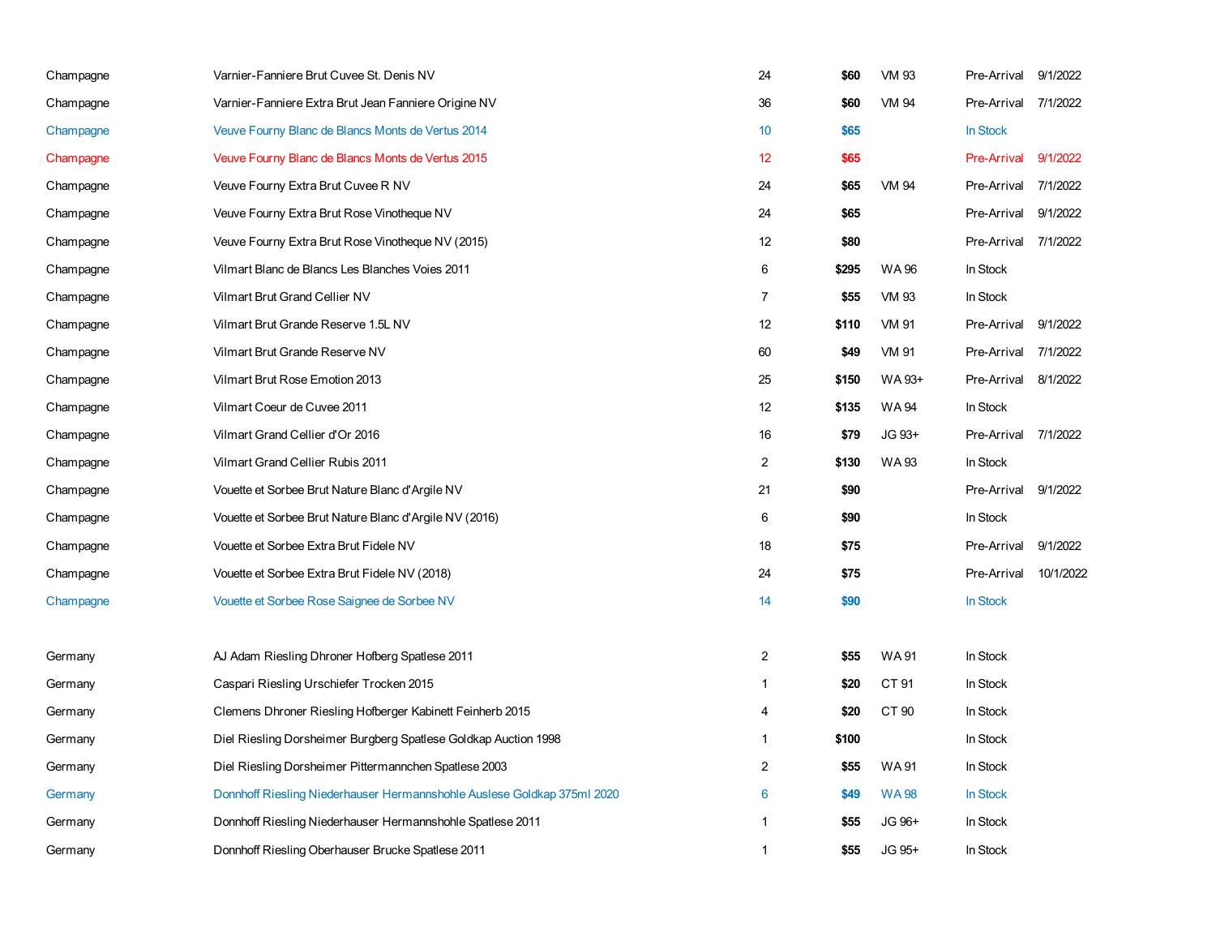| | | | | | | |
|---|---|---|---|---|---|---|
| Champagne | Varnier-Fanniere Brut Cuvee St. Denis NV | 24 | **$60** | VM 93 | Pre-Arrival | 9/1/2022 |
| Champagne | Varnier-Fanniere Extra Brut Jean Fanniere Origine NV | 36 | **$60** | VM 94 | Pre-Arrival | 7/1/2022 |
| Champagne | Veuve Fourny Blanc de Blancs Monts de Vertus 2014 | 10 | **$65** | | In Stock | |
| Champagne | Veuve Fourny Blanc de Blancs Monts de Vertus 2015 | 12 | **$65** | | Pre-Arrival | 9/1/2022 |
| Champagne | Veuve Fourny Extra Brut Cuvee R NV | 24 | **$65** | VM 94 | Pre-Arrival | 7/1/2022 |
| Champagne | Veuve Fourny Extra Brut Rose Vinotheque NV | 24 | **$65** | | Pre-Arrival | 9/1/2022 |
| Champagne | Veuve Fourny Extra Brut Rose Vinotheque NV (2015) | 12 | **$80** | | Pre-Arrival | 7/1/2022 |
| Champagne | Vilmart Blanc de Blancs Les Blanches Voies 2011 | 6 | **$295** | WA 96 | In Stock | |
| Champagne | Vilmart Brut Grand Cellier NV | 7 | **$55** | VM 93 | In Stock | |
| Champagne | Vilmart Brut Grande Reserve 1.5L NV | 12 | **$110** | VM 91 | Pre-Arrival | 9/1/2022 |
| Champagne | Vilmart Brut Grande Reserve NV | 60 | **$49** | VM 91 | Pre-Arrival | 7/1/2022 |
| Champagne | Vilmart Brut Rose Emotion 2013 | 25 | **$150** | WA 93+ | Pre-Arrival | 8/1/2022 |
| Champagne | Vilmart Coeur de Cuvee 2011 | 12 | **$135** | WA 94 | In Stock | |
| Champagne | Vilmart Grand Cellier d'Or 2016 | 16 | **$79** | JG 93+ | Pre-Arrival | 7/1/2022 |
| Champagne | Vilmart Grand Cellier Rubis 2011 | 2 | **$130** | WA 93 | In Stock | |
| Champagne | Vouette et Sorbee Brut Nature Blanc d'Argile NV | 21 | **$90** | | Pre-Arrival | 9/1/2022 |
| Champagne | Vouette et Sorbee Brut Nature Blanc d'Argile NV (2016) | 6 | **$90** | | In Stock | |
| Champagne | Vouette et Sorbee Extra Brut Fidele NV | 18 | **$75** | | Pre-Arrival | 9/1/2022 |
| Champagne | Vouette et Sorbee Extra Brut Fidele NV (2018) | 24 | **$75** | | Pre-Arrival | 10/1/2022 |
| Champagne | Vouette et Sorbee Rose Saignee de Sorbee NV | 14 | **$90** | | In Stock | |
| | | | | | | |
| Germany | AJ Adam Riesling Dhroner Hofberg Spatlese 2011 | 2 | **$55** | WA 91 | In Stock | |
| Germany | Caspari Riesling Urschiefer Trocken 2015 | 1 | **$20** | CT 91 | In Stock | |
| Germany | Clemens Dhroner Riesling Hofberger Kabinett Feinherb 2015 | 4 | **$20** | CT 90 | In Stock | |
| Germany | Diel Riesling Dorsheimer Burgberg Spatlese Goldkap Auction 1998 | 1 | **$100** | | In Stock | |
| Germany | Diel Riesling Dorsheimer Pittermannchen Spatlese 2003 | 2 | **$55** | WA 91 | In Stock | |
| Germany | Donnhoff Riesling Niederhauser Hermannshohle Auslese Goldkap 375ml 2020 | 6 | **$49** | WA 98 | In Stock | |
| Germany | Donnhoff Riesling Niederhauser Hermannshohle Spatlese 2011 | 1 | **$55** | JG 96+ | In Stock | |
| Germany | Donnhoff Riesling Oberhauser Brucke Spatlese 2011 | 1 | **$55** | JG 95+ | In Stock | |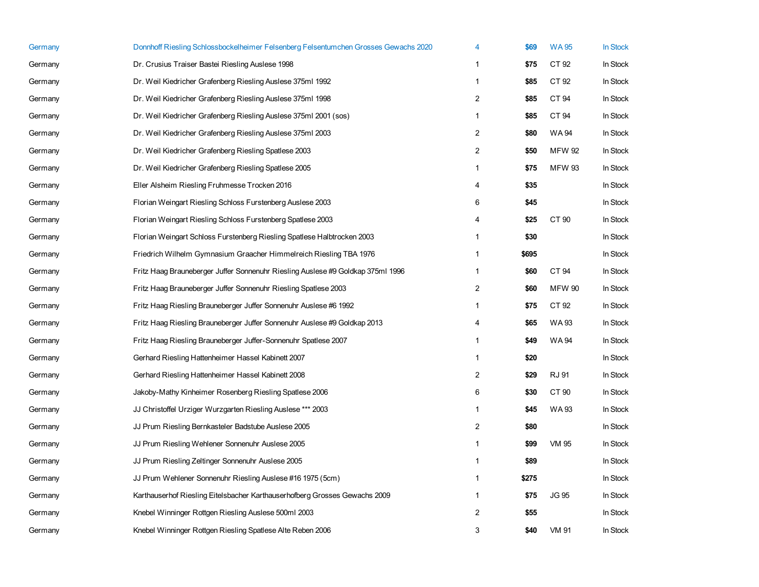| | | | | | |
|---|---|---|---|---|---|
| Germany | Donnhoff Riesling Schlossbockelheimer Felsenberg Felsentumchen Grosses Gewachs 2020 | 4 | $69 | WA 95 | In Stock |
| Germany | Dr. Crusius Traiser Bastei Riesling Auslese 1998 | 1 | $75 | CT 92 | In Stock |
| Germany | Dr. Weil Kiedricher Grafenberg Riesling Auslese 375ml 1992 | 1 | $85 | CT 92 | In Stock |
| Germany | Dr. Weil Kiedricher Grafenberg Riesling Auslese 375ml 1998 | 2 | $85 | CT 94 | In Stock |
| Germany | Dr. Weil Kiedricher Grafenberg Riesling Auslese 375ml 2001 (sos) | 1 | $85 | CT 94 | In Stock |
| Germany | Dr. Weil Kiedricher Grafenberg Riesling Auslese 375ml 2003 | 2 | $80 | WA 94 | In Stock |
| Germany | Dr. Weil Kiedricher Grafenberg Riesling Spatlese 2003 | 2 | $50 | MFW 92 | In Stock |
| Germany | Dr. Weil Kiedricher Grafenberg Riesling Spatlese 2005 | 1 | $75 | MFW 93 | In Stock |
| Germany | Eller Alsheim Riesling Fruhmesse Trocken 2016 | 4 | $35 | | In Stock |
| Germany | Florian Weingart Riesling Schloss Furstenberg Auslese 2003 | 6 | $45 | | In Stock |
| Germany | Florian Weingart Riesling Schloss Furstenberg Spatlese 2003 | 4 | $25 | CT 90 | In Stock |
| Germany | Florian Weingart Schloss Furstenberg Riesling Spatlese Halbtrocken 2003 | 1 | $30 | | In Stock |
| Germany | Friedrich Wilhelm Gymnasium Graacher Himmelreich Riesling TBA 1976 | 1 | $695 | | In Stock |
| Germany | Fritz Haag Brauneberger Juffer Sonnenuhr Riesling Auslese #9 Goldkap 375ml 1996 | 1 | $60 | CT 94 | In Stock |
| Germany | Fritz Haag Brauneberger Juffer Sonnenuhr Riesling Spatlese 2003 | 2 | $60 | MFW 90 | In Stock |
| Germany | Fritz Haag Riesling Brauneberger Juffer Sonnenuhr Auslese #6 1992 | 1 | $75 | CT 92 | In Stock |
| Germany | Fritz Haag Riesling Brauneberger Juffer Sonnenuhr Auslese #9 Goldkap 2013 | 4 | $65 | WA 93 | In Stock |
| Germany | Fritz Haag Riesling Brauneberger Juffer-Sonnenuhr Spatlese 2007 | 1 | $49 | WA 94 | In Stock |
| Germany | Gerhard Riesling Hattenheimer Hassel Kabinett 2007 | 1 | $20 | | In Stock |
| Germany | Gerhard Riesling Hattenheimer Hassel Kabinett 2008 | 2 | $29 | RJ 91 | In Stock |
| Germany | Jakoby-Mathy Kinheimer Rosenberg Riesling Spatlese 2006 | 6 | $30 | CT 90 | In Stock |
| Germany | JJ Christoffel Urziger Wurzgarten Riesling Auslese *** 2003 | 1 | $45 | WA 93 | In Stock |
| Germany | JJ Prum Riesling Bernkasteler Badstube Auslese 2005 | 2 | $80 | | In Stock |
| Germany | JJ Prum Riesling Wehlener Sonnenuhr Auslese 2005 | 1 | $99 | VM 95 | In Stock |
| Germany | JJ Prum Riesling Zeltinger Sonnenuhr Auslese 2005 | 1 | $89 | | In Stock |
| Germany | JJ Prum Wehlener Sonnenuhr Riesling Auslese #16 1975 (5cm) | 1 | $275 | | In Stock |
| Germany | Karthauserhof Riesling Eitelsbacher Karthauserhofberg Grosses Gewachs 2009 | 1 | $75 | JG 95 | In Stock |
| Germany | Knebel Winninger Rottgen Riesling Auslese 500ml 2003 | 2 | $55 | | In Stock |
| Germany | Knebel Winninger Rottgen Riesling Spatlese Alte Reben 2006 | 3 | $40 | VM 91 | In Stock |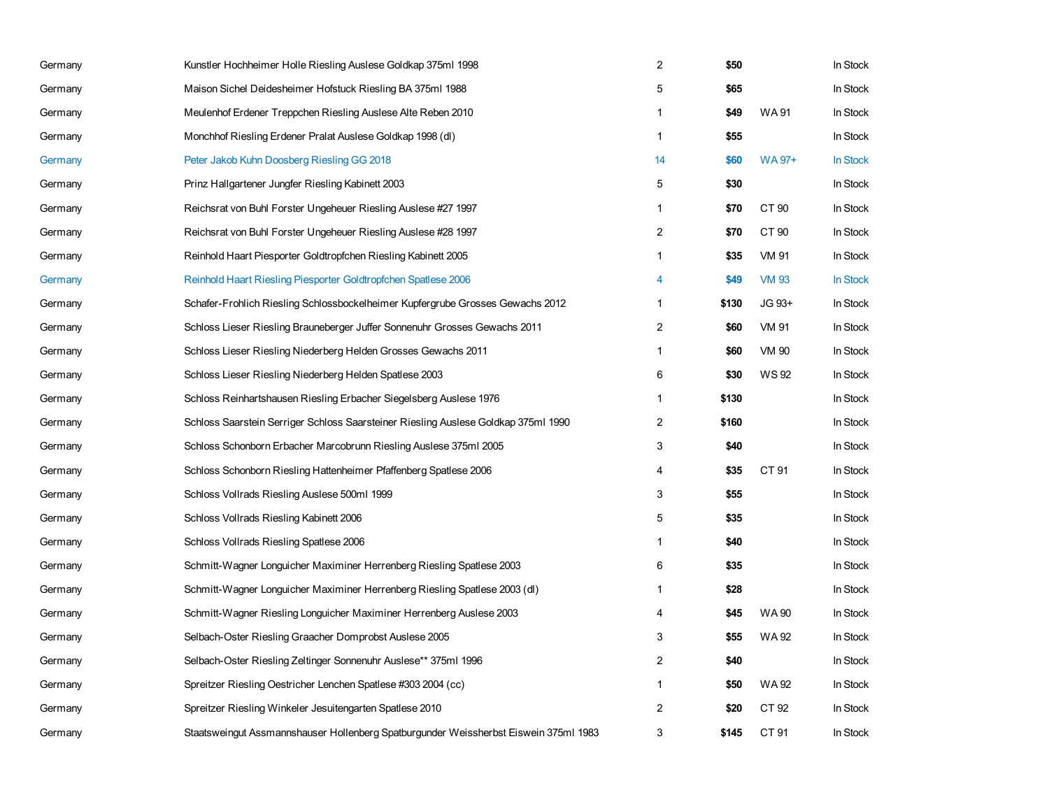| Germany | Kunstler Hochheimer Holle Riesling Auslese Goldkap 375ml 1998 | 2 | **$50** | | In Stock |
|---|---|---|---|---|---|
| Germany | Maison Sichel Deidesheimer Hofstuck Riesling BA 375ml 1988 | 5 | **$65** | | In Stock |
| Germany | Meulenhof Erdener Treppchen Riesling Auslese Alte Reben 2010 | 1 | **$49** | WA 91 | In Stock |
| Germany | Monchhof Riesling Erdener Pralat Auslese Goldkap 1998 (dl) | 1 | **$55** | | In Stock |
| Germany | Peter Jakob Kuhn Doosberg Riesling GG 2018 | 14 | **$60** | WA 97+ | In Stock |
| Germany | Prinz Hallgartener Jungfer Riesling Kabinett 2003 | 5 | **$30** | | In Stock |
| Germany | Reichsrat von Buhl Forster Ungeheuer Riesling Auslese #27 1997 | 1 | **$70** | CT 90 | In Stock |
| Germany | Reichsrat von Buhl Forster Ungeheuer Riesling Auslese #28 1997 | 2 | **$70** | CT 90 | In Stock |
| Germany | Reinhold Haart Piesporter Goldtropfchen Riesling Kabinett 2005 | 1 | **$35** | VM 91 | In Stock |
| Germany | Reinhold Haart Riesling Piesporter Goldtropfchen Spatlese 2006 | 4 | **$49** | VM 93 | In Stock |
| Germany | Schafer-Frohlich Riesling Schlossbockelheimer Kupfergrube Grosses Gewachs 2012 | 1 | **$130** | JG 93+ | In Stock |
| Germany | Schloss Lieser Riesling Brauneberger Juffer Sonnenuhr Grosses Gewachs 2011 | 2 | **$60** | VM 91 | In Stock |
| Germany | Schloss Lieser Riesling Niederberg Helden Grosses Gewachs 2011 | 1 | **$60** | VM 90 | In Stock |
| Germany | Schloss Lieser Riesling Niederberg Helden Spatlese 2003 | 6 | **$30** | WS 92 | In Stock |
| Germany | Schloss Reinhartshausen Riesling Erbacher Siegelsberg Auslese 1976 | 1 | **$130** | | In Stock |
| Germany | Schloss Saarstein Serriger Schloss Saarsteiner Riesling Auslese Goldkap 375ml 1990 | 2 | **$160** | | In Stock |
| Germany | Schloss Schonborn Erbacher Marcobrunn Riesling Auslese 375ml 2005 | 3 | **$40** | | In Stock |
| Germany | Schloss Schonborn Riesling Hattenheimer Pfaffenberg Spatlese 2006 | 4 | **$35** | CT 91 | In Stock |
| Germany | Schloss Vollrads Riesling Auslese 500ml 1999 | 3 | **$55** | | In Stock |
| Germany | Schloss Vollrads Riesling Kabinett 2006 | 5 | **$35** | | In Stock |
| Germany | Schloss Vollrads Riesling Spatlese 2006 | 1 | **$40** | | In Stock |
| Germany | Schmitt-Wagner Longuicher Maximiner Herrenberg Riesling Spatlese 2003 | 6 | **$35** | | In Stock |
| Germany | Schmitt-Wagner Longuicher Maximiner Herrenberg Riesling Spatlese 2003 (dl) | 1 | **$28** | | In Stock |
| Germany | Schmitt-Wagner Riesling Longuicher Maximiner Herrenberg Auslese 2003 | 4 | **$45** | WA 90 | In Stock |
| Germany | Selbach-Oster Riesling Graacher Domprobst Auslese 2005 | 3 | **$55** | WA 92 | In Stock |
| Germany | Selbach-Oster Riesling Zeltinger Sonnenuhr Auslese** 375ml 1996 | 2 | **$40** | | In Stock |
| Germany | Spreitzer Riesling Oestricher Lenchen Spatlese #303 2004 (cc) | 1 | **$50** | WA 92 | In Stock |
| Germany | Spreitzer Riesling Winkeler Jesuitengarten Spatlese 2010 | 2 | **$20** | CT 92 | In Stock |
| Germany | Staatsweingut Assmannshauser Hollenberg Spatburgunder Weissherbst Eiswein 375ml 1983 | 3 | **$145** | CT 91 | In Stock |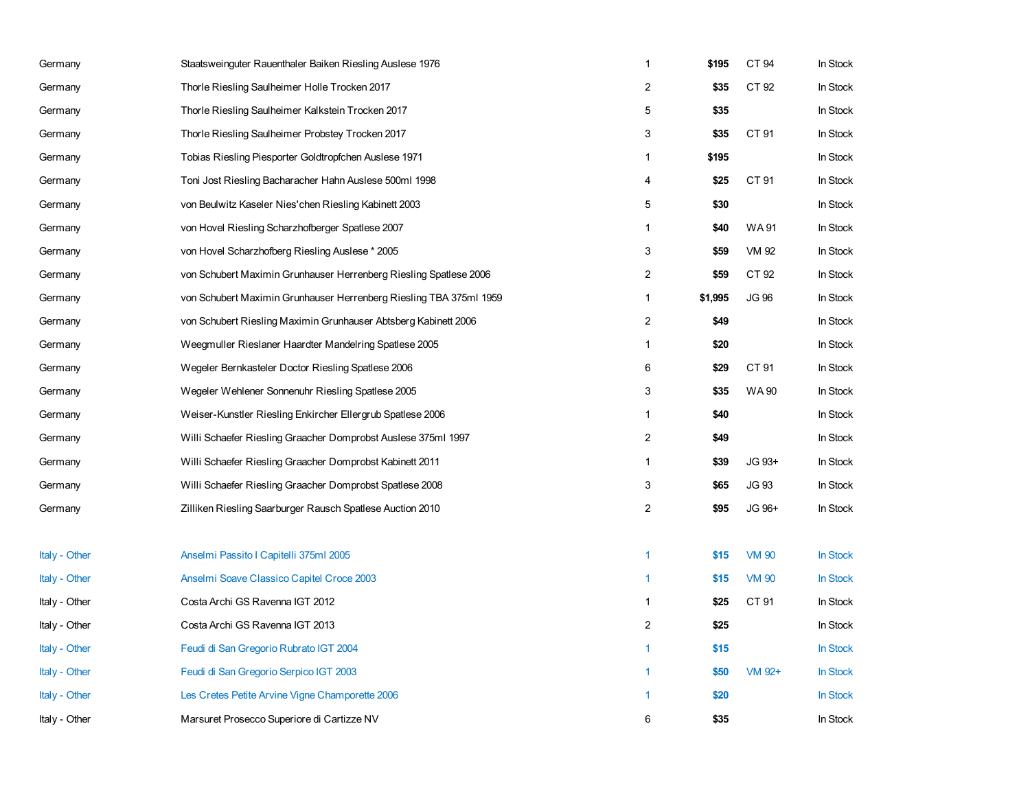| | | | | | |
|---|---|---|---|---|---|
| Germany | Staatsweinguter Rauenthaler Baiken Riesling Auslese 1976 | 1 | **$195** | CT 94 | In Stock |
| Germany | Thorle Riesling Saulheimer Holle Trocken 2017 | 2 | **$35** | CT 92 | In Stock |
| Germany | Thorle Riesling Saulheimer Kalkstein Trocken 2017 | 5 | **$35** | | In Stock |
| Germany | Thorle Riesling Saulheimer Probstey Trocken 2017 | 3 | **$35** | CT 91 | In Stock |
| Germany | Tobias Riesling Piesporter Goldtropfchen Auslese 1971 | 1 | **$195** | | In Stock |
| Germany | Toni Jost Riesling Bacharacher Hahn Auslese 500ml 1998 | 4 | **$25** | CT 91 | In Stock |
| Germany | von Beulwitz Kaseler Nies'chen Riesling Kabinett 2003 | 5 | **$30** | | In Stock |
| Germany | von Hovel Riesling Scharzhofberger Spatlese 2007 | 1 | **$40** | WA 91 | In Stock |
| Germany | von Hovel Scharzhofberg Riesling Auslese * 2005 | 3 | **$59** | VM 92 | In Stock |
| Germany | von Schubert Maximin Grunhauser Herrenberg Riesling Spatlese 2006 | 2 | **$59** | CT 92 | In Stock |
| Germany | von Schubert Maximin Grunhauser Herrenberg Riesling TBA 375ml 1959 | 1 | **$1,995** | JG 96 | In Stock |
| Germany | von Schubert Riesling Maximin Grunhauser Abtsberg Kabinett 2006 | 2 | **$49** | | In Stock |
| Germany | Weegmuller Rieslaner Haardter Mandelring Spatlese 2005 | 1 | **$20** | | In Stock |
| Germany | Wegeler Bernkasteler Doctor Riesling Spatlese 2006 | 6 | **$29** | CT 91 | In Stock |
| Germany | Wegeler Wehlener Sonnenuhr Riesling Spatlese 2005 | 3 | **$35** | WA 90 | In Stock |
| Germany | Weiser-Kunstler Riesling Enkircher Ellergrub Spatlese 2006 | 1 | **$40** | | In Stock |
| Germany | Willi Schaefer Riesling Graacher Domprobst Auslese 375ml 1997 | 2 | **$49** | | In Stock |
| Germany | Willi Schaefer Riesling Graacher Domprobst Kabinett 2011 | 1 | **$39** | JG 93+ | In Stock |
| Germany | Willi Schaefer Riesling Graacher Domprobst Spatlese 2008 | 3 | **$65** | JG 93 | In Stock |
| Germany | Zilliken Riesling Saarburger Rausch Spatlese Auction 2010 | 2 | **$95** | JG 96+ | In Stock |
| Italy - Other | Anselmi Passito I Capitelli 375ml 2005 | 1 | **$15** | VM 90 | In Stock |
| Italy - Other | Anselmi Soave Classico Capitel Croce 2003 | 1 | **$15** | VM 90 | In Stock |
| Italy - Other | Costa Archi GS Ravenna IGT 2012 | 1 | **$25** | CT 91 | In Stock |
| Italy - Other | Costa Archi GS Ravenna IGT 2013 | 2 | **$25** | | In Stock |
| Italy - Other | Feudi di San Gregorio Rubrato IGT 2004 | 1 | **$15** | | In Stock |
| Italy - Other | Feudi di San Gregorio Serpico IGT 2003 | 1 | **$50** | VM 92+ | In Stock |
| Italy - Other | Les Cretes Petite Arvine Vigne Champorette 2006 | 1 | **$20** | | In Stock |
| Italy - Other | Marsuret Prosecco Superiore di Cartizze NV | 6 | **$35** | | In Stock |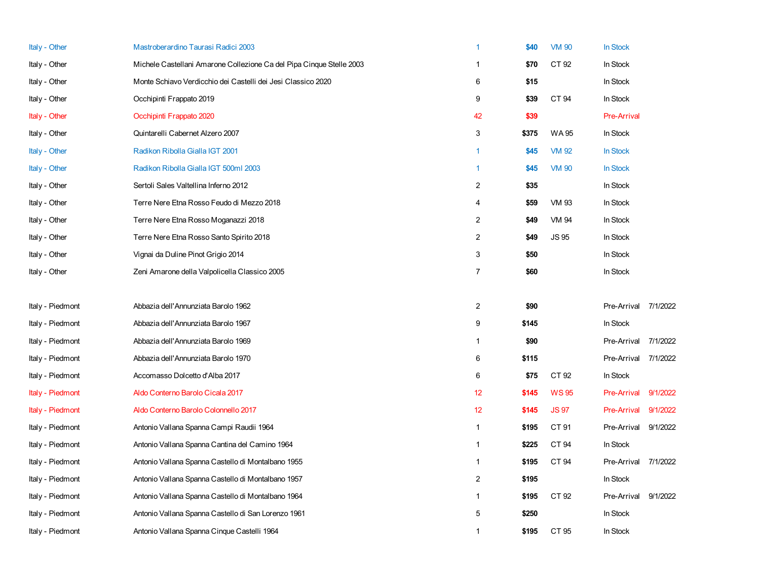| | | | | | | |
|---|---|---|---|---|---|---|
| Italy - Other | Mastroberardino Taurasi Radici 2003 | 1 | **$40** | VM 90 | In Stock | |
| Italy - Other | Michele Castellani Amarone Collezione Ca del Pipa Cinque Stelle 2003 | 1 | **$70** | CT 92 | In Stock | |
| Italy - Other | Monte Schiavo Verdicchio dei Castelli dei Jesi Classico 2020 | 6 | **$15** | | In Stock | |
| Italy - Other | Occhipinti Frappato 2019 | 9 | **$39** | CT 94 | In Stock | |
| Italy - Other | Occhipinti Frappato 2020 | 42 | **$39** | | Pre-Arrival | |
| Italy - Other | Quintarelli Cabernet Alzero 2007 | 3 | **$375** | WA 95 | In Stock | |
| Italy - Other | Radikon Ribolla Gialla IGT 2001 | 1 | **$45** | VM 92 | In Stock | |
| Italy - Other | Radikon Ribolla Gialla IGT 500ml 2003 | 1 | **$45** | VM 90 | In Stock | |
| Italy - Other | Sertoli Sales Valtellina Inferno 2012 | 2 | **$35** | | In Stock | |
| Italy - Other | Terre Nere Etna Rosso Feudo di Mezzo 2018 | 4 | **$59** | VM 93 | In Stock | |
| Italy - Other | Terre Nere Etna Rosso Moganazzi 2018 | 2 | **$49** | VM 94 | In Stock | |
| Italy - Other | Terre Nere Etna Rosso Santo Spirito 2018 | 2 | **$49** | JS 95 | In Stock | |
| Italy - Other | Vignai da Duline Pinot Grigio 2014 | 3 | **$50** | | In Stock | |
| Italy - Other | Zeni Amarone della Valpolicella Classico 2005 | 7 | **$60** | | In Stock | |
| | | | | | | |
| Italy - Piedmont | Abbazia dell'Annunziata Barolo 1962 | 2 | **$90** | | Pre-Arrival | 7/1/2022 |
| Italy - Piedmont | Abbazia dell'Annunziata Barolo 1967 | 9 | **$145** | | In Stock | |
| Italy - Piedmont | Abbazia dell'Annunziata Barolo 1969 | 1 | **$90** | | Pre-Arrival | 7/1/2022 |
| Italy - Piedmont | Abbazia dell'Annunziata Barolo 1970 | 6 | **$115** | | Pre-Arrival | 7/1/2022 |
| Italy - Piedmont | Accomasso Dolcetto d'Alba 2017 | 6 | **$75** | CT 92 | In Stock | |
| Italy - Piedmont | Aldo Conterno Barolo Cicala 2017 | 12 | **$145** | WS 95 | Pre-Arrival | 9/1/2022 |
| Italy - Piedmont | Aldo Conterno Barolo Colonnello 2017 | 12 | **$145** | JS 97 | Pre-Arrival | 9/1/2022 |
| Italy - Piedmont | Antonio Vallana Spanna Campi Raudii 1964 | 1 | **$195** | CT 91 | Pre-Arrival | 9/1/2022 |
| Italy - Piedmont | Antonio Vallana Spanna Cantina del Camino 1964 | 1 | **$225** | CT 94 | In Stock | |
| Italy - Piedmont | Antonio Vallana Spanna Castello di Montalbano 1955 | 1 | **$195** | CT 94 | Pre-Arrival | 7/1/2022 |
| Italy - Piedmont | Antonio Vallana Spanna Castello di Montalbano 1957 | 2 | **$195** | | In Stock | |
| Italy - Piedmont | Antonio Vallana Spanna Castello di Montalbano 1964 | 1 | **$195** | CT 92 | Pre-Arrival | 9/1/2022 |
| Italy - Piedmont | Antonio Vallana Spanna Castello di San Lorenzo 1961 | 5 | **$250** | | In Stock | |
| Italy - Piedmont | Antonio Vallana Spanna Cinque Castelli 1964 | 1 | **$195** | CT 95 | In Stock | |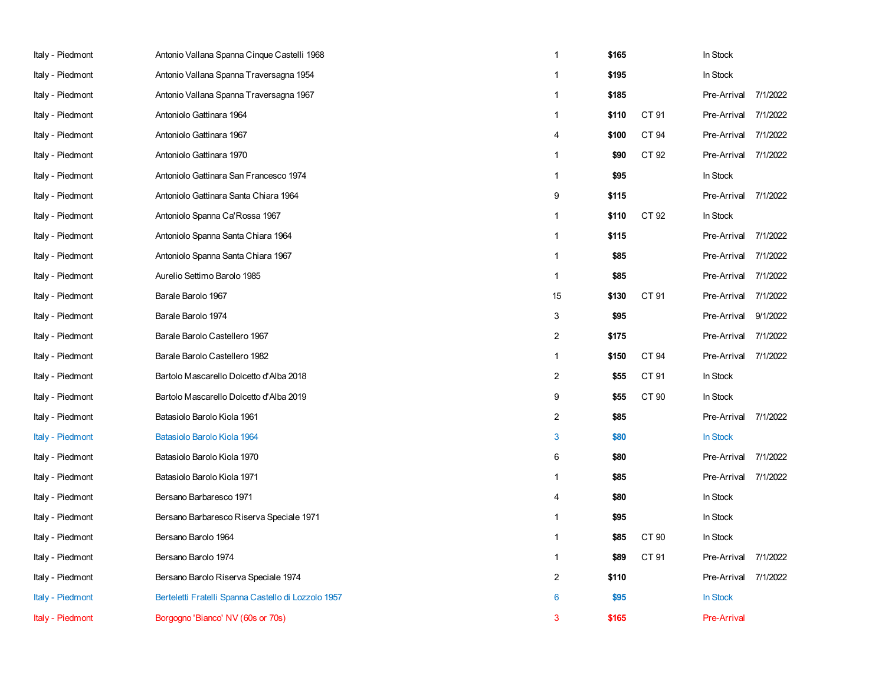| | | | | | | |
|---|---|---|---|---|---|---|
| Italy - Piedmont | Antonio Vallana Spanna Cinque Castelli 1968 | 1 | **$165** | | In Stock | |
| Italy - Piedmont | Antonio Vallana Spanna Traversagna 1954 | 1 | **$195** | | In Stock | |
| Italy - Piedmont | Antonio Vallana Spanna Traversagna 1967 | 1 | **$185** | | Pre-Arrival | 7/1/2022 |
| Italy - Piedmont | Antoniolo Gattinara 1964 | 1 | **$110** | CT 91 | Pre-Arrival | 7/1/2022 |
| Italy - Piedmont | Antoniolo Gattinara 1967 | 4 | **$100** | CT 94 | Pre-Arrival | 7/1/2022 |
| Italy - Piedmont | Antoniolo Gattinara 1970 | 1 | **$90** | CT 92 | Pre-Arrival | 7/1/2022 |
| Italy - Piedmont | Antoniolo Gattinara San Francesco 1974 | 1 | **$95** | | In Stock | |
| Italy - Piedmont | Antoniolo Gattinara Santa Chiara 1964 | 9 | **$115** | | Pre-Arrival | 7/1/2022 |
| Italy - Piedmont | Antoniolo Spanna Ca'Rossa 1967 | 1 | **$110** | CT 92 | In Stock | |
| Italy - Piedmont | Antoniolo Spanna Santa Chiara 1964 | 1 | **$115** | | Pre-Arrival | 7/1/2022 |
| Italy - Piedmont | Antoniolo Spanna Santa Chiara 1967 | 1 | **$85** | | Pre-Arrival | 7/1/2022 |
| Italy - Piedmont | Aurelio Settimo Barolo 1985 | 1 | **$85** | | Pre-Arrival | 7/1/2022 |
| Italy - Piedmont | Barale Barolo 1967 | 15 | **$130** | CT 91 | Pre-Arrival | 7/1/2022 |
| Italy - Piedmont | Barale Barolo 1974 | 3 | **$95** | | Pre-Arrival | 9/1/2022 |
| Italy - Piedmont | Barale Barolo Castellero 1967 | 2 | **$175** | | Pre-Arrival | 7/1/2022 |
| Italy - Piedmont | Barale Barolo Castellero 1982 | 1 | **$150** | CT 94 | Pre-Arrival | 7/1/2022 |
| Italy - Piedmont | Bartolo Mascarello Dolcetto d'Alba 2018 | 2 | **$55** | CT 91 | In Stock | |
| Italy - Piedmont | Bartolo Mascarello Dolcetto d'Alba 2019 | 9 | **$55** | CT 90 | In Stock | |
| Italy - Piedmont | Batasiolo Barolo Kiola 1961 | 2 | **$85** | | Pre-Arrival | 7/1/2022 |
| Italy - Piedmont | Batasiolo Barolo Kiola 1964 | 3 | **$80** | | In Stock | |
| Italy - Piedmont | Batasiolo Barolo Kiola 1970 | 6 | **$80** | | Pre-Arrival | 7/1/2022 |
| Italy - Piedmont | Batasiolo Barolo Kiola 1971 | 1 | **$85** | | Pre-Arrival | 7/1/2022 |
| Italy - Piedmont | Bersano Barbaresco 1971 | 4 | **$80** | | In Stock | |
| Italy - Piedmont | Bersano Barbaresco Riserva Speciale 1971 | 1 | **$95** | | In Stock | |
| Italy - Piedmont | Bersano Barolo 1964 | 1 | **$85** | CT 90 | In Stock | |
| Italy - Piedmont | Bersano Barolo 1974 | 1 | **$89** | CT 91 | Pre-Arrival | 7/1/2022 |
| Italy - Piedmont | Bersano Barolo Riserva Speciale 1974 | 2 | **$110** | | Pre-Arrival | 7/1/2022 |
| Italy - Piedmont | Berteletti Fratelli Spanna Castello di Lozzolo 1957 | 6 | **$95** | | In Stock | |
| Italy - Piedmont | Borgogno 'Bianco' NV (60s or 70s) | 3 | **$165** | | Pre-Arrival | |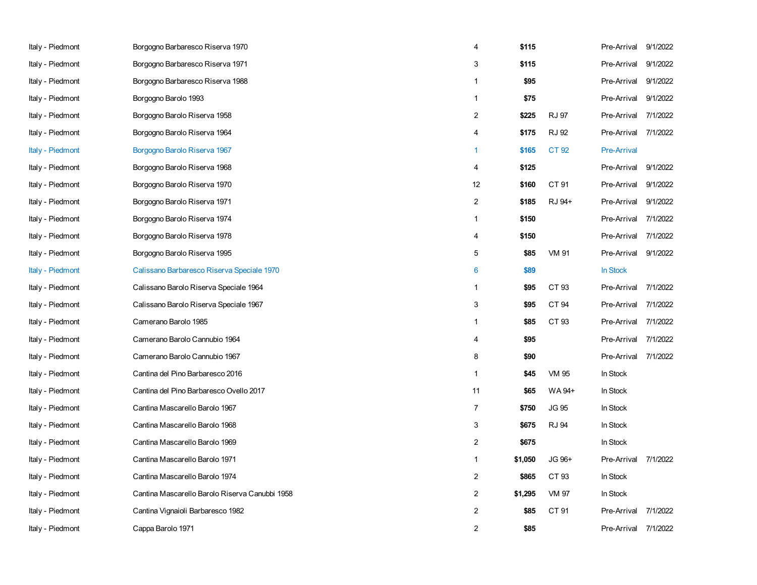| | | | | | | |
|---|---|---|---|---|---|---|
| Italy - Piedmont | Borgogno Barbaresco Riserva 1970 | 4 | **$115** | | Pre-Arrival | 9/1/2022 |
| Italy - Piedmont | Borgogno Barbaresco Riserva 1971 | 3 | **$115** | | Pre-Arrival | 9/1/2022 |
| Italy - Piedmont | Borgogno Barbaresco Riserva 1988 | 1 | **$95** | | Pre-Arrival | 9/1/2022 |
| Italy - Piedmont | Borgogno Barolo 1993 | 1 | **$75** | | Pre-Arrival | 9/1/2022 |
| Italy - Piedmont | Borgogno Barolo Riserva 1958 | 2 | **$225** | RJ 97 | Pre-Arrival | 7/1/2022 |
| Italy - Piedmont | Borgogno Barolo Riserva 1964 | 4 | **$175** | RJ 92 | Pre-Arrival | 7/1/2022 |
| Italy - Piedmont | Borgogno Barolo Riserva 1967 | 1 | **$165** | CT 92 | Pre-Arrival | |
| Italy - Piedmont | Borgogno Barolo Riserva 1968 | 4 | **$125** | | Pre-Arrival | 9/1/2022 |
| Italy - Piedmont | Borgogno Barolo Riserva 1970 | 12 | **$160** | CT 91 | Pre-Arrival | 9/1/2022 |
| Italy - Piedmont | Borgogno Barolo Riserva 1971 | 2 | **$185** | RJ 94+ | Pre-Arrival | 9/1/2022 |
| Italy - Piedmont | Borgogno Barolo Riserva 1974 | 1 | **$150** | | Pre-Arrival | 7/1/2022 |
| Italy - Piedmont | Borgogno Barolo Riserva 1978 | 4 | **$150** | | Pre-Arrival | 7/1/2022 |
| Italy - Piedmont | Borgogno Barolo Riserva 1995 | 5 | **$85** | VM 91 | Pre-Arrival | 9/1/2022 |
| Italy - Piedmont | Calissano Barbaresco Riserva Speciale 1970 | 6 | **$89** | | In Stock | |
| Italy - Piedmont | Calissano Barolo Riserva Speciale 1964 | 1 | **$95** | CT 93 | Pre-Arrival | 7/1/2022 |
| Italy - Piedmont | Calissano Barolo Riserva Speciale 1967 | 3 | **$95** | CT 94 | Pre-Arrival | 7/1/2022 |
| Italy - Piedmont | Camerano Barolo 1985 | 1 | **$85** | CT 93 | Pre-Arrival | 7/1/2022 |
| Italy - Piedmont | Camerano Barolo Cannubio 1964 | 4 | **$95** | | Pre-Arrival | 7/1/2022 |
| Italy - Piedmont | Camerano Barolo Cannubio 1967 | 8 | **$90** | | Pre-Arrival | 7/1/2022 |
| Italy - Piedmont | Cantina del Pino Barbaresco 2016 | 1 | **$45** | VM 95 | In Stock | |
| Italy - Piedmont | Cantina del Pino Barbaresco Ovello 2017 | 11 | **$65** | WA 94+ | In Stock | |
| Italy - Piedmont | Cantina Mascarello Barolo 1967 | 7 | **$750** | JG 95 | In Stock | |
| Italy - Piedmont | Cantina Mascarello Barolo 1968 | 3 | **$675** | RJ 94 | In Stock | |
| Italy - Piedmont | Cantina Mascarello Barolo 1969 | 2 | **$675** | | In Stock | |
| Italy - Piedmont | Cantina Mascarello Barolo 1971 | 1 | **$1,050** | JG 96+ | Pre-Arrival | 7/1/2022 |
| Italy - Piedmont | Cantina Mascarello Barolo 1974 | 2 | **$865** | CT 93 | In Stock | |
| Italy - Piedmont | Cantina Mascarello Barolo Riserva Canubbi 1958 | 2 | **$1,295** | VM 97 | In Stock | |
| Italy - Piedmont | Cantina Vignaioli Barbaresco 1982 | 2 | **$85** | CT 91 | Pre-Arrival | 7/1/2022 |
| Italy - Piedmont | Cappa Barolo 1971 | 2 | **$85** | | Pre-Arrival | 7/1/2022 |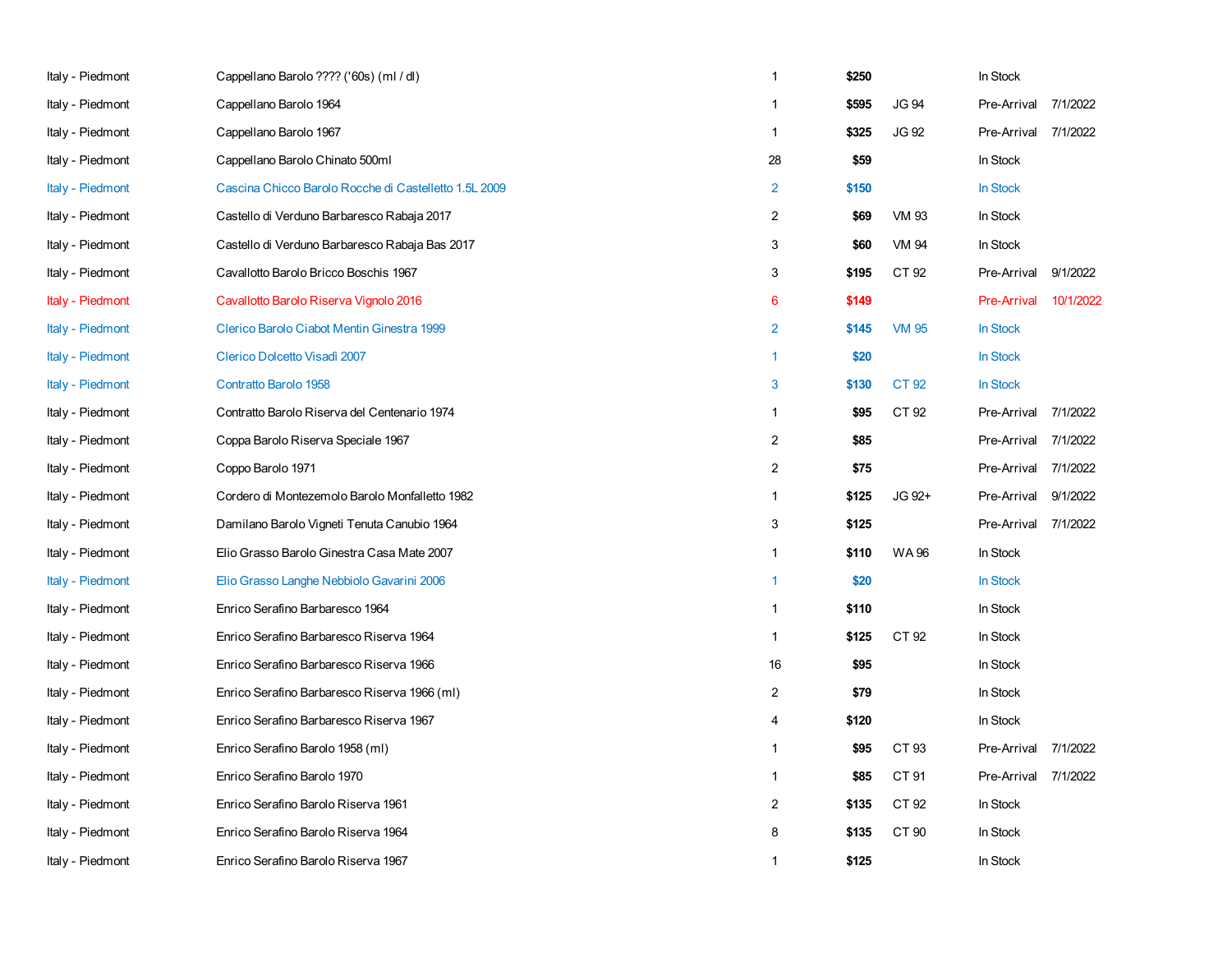| | | | | | | |
|---|---|---|---|---|---|---|
| Italy - Piedmont | Cappellano Barolo ???? ('60s) (ml / dl) | 1 | **$250** | | In Stock | |
| Italy - Piedmont | Cappellano Barolo 1964 | 1 | **$595** | JG 94 | Pre-Arrival | 7/1/2022 |
| Italy - Piedmont | Cappellano Barolo 1967 | 1 | **$325** | JG 92 | Pre-Arrival | 7/1/2022 |
| Italy - Piedmont | Cappellano Barolo Chinato 500ml | 28 | **$59** | | In Stock | |
| Italy - Piedmont | Cascina Chicco Barolo Rocche di Castelletto 1.5L 2009 | 2 | **$150** | | In Stock | |
| Italy - Piedmont | Castello di Verduno Barbaresco Rabaja 2017 | 2 | **$69** | VM 93 | In Stock | |
| Italy - Piedmont | Castello di Verduno Barbaresco Rabaja Bas 2017 | 3 | **$60** | VM 94 | In Stock | |
| Italy - Piedmont | Cavallotto Barolo Bricco Boschis 1967 | 3 | **$195** | CT 92 | Pre-Arrival | 9/1/2022 |
| Italy - Piedmont | Cavallotto Barolo Riserva Vignolo 2016 | 6 | **$149** | | Pre-Arrival | 10/1/2022 |
| Italy - Piedmont | Clerico Barolo Ciabot Mentin Ginestra 1999 | 2 | **$145** | VM 95 | In Stock | |
| Italy - Piedmont | Clerico Dolcetto Visadi 2007 | 1 | **$20** | | In Stock | |
| Italy - Piedmont | Contratto Barolo 1958 | 3 | **$130** | CT 92 | In Stock | |
| Italy - Piedmont | Contratto Barolo Riserva del Centenario 1974 | 1 | **$95** | CT 92 | Pre-Arrival | 7/1/2022 |
| Italy - Piedmont | Coppa Barolo Riserva Speciale 1967 | 2 | **$85** | | Pre-Arrival | 7/1/2022 |
| Italy - Piedmont | Coppo Barolo 1971 | 2 | **$75** | | Pre-Arrival | 7/1/2022 |
| Italy - Piedmont | Cordero di Montezemolo Barolo Monfalletto 1982 | 1 | **$125** | JG 92+ | Pre-Arrival | 9/1/2022 |
| Italy - Piedmont | Damilano Barolo Vigneti Tenuta Canubio 1964 | 3 | **$125** | | Pre-Arrival | 7/1/2022 |
| Italy - Piedmont | Elio Grasso Barolo Ginestra Casa Mate 2007 | 1 | **$110** | WA 96 | In Stock | |
| Italy - Piedmont | Elio Grasso Langhe Nebbiolo Gavarini 2006 | 1 | **$20** | | In Stock | |
| Italy - Piedmont | Enrico Serafino Barbaresco 1964 | 1 | **$110** | | In Stock | |
| Italy - Piedmont | Enrico Serafino Barbaresco Riserva 1964 | 1 | **$125** | CT 92 | In Stock | |
| Italy - Piedmont | Enrico Serafino Barbaresco Riserva 1966 | 16 | **$95** | | In Stock | |
| Italy - Piedmont | Enrico Serafino Barbaresco Riserva 1966 (ml) | 2 | **$79** | | In Stock | |
| Italy - Piedmont | Enrico Serafino Barbaresco Riserva 1967 | 4 | **$120** | | In Stock | |
| Italy - Piedmont | Enrico Serafino Barolo 1958 (ml) | 1 | **$95** | CT 93 | Pre-Arrival | 7/1/2022 |
| Italy - Piedmont | Enrico Serafino Barolo 1970 | 1 | **$85** | CT 91 | Pre-Arrival | 7/1/2022 |
| Italy - Piedmont | Enrico Serafino Barolo Riserva 1961 | 2 | **$135** | CT 92 | In Stock | |
| Italy - Piedmont | Enrico Serafino Barolo Riserva 1964 | 8 | **$135** | CT 90 | In Stock | |
| Italy - Piedmont | Enrico Serafino Barolo Riserva 1967 | 1 | **$125** | | In Stock | |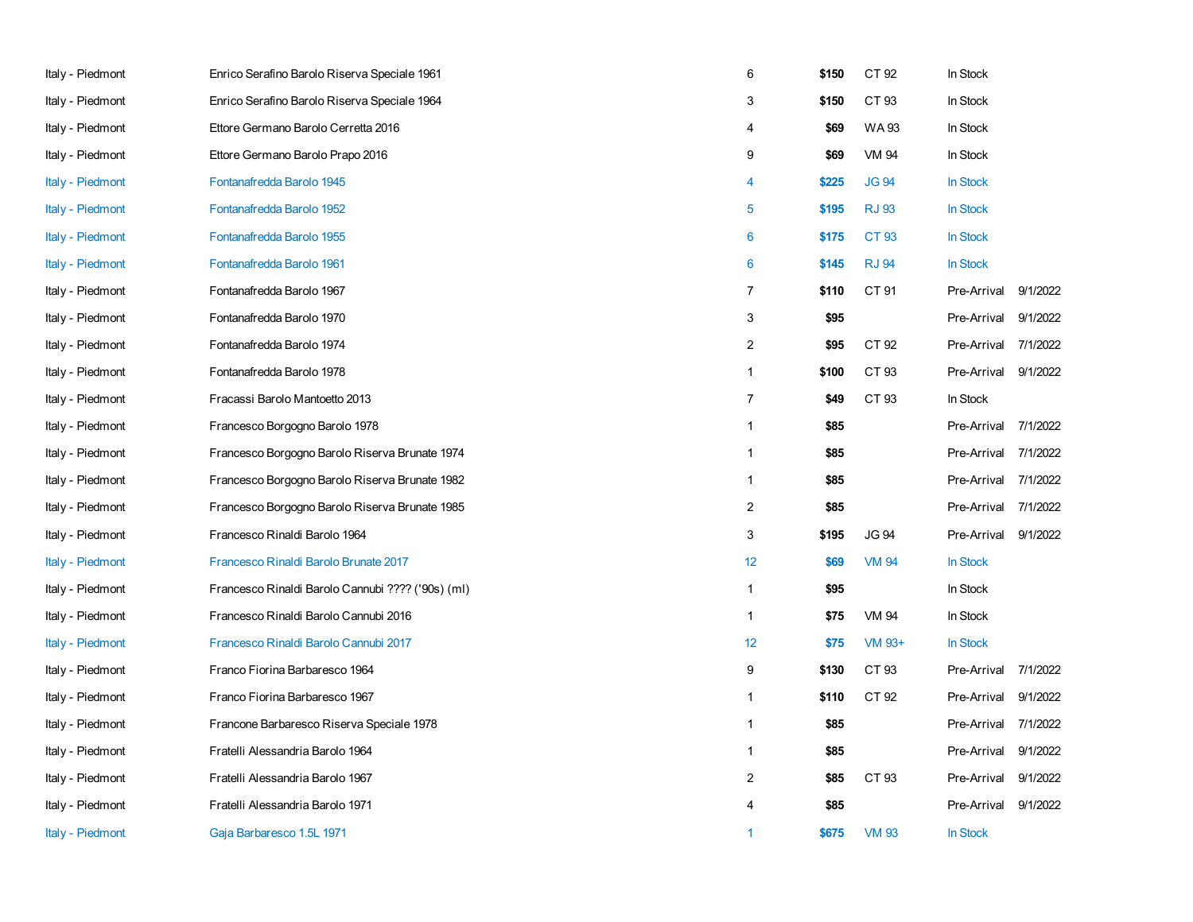| | | | | | | |
|---|---|---|---|---|---|---|
| Italy - Piedmont | Enrico Serafino Barolo Riserva Speciale 1961 | 6 | **$150** | CT 92 | In Stock | |
| Italy - Piedmont | Enrico Serafino Barolo Riserva Speciale 1964 | 3 | **$150** | CT 93 | In Stock | |
| Italy - Piedmont | Ettore Germano Barolo Cerretta 2016 | 4 | **$69** | WA 93 | In Stock | |
| Italy - Piedmont | Ettore Germano Barolo Prapo 2016 | 9 | **$69** | VM 94 | In Stock | |
| Italy - Piedmont | Fontanafredda Barolo 1945 | 4 | **$225** | JG 94 | In Stock | |
| Italy - Piedmont | Fontanafredda Barolo 1952 | 5 | **$195** | RJ 93 | In Stock | |
| Italy - Piedmont | Fontanafredda Barolo 1955 | 6 | **$175** | CT 93 | In Stock | |
| Italy - Piedmont | Fontanafredda Barolo 1961 | 6 | **$145** | RJ 94 | In Stock | |
| Italy - Piedmont | Fontanafredda Barolo 1967 | 7 | **$110** | CT 91 | Pre-Arrival | 9/1/2022 |
| Italy - Piedmont | Fontanafredda Barolo 1970 | 3 | **$95** | | Pre-Arrival | 9/1/2022 |
| Italy - Piedmont | Fontanafredda Barolo 1974 | 2 | **$95** | CT 92 | Pre-Arrival | 7/1/2022 |
| Italy - Piedmont | Fontanafredda Barolo 1978 | 1 | **$100** | CT 93 | Pre-Arrival | 9/1/2022 |
| Italy - Piedmont | Fracassi Barolo Mantoetto 2013 | 7 | **$49** | CT 93 | In Stock | |
| Italy - Piedmont | Francesco Borgogno Barolo 1978 | 1 | **$85** | | Pre-Arrival | 7/1/2022 |
| Italy - Piedmont | Francesco Borgogno Barolo Riserva Brunate 1974 | 1 | **$85** | | Pre-Arrival | 7/1/2022 |
| Italy - Piedmont | Francesco Borgogno Barolo Riserva Brunate 1982 | 1 | **$85** | | Pre-Arrival | 7/1/2022 |
| Italy - Piedmont | Francesco Borgogno Barolo Riserva Brunate 1985 | 2 | **$85** | | Pre-Arrival | 7/1/2022 |
| Italy - Piedmont | Francesco Rinaldi Barolo 1964 | 3 | **$195** | JG 94 | Pre-Arrival | 9/1/2022 |
| Italy - Piedmont | Francesco Rinaldi Barolo Brunate 2017 | 12 | **$69** | VM 94 | In Stock | |
| Italy - Piedmont | Francesco Rinaldi Barolo Cannubi ???? ('90s) (ml) | 1 | **$95** | | In Stock | |
| Italy - Piedmont | Francesco Rinaldi Barolo Cannubi 2016 | 1 | **$75** | VM 94 | In Stock | |
| Italy - Piedmont | Francesco Rinaldi Barolo Cannubi 2017 | 12 | **$75** | VM 93+ | In Stock | |
| Italy - Piedmont | Franco Fiorina Barbaresco 1964 | 9 | **$130** | CT 93 | Pre-Arrival | 7/1/2022 |
| Italy - Piedmont | Franco Fiorina Barbaresco 1967 | 1 | **$110** | CT 92 | Pre-Arrival | 9/1/2022 |
| Italy - Piedmont | Francone Barbaresco Riserva Speciale 1978 | 1 | **$85** | | Pre-Arrival | 7/1/2022 |
| Italy - Piedmont | Fratelli Alessandria Barolo 1964 | 1 | **$85** | | Pre-Arrival | 9/1/2022 |
| Italy - Piedmont | Fratelli Alessandria Barolo 1967 | 2 | **$85** | CT 93 | Pre-Arrival | 9/1/2022 |
| Italy - Piedmont | Fratelli Alessandria Barolo 1971 | 4 | **$85** | | Pre-Arrival | 9/1/2022 |
| Italy - Piedmont | Gaja Barbaresco 1.5L 1971 | 1 | **$675** | VM 93 | In Stock | |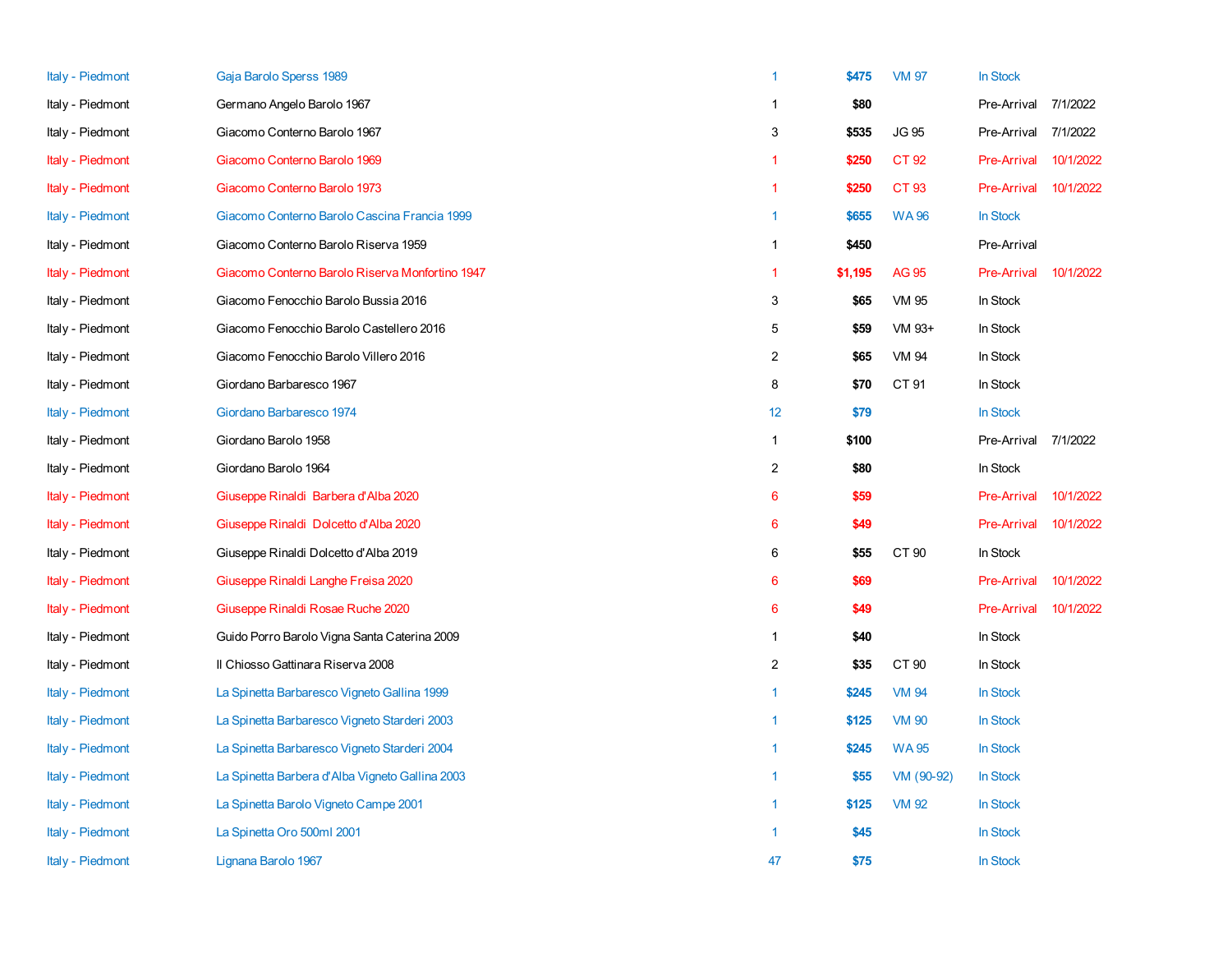| | | | | | | |
|---|---|---|---|---|---|---|
| Italy - Piedmont | Gaja Barolo Sperss 1989 | 1 | **$475** | VM 97 | In Stock | |
| Italy - Piedmont | Germano Angelo Barolo 1967 | 1 | **$80** | | Pre-Arrival | 7/1/2022 |
| Italy - Piedmont | Giacomo Conterno Barolo 1967 | 3 | **$535** | JG 95 | Pre-Arrival | 7/1/2022 |
| Italy - Piedmont | Giacomo Conterno Barolo 1969 | 1 | **$250** | CT 92 | Pre-Arrival | 10/1/2022 |
| Italy - Piedmont | Giacomo Conterno Barolo 1973 | 1 | **$250** | CT 93 | Pre-Arrival | 10/1/2022 |
| Italy - Piedmont | Giacomo Conterno Barolo Cascina Francia 1999 | 1 | **$655** | WA 96 | In Stock | |
| Italy - Piedmont | Giacomo Conterno Barolo Riserva 1959 | 1 | **$450** | | Pre-Arrival | |
| Italy - Piedmont | Giacomo Conterno Barolo Riserva Monfortino 1947 | 1 | **$1,195** | AG 95 | Pre-Arrival | 10/1/2022 |
| Italy - Piedmont | Giacomo Fenocchio Barolo Bussia 2016 | 3 | **$65** | VM 95 | In Stock | |
| Italy - Piedmont | Giacomo Fenocchio Barolo Castellero 2016 | 5 | **$59** | VM 93+ | In Stock | |
| Italy - Piedmont | Giacomo Fenocchio Barolo Villero 2016 | 2 | **$65** | VM 94 | In Stock | |
| Italy - Piedmont | Giordano Barbaresco 1967 | 8 | **$70** | CT 91 | In Stock | |
| Italy - Piedmont | Giordano Barbaresco 1974 | 12 | **$79** | | In Stock | |
| Italy - Piedmont | Giordano Barolo 1958 | 1 | **$100** | | Pre-Arrival | 7/1/2022 |
| Italy - Piedmont | Giordano Barolo 1964 | 2 | **$80** | | In Stock | |
| Italy - Piedmont | Giuseppe Rinaldi Barbera d'Alba 2020 | 6 | **$59** | | Pre-Arrival | 10/1/2022 |
| Italy - Piedmont | Giuseppe Rinaldi Dolcetto d'Alba 2020 | 6 | **$49** | | Pre-Arrival | 10/1/2022 |
| Italy - Piedmont | Giuseppe Rinaldi Dolcetto d'Alba 2019 | 6 | **$55** | CT 90 | In Stock | |
| Italy - Piedmont | Giuseppe Rinaldi Langhe Freisa 2020 | 6 | **$69** | | Pre-Arrival | 10/1/2022 |
| Italy - Piedmont | Giuseppe Rinaldi Rosae Ruche 2020 | 6 | **$49** | | Pre-Arrival | 10/1/2022 |
| Italy - Piedmont | Guido Porro Barolo Vigna Santa Caterina 2009 | 1 | **$40** | | In Stock | |
| Italy - Piedmont | Il Chiosso Gattinara Riserva 2008 | 2 | **$35** | CT 90 | In Stock | |
| Italy - Piedmont | La Spinetta Barbaresco Vigneto Gallina 1999 | 1 | **$245** | VM 94 | In Stock | |
| Italy - Piedmont | La Spinetta Barbaresco Vigneto Starderi 2003 | 1 | **$125** | VM 90 | In Stock | |
| Italy - Piedmont | La Spinetta Barbaresco Vigneto Starderi 2004 | 1 | **$245** | WA 95 | In Stock | |
| Italy - Piedmont | La Spinetta Barbera d'Alba Vigneto Gallina 2003 | 1 | **$55** | VM (90-92) | In Stock | |
| Italy - Piedmont | La Spinetta Barolo Vigneto Campe 2001 | 1 | **$125** | VM 92 | In Stock | |
| Italy - Piedmont | La Spinetta Oro 500ml 2001 | 1 | **$45** | | In Stock | |
| Italy - Piedmont | Lignana Barolo 1967 | 47 | **$75** | | In Stock | |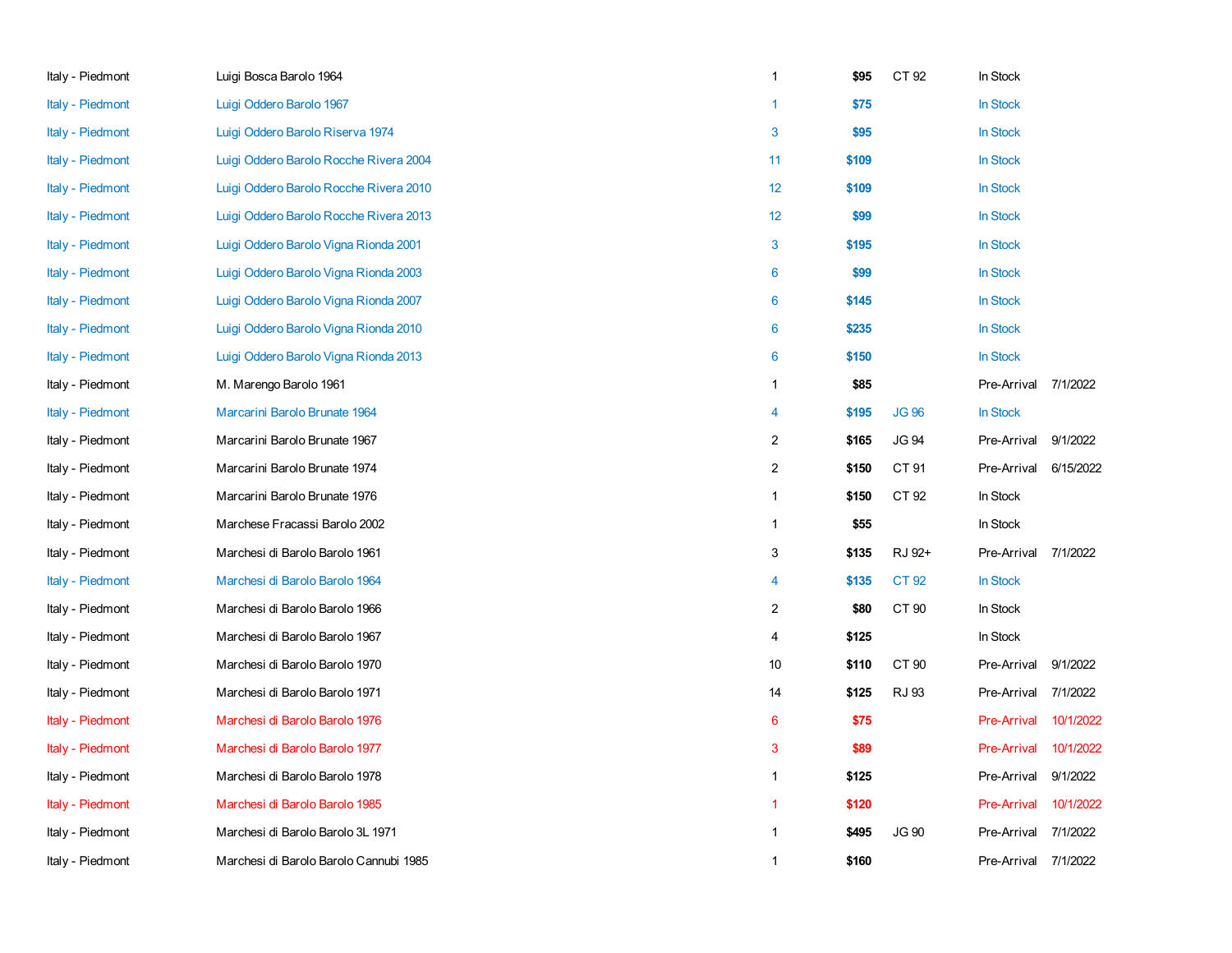| | | | | | | |
|---|---|---|---|---|---|---|
| Italy - Piedmont | Luigi Bosca Barolo 1964 | 1 | **$95** | CT 92 | In Stock | |
| Italy - Piedmont | Luigi Oddero Barolo 1967 | 1 | **$75** | | In Stock | |
| Italy - Piedmont | Luigi Oddero Barolo Riserva 1974 | 3 | **$95** | | In Stock | |
| Italy - Piedmont | Luigi Oddero Barolo Rocche Rivera 2004 | 11 | **$109** | | In Stock | |
| Italy - Piedmont | Luigi Oddero Barolo Rocche Rivera 2010 | 12 | **$109** | | In Stock | |
| Italy - Piedmont | Luigi Oddero Barolo Rocche Rivera 2013 | 12 | **$99** | | In Stock | |
| Italy - Piedmont | Luigi Oddero Barolo Vigna Rionda 2001 | 3 | **$195** | | In Stock | |
| Italy - Piedmont | Luigi Oddero Barolo Vigna Rionda 2003 | 6 | **$99** | | In Stock | |
| Italy - Piedmont | Luigi Oddero Barolo Vigna Rionda 2007 | 6 | **$145** | | In Stock | |
| Italy - Piedmont | Luigi Oddero Barolo Vigna Rionda 2010 | 6 | **$235** | | In Stock | |
| Italy - Piedmont | Luigi Oddero Barolo Vigna Rionda 2013 | 6 | **$150** | | In Stock | |
| Italy - Piedmont | M. Marengo Barolo 1961 | 1 | **$85** | | Pre-Arrival | 7/1/2022 |
| Italy - Piedmont | Marcarini Barolo Brunate 1964 | 4 | **$195** | JG 96 | In Stock | |
| Italy - Piedmont | Marcarini Barolo Brunate 1967 | 2 | **$165** | JG 94 | Pre-Arrival | 9/1/2022 |
| Italy - Piedmont | Marcarini Barolo Brunate 1974 | 2 | **$150** | CT 91 | Pre-Arrival | 6/15/2022 |
| Italy - Piedmont | Marcarini Barolo Brunate 1976 | 1 | **$150** | CT 92 | In Stock | |
| Italy - Piedmont | Marchese Fracassi Barolo 2002 | 1 | **$55** | | In Stock | |
| Italy - Piedmont | Marchesi di Barolo Barolo 1961 | 3 | **$135** | RJ 92+ | Pre-Arrival | 7/1/2022 |
| Italy - Piedmont | Marchesi di Barolo Barolo 1964 | 4 | **$135** | CT 92 | In Stock | |
| Italy - Piedmont | Marchesi di Barolo Barolo 1966 | 2 | **$80** | CT 90 | In Stock | |
| Italy - Piedmont | Marchesi di Barolo Barolo 1967 | 4 | **$125** | | In Stock | |
| Italy - Piedmont | Marchesi di Barolo Barolo 1970 | 10 | **$110** | CT 90 | Pre-Arrival | 9/1/2022 |
| Italy - Piedmont | Marchesi di Barolo Barolo 1971 | 14 | **$125** | RJ 93 | Pre-Arrival | 7/1/2022 |
| Italy - Piedmont | Marchesi di Barolo Barolo 1976 | 6 | **$75** | | Pre-Arrival | 10/1/2022 |
| Italy - Piedmont | Marchesi di Barolo Barolo 1977 | 3 | **$89** | | Pre-Arrival | 10/1/2022 |
| Italy - Piedmont | Marchesi di Barolo Barolo 1978 | 1 | **$125** | | Pre-Arrival | 9/1/2022 |
| Italy - Piedmont | Marchesi di Barolo Barolo 1985 | 1 | **$120** | | Pre-Arrival | 10/1/2022 |
| Italy - Piedmont | Marchesi di Barolo Barolo 3L 1971 | 1 | **$495** | JG 90 | Pre-Arrival | 7/1/2022 |
| Italy - Piedmont | Marchesi di Barolo Barolo Cannubi 1985 | 1 | **$160** | | Pre-Arrival | 7/1/2022 |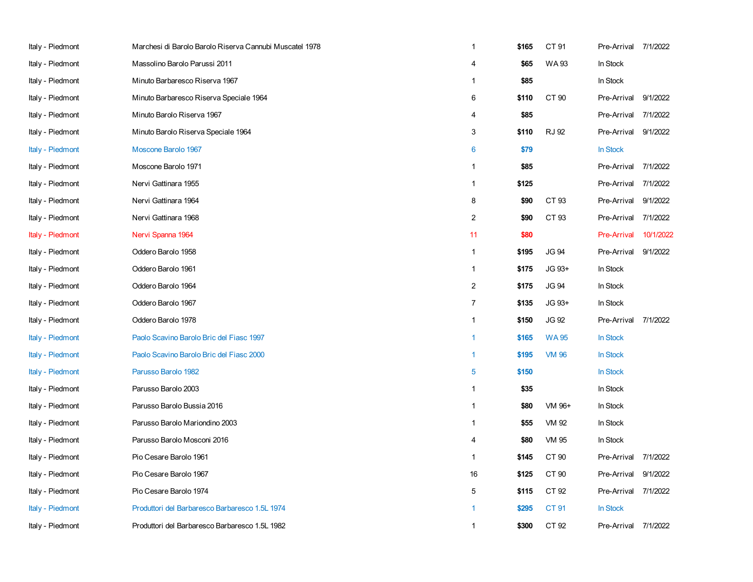| | | | | | | |
|---|---|---|---|---|---|---|
| Italy - Piedmont | Marchesi di Barolo Barolo Riserva Cannubi Muscatel 1978 | 1 | **$165** | CT 91 | Pre-Arrival | 7/1/2022 |
| Italy - Piedmont | Massolino Barolo Parussi 2011 | 4 | **$65** | WA 93 | In Stock | |
| Italy - Piedmont | Minuto Barbaresco Riserva 1967 | 1 | **$85** | | In Stock | |
| Italy - Piedmont | Minuto Barbaresco Riserva Speciale 1964 | 6 | **$110** | CT 90 | Pre-Arrival | 9/1/2022 |
| Italy - Piedmont | Minuto Barolo Riserva 1967 | 4 | **$85** | | Pre-Arrival | 7/1/2022 |
| Italy - Piedmont | Minuto Barolo Riserva Speciale 1964 | 3 | **$110** | RJ 92 | Pre-Arrival | 9/1/2022 |
| Italy - Piedmont | Moscone Barolo 1967 | 6 | **$79** | | In Stock | |
| Italy - Piedmont | Moscone Barolo 1971 | 1 | **$85** | | Pre-Arrival | 7/1/2022 |
| Italy - Piedmont | Nervi Gattinara 1955 | 1 | **$125** | | Pre-Arrival | 7/1/2022 |
| Italy - Piedmont | Nervi Gattinara 1964 | 8 | **$90** | CT 93 | Pre-Arrival | 9/1/2022 |
| Italy - Piedmont | Nervi Gattinara 1968 | 2 | **$90** | CT 93 | Pre-Arrival | 7/1/2022 |
| Italy - Piedmont | Nervi Spanna 1964 | 11 | **$80** | | Pre-Arrival | 10/1/2022 |
| Italy - Piedmont | Oddero Barolo 1958 | 1 | **$195** | JG 94 | Pre-Arrival | 9/1/2022 |
| Italy - Piedmont | Oddero Barolo 1961 | 1 | **$175** | JG 93+ | In Stock | |
| Italy - Piedmont | Oddero Barolo 1964 | 2 | **$175** | JG 94 | In Stock | |
| Italy - Piedmont | Oddero Barolo 1967 | 7 | **$135** | JG 93+ | In Stock | |
| Italy - Piedmont | Oddero Barolo 1978 | 1 | **$150** | JG 92 | Pre-Arrival | 7/1/2022 |
| Italy - Piedmont | Paolo Scavino Barolo Bric del Fiasc 1997 | 1 | **$165** | WA 95 | In Stock | |
| Italy - Piedmont | Paolo Scavino Barolo Bric del Fiasc 2000 | 1 | **$195** | VM 96 | In Stock | |
| Italy - Piedmont | Parusso Barolo 1982 | 5 | **$150** | | In Stock | |
| Italy - Piedmont | Parusso Barolo 2003 | 1 | **$35** | | In Stock | |
| Italy - Piedmont | Parusso Barolo Bussia 2016 | 1 | **$80** | VM 96+ | In Stock | |
| Italy - Piedmont | Parusso Barolo Mariondino 2003 | 1 | **$55** | VM 92 | In Stock | |
| Italy - Piedmont | Parusso Barolo Mosconi 2016 | 4 | **$80** | VM 95 | In Stock | |
| Italy - Piedmont | Pio Cesare Barolo 1961 | 1 | **$145** | CT 90 | Pre-Arrival | 7/1/2022 |
| Italy - Piedmont | Pio Cesare Barolo 1967 | 16 | **$125** | CT 90 | Pre-Arrival | 9/1/2022 |
| Italy - Piedmont | Pio Cesare Barolo 1974 | 5 | **$115** | CT 92 | Pre-Arrival | 7/1/2022 |
| Italy - Piedmont | Produttori del Barbaresco Barbaresco 1.5L 1974 | 1 | **$295** | CT 91 | In Stock | |
| Italy - Piedmont | Produttori del Barbaresco Barbaresco 1.5L 1982 | 1 | **$300** | CT 92 | Pre-Arrival | 7/1/2022 |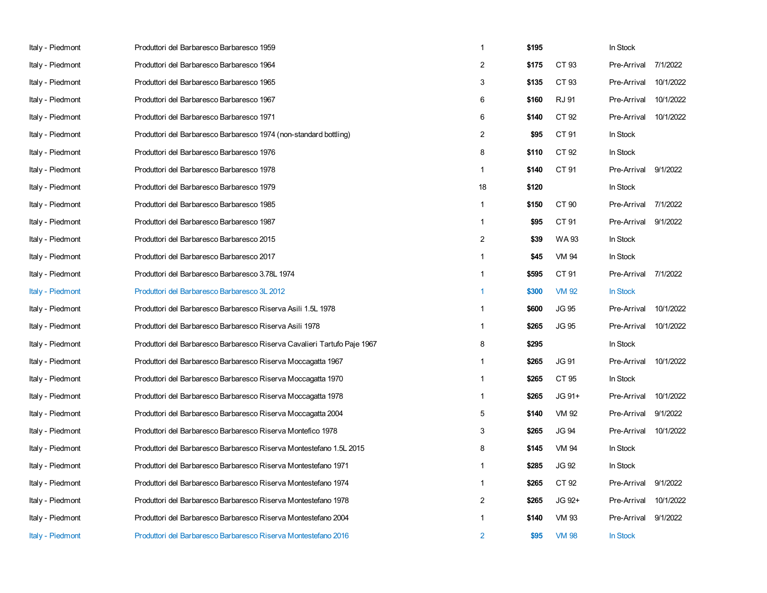| | | | | | | |
|---|---|---|---|---|---|---|
| Italy - Piedmont | Produttori del Barbaresco Barbaresco 1959 | 1 | **$195** | | In Stock | |
| Italy - Piedmont | Produttori del Barbaresco Barbaresco 1964 | 2 | **$175** | CT 93 | Pre-Arrival | 7/1/2022 |
| Italy - Piedmont | Produttori del Barbaresco Barbaresco 1965 | 3 | **$135** | CT 93 | Pre-Arrival | 10/1/2022 |
| Italy - Piedmont | Produttori del Barbaresco Barbaresco 1967 | 6 | **$160** | RJ 91 | Pre-Arrival | 10/1/2022 |
| Italy - Piedmont | Produttori del Barbaresco Barbaresco 1971 | 6 | **$140** | CT 92 | Pre-Arrival | 10/1/2022 |
| Italy - Piedmont | Produttori del Barbaresco Barbaresco 1974 (non-standard bottling) | 2 | **$95** | CT 91 | In Stock | |
| Italy - Piedmont | Produttori del Barbaresco Barbaresco 1976 | 8 | **$110** | CT 92 | In Stock | |
| Italy - Piedmont | Produttori del Barbaresco Barbaresco 1978 | 1 | **$140** | CT 91 | Pre-Arrival | 9/1/2022 |
| Italy - Piedmont | Produttori del Barbaresco Barbaresco 1979 | 18 | **$120** | | In Stock | |
| Italy - Piedmont | Produttori del Barbaresco Barbaresco 1985 | 1 | **$150** | CT 90 | Pre-Arrival | 7/1/2022 |
| Italy - Piedmont | Produttori del Barbaresco Barbaresco 1987 | 1 | **$95** | CT 91 | Pre-Arrival | 9/1/2022 |
| Italy - Piedmont | Produttori del Barbaresco Barbaresco 2015 | 2 | **$39** | WA 93 | In Stock | |
| Italy - Piedmont | Produttori del Barbaresco Barbaresco 2017 | 1 | **$45** | VM 94 | In Stock | |
| Italy - Piedmont | Produttori del Barbaresco Barbaresco 3.78L 1974 | 1 | **$595** | CT 91 | Pre-Arrival | 7/1/2022 |
| Italy - Piedmont | Produttori del Barbaresco Barbaresco 3L 2012 | 1 | **$300** | VM 92 | In Stock | |
| Italy - Piedmont | Produttori del Barbaresco Barbaresco Riserva Asili 1.5L 1978 | 1 | **$600** | JG 95 | Pre-Arrival | 10/1/2022 |
| Italy - Piedmont | Produttori del Barbaresco Barbaresco Riserva Asili 1978 | 1 | **$265** | JG 95 | Pre-Arrival | 10/1/2022 |
| Italy - Piedmont | Produttori del Barbaresco Barbaresco Riserva Cavalieri Tartufo Paje 1967 | 8 | **$295** | | In Stock | |
| Italy - Piedmont | Produttori del Barbaresco Barbaresco Riserva Moccagatta 1967 | 1 | **$265** | JG 91 | Pre-Arrival | 10/1/2022 |
| Italy - Piedmont | Produttori del Barbaresco Barbaresco Riserva Moccagatta 1970 | 1 | **$265** | CT 95 | In Stock | |
| Italy - Piedmont | Produttori del Barbaresco Barbaresco Riserva Moccagatta 1978 | 1 | **$265** | JG 91+ | Pre-Arrival | 10/1/2022 |
| Italy - Piedmont | Produttori del Barbaresco Barbaresco Riserva Moccagatta 2004 | 5 | **$140** | VM 92 | Pre-Arrival | 9/1/2022 |
| Italy - Piedmont | Produttori del Barbaresco Barbaresco Riserva Montefico 1978 | 3 | **$265** | JG 94 | Pre-Arrival | 10/1/2022 |
| Italy - Piedmont | Produttori del Barbaresco Barbaresco Riserva Montestefano 1.5L 2015 | 8 | **$145** | VM 94 | In Stock | |
| Italy - Piedmont | Produttori del Barbaresco Barbaresco Riserva Montestefano 1971 | 1 | **$285** | JG 92 | In Stock | |
| Italy - Piedmont | Produttori del Barbaresco Barbaresco Riserva Montestefano 1974 | 1 | **$265** | CT 92 | Pre-Arrival | 9/1/2022 |
| Italy - Piedmont | Produttori del Barbaresco Barbaresco Riserva Montestefano 1978 | 2 | **$265** | JG 92+ | Pre-Arrival | 10/1/2022 |
| Italy - Piedmont | Produttori del Barbaresco Barbaresco Riserva Montestefano 2004 | 1 | **$140** | VM 93 | Pre-Arrival | 9/1/2022 |
| Italy - Piedmont | Produttori del Barbaresco Barbaresco Riserva Montestefano 2016 | 2 | **$95** | VM 98 | In Stock | |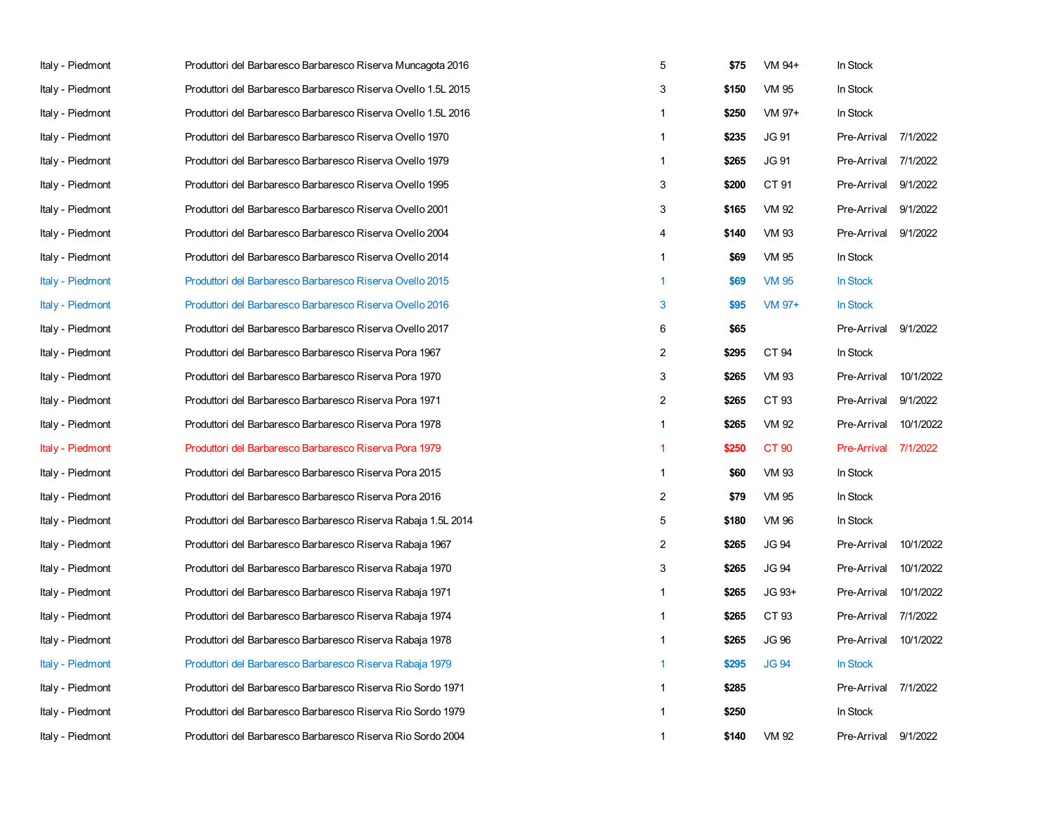| | | | | | | |
|---|---|---|---|---|---|---|
| Italy - Piedmont | Produttori del Barbaresco Barbaresco Riserva Muncagota 2016 | 5 | $75 | VM 94+ | In Stock | |
| Italy - Piedmont | Produttori del Barbaresco Barbaresco Riserva Ovello 1.5L 2015 | 3 | $150 | VM 95 | In Stock | |
| Italy - Piedmont | Produttori del Barbaresco Barbaresco Riserva Ovello 1.5L 2016 | 1 | $250 | VM 97+ | In Stock | |
| Italy - Piedmont | Produttori del Barbaresco Barbaresco Riserva Ovello 1970 | 1 | $235 | JG 91 | Pre-Arrival | 7/1/2022 |
| Italy - Piedmont | Produttori del Barbaresco Barbaresco Riserva Ovello 1979 | 1 | $265 | JG 91 | Pre-Arrival | 7/1/2022 |
| Italy - Piedmont | Produttori del Barbaresco Barbaresco Riserva Ovello 1995 | 3 | $200 | CT 91 | Pre-Arrival | 9/1/2022 |
| Italy - Piedmont | Produttori del Barbaresco Barbaresco Riserva Ovello 2001 | 3 | $165 | VM 92 | Pre-Arrival | 9/1/2022 |
| Italy - Piedmont | Produttori del Barbaresco Barbaresco Riserva Ovello 2004 | 4 | $140 | VM 93 | Pre-Arrival | 9/1/2022 |
| Italy - Piedmont | Produttori del Barbaresco Barbaresco Riserva Ovello 2014 | 1 | $69 | VM 95 | In Stock | |
| Italy - Piedmont | Produttori del Barbaresco Barbaresco Riserva Ovello 2015 | 1 | $69 | VM 95 | In Stock | |
| Italy - Piedmont | Produttori del Barbaresco Barbaresco Riserva Ovello 2016 | 3 | $95 | VM 97+ | In Stock | |
| Italy - Piedmont | Produttori del Barbaresco Barbaresco Riserva Ovello 2017 | 6 | $65 | | Pre-Arrival | 9/1/2022 |
| Italy - Piedmont | Produttori del Barbaresco Barbaresco Riserva Pora 1967 | 2 | $295 | CT 94 | In Stock | |
| Italy - Piedmont | Produttori del Barbaresco Barbaresco Riserva Pora 1970 | 3 | $265 | VM 93 | Pre-Arrival | 10/1/2022 |
| Italy - Piedmont | Produttori del Barbaresco Barbaresco Riserva Pora 1971 | 2 | $265 | CT 93 | Pre-Arrival | 9/1/2022 |
| Italy - Piedmont | Produttori del Barbaresco Barbaresco Riserva Pora 1978 | 1 | $265 | VM 92 | Pre-Arrival | 10/1/2022 |
| Italy - Piedmont | Produttori del Barbaresco Barbaresco Riserva Pora 1979 | 1 | $250 | CT 90 | Pre-Arrival | 7/1/2022 |
| Italy - Piedmont | Produttori del Barbaresco Barbaresco Riserva Pora 2015 | 1 | $60 | VM 93 | In Stock | |
| Italy - Piedmont | Produttori del Barbaresco Barbaresco Riserva Pora 2016 | 2 | $79 | VM 95 | In Stock | |
| Italy - Piedmont | Produttori del Barbaresco Barbaresco Riserva Rabaja 1.5L 2014 | 5 | $180 | VM 96 | In Stock | |
| Italy - Piedmont | Produttori del Barbaresco Barbaresco Riserva Rabaja 1967 | 2 | $265 | JG 94 | Pre-Arrival | 10/1/2022 |
| Italy - Piedmont | Produttori del Barbaresco Barbaresco Riserva Rabaja 1970 | 3 | $265 | JG 94 | Pre-Arrival | 10/1/2022 |
| Italy - Piedmont | Produttori del Barbaresco Barbaresco Riserva Rabaja 1971 | 1 | $265 | JG 93+ | Pre-Arrival | 10/1/2022 |
| Italy - Piedmont | Produttori del Barbaresco Barbaresco Riserva Rabaja 1974 | 1 | $265 | CT 93 | Pre-Arrival | 7/1/2022 |
| Italy - Piedmont | Produttori del Barbaresco Barbaresco Riserva Rabaja 1978 | 1 | $265 | JG 96 | Pre-Arrival | 10/1/2022 |
| Italy - Piedmont | Produttori del Barbaresco Barbaresco Riserva Rabaja 1979 | 1 | $295 | JG 94 | In Stock | |
| Italy - Piedmont | Produttori del Barbaresco Barbaresco Riserva Rio Sordo 1971 | 1 | $285 | | Pre-Arrival | 7/1/2022 |
| Italy - Piedmont | Produttori del Barbaresco Barbaresco Riserva Rio Sordo 1979 | 1 | $250 | | In Stock | |
| Italy - Piedmont | Produttori del Barbaresco Barbaresco Riserva Rio Sordo 2004 | 1 | $140 | VM 92 | Pre-Arrival | 9/1/2022 |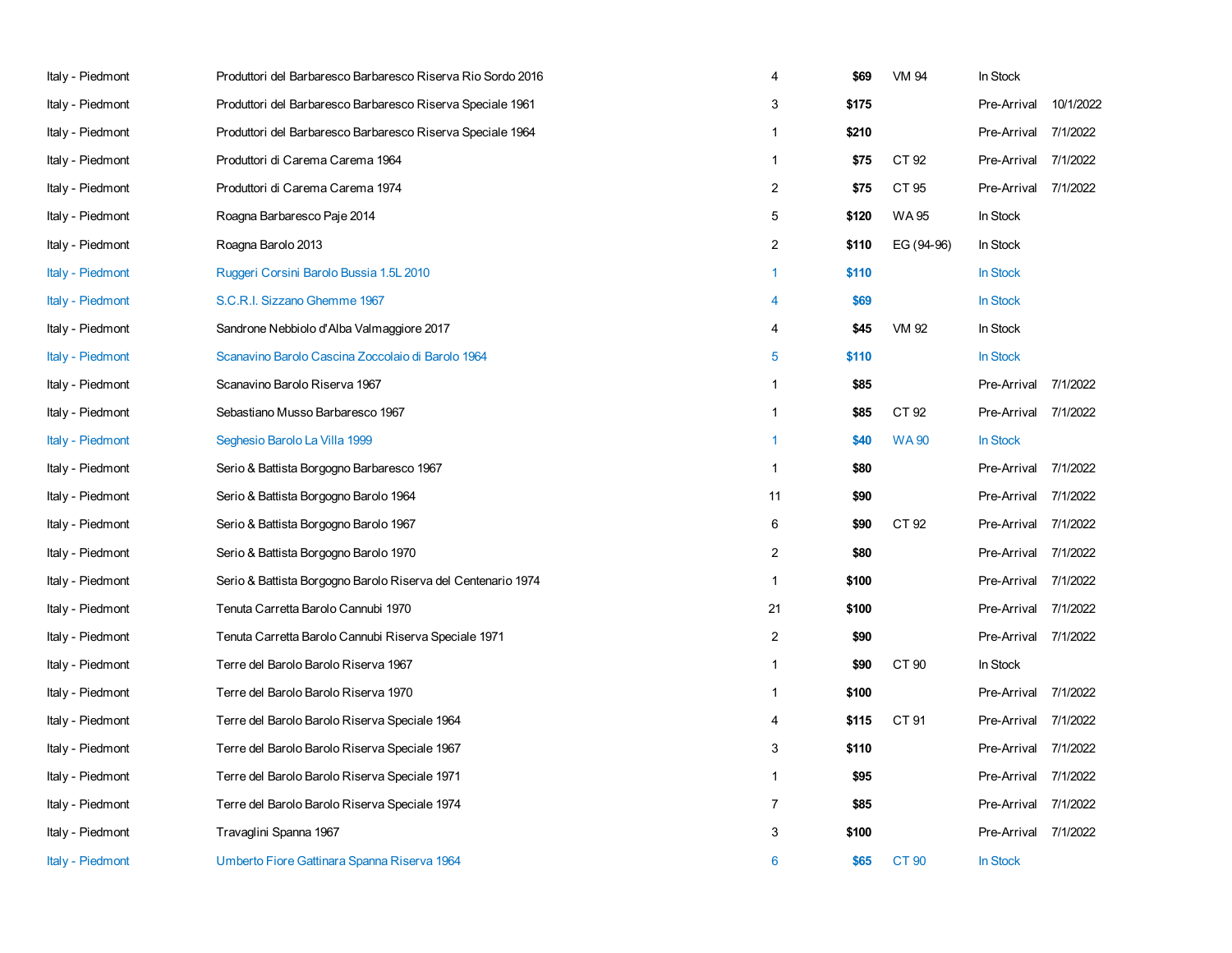| | | | | | | |
|---|---|---|---|---|---|---|
| Italy - Piedmont | Produttori del Barbaresco Barbaresco Riserva Rio Sordo 2016 | 4 | **$69** | VM 94 | In Stock | |
| Italy - Piedmont | Produttori del Barbaresco Barbaresco Riserva Speciale 1961 | 3 | **$175** | | Pre-Arrival | 10/1/2022 |
| Italy - Piedmont | Produttori del Barbaresco Barbaresco Riserva Speciale 1964 | 1 | **$210** | | Pre-Arrival | 7/1/2022 |
| Italy - Piedmont | Produttori di Carema Carema 1964 | 1 | **$75** | CT 92 | Pre-Arrival | 7/1/2022 |
| Italy - Piedmont | Produttori di Carema Carema 1974 | 2 | **$75** | CT 95 | Pre-Arrival | 7/1/2022 |
| Italy - Piedmont | Roagna Barbaresco Paje 2014 | 5 | **$120** | WA 95 | In Stock | |
| Italy - Piedmont | Roagna Barolo 2013 | 2 | **$110** | EG (94-96) | In Stock | |
| Italy - Piedmont | Ruggeri Corsini Barolo Bussia 1.5L 2010 | 1 | **$110** | | In Stock | |
| Italy - Piedmont | S.C.R.I. Sizzano Ghemme 1967 | 4 | **$69** | | In Stock | |
| Italy - Piedmont | Sandrone Nebbiolo d'Alba Valmaggiore 2017 | 4 | **$45** | VM 92 | In Stock | |
| Italy - Piedmont | Scanavino Barolo Cascina Zoccolaio di Barolo 1964 | 5 | **$110** | | In Stock | |
| Italy - Piedmont | Scanavino Barolo Riserva 1967 | 1 | **$85** | | Pre-Arrival | 7/1/2022 |
| Italy - Piedmont | Sebastiano Musso Barbaresco 1967 | 1 | **$85** | CT 92 | Pre-Arrival | 7/1/2022 |
| Italy - Piedmont | Seghesio Barolo La Villa 1999 | 1 | **$40** | WA 90 | In Stock | |
| Italy - Piedmont | Serio & Battista Borgogno Barbaresco 1967 | 1 | **$80** | | Pre-Arrival | 7/1/2022 |
| Italy - Piedmont | Serio & Battista Borgogno Barolo 1964 | 11 | **$90** | | Pre-Arrival | 7/1/2022 |
| Italy - Piedmont | Serio & Battista Borgogno Barolo 1967 | 6 | **$90** | CT 92 | Pre-Arrival | 7/1/2022 |
| Italy - Piedmont | Serio & Battista Borgogno Barolo 1970 | 2 | **$80** | | Pre-Arrival | 7/1/2022 |
| Italy - Piedmont | Serio & Battista Borgogno Barolo Riserva del Centenario 1974 | 1 | **$100** | | Pre-Arrival | 7/1/2022 |
| Italy - Piedmont | Tenuta Carretta Barolo Cannubi 1970 | 21 | **$100** | | Pre-Arrival | 7/1/2022 |
| Italy - Piedmont | Tenuta Carretta Barolo Cannubi Riserva Speciale 1971 | 2 | **$90** | | Pre-Arrival | 7/1/2022 |
| Italy - Piedmont | Terre del Barolo Barolo Riserva 1967 | 1 | **$90** | CT 90 | In Stock | |
| Italy - Piedmont | Terre del Barolo Barolo Riserva 1970 | 1 | **$100** | | Pre-Arrival | 7/1/2022 |
| Italy - Piedmont | Terre del Barolo Barolo Riserva Speciale 1964 | 4 | **$115** | CT 91 | Pre-Arrival | 7/1/2022 |
| Italy - Piedmont | Terre del Barolo Barolo Riserva Speciale 1967 | 3 | **$110** | | Pre-Arrival | 7/1/2022 |
| Italy - Piedmont | Terre del Barolo Barolo Riserva Speciale 1971 | 1 | **$95** | | Pre-Arrival | 7/1/2022 |
| Italy - Piedmont | Terre del Barolo Barolo Riserva Speciale 1974 | 7 | **$85** | | Pre-Arrival | 7/1/2022 |
| Italy - Piedmont | Travaglini Spanna 1967 | 3 | **$100** | | Pre-Arrival | 7/1/2022 |
| Italy - Piedmont | Umberto Fiore Gattinara Spanna Riserva 1964 | 6 | **$65** | CT 90 | In Stock | |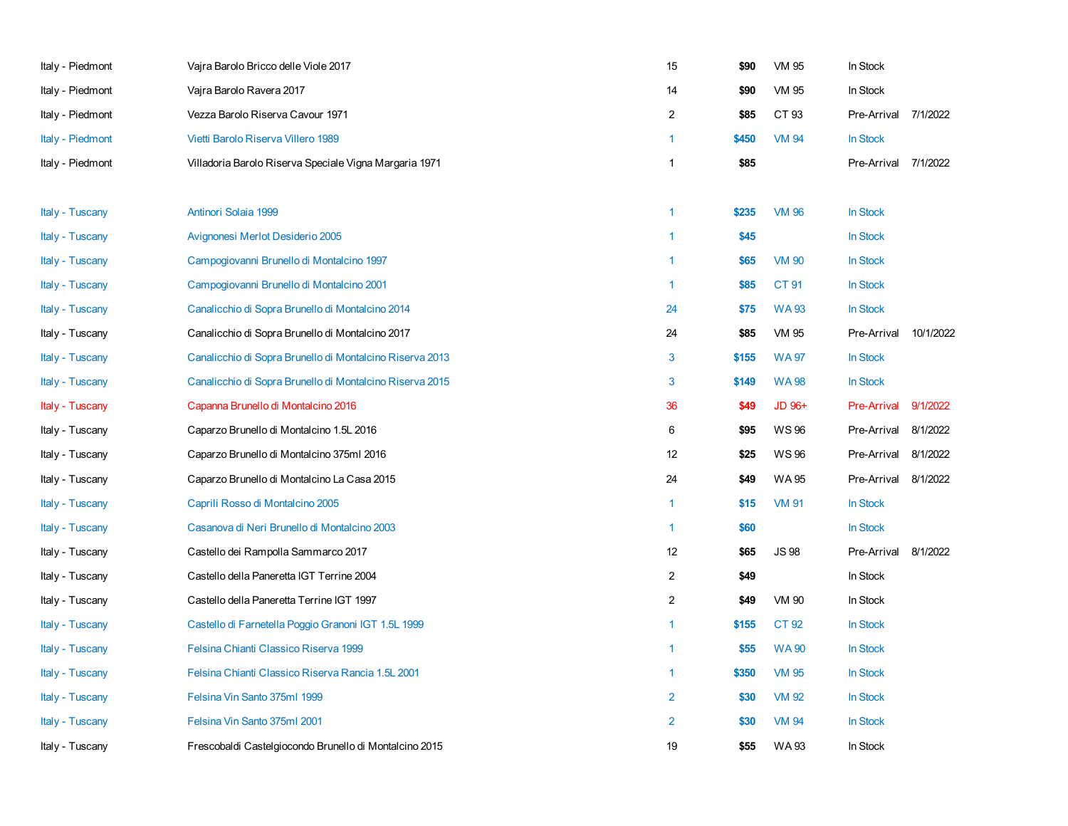| | | | | | | |
|---|---|---|---|---|---|---|
| Italy - Piedmont | Vajra Barolo Bricco delle Viole 2017 | 15 | **$90** | VM 95 | In Stock | |
| Italy - Piedmont | Vajra Barolo Ravera 2017 | 14 | **$90** | VM 95 | In Stock | |
| Italy - Piedmont | Vezza Barolo Riserva Cavour 1971 | 2 | **$85** | CT 93 | Pre-Arrival | 7/1/2022 |
| Italy - Piedmont | Vietti Barolo Riserva Villero 1989 | 1 | **$450** | VM 94 | In Stock | |
| Italy - Piedmont | Villadoria Barolo Riserva Speciale Vigna Margaria 1971 | 1 | **$85** | | Pre-Arrival | 7/1/2022 |
| | | | | | | |
| Italy - Tuscany | Antinori Solaia 1999 | 1 | **$235** | VM 96 | In Stock | |
| Italy - Tuscany | Avignonesi Merlot Desiderio 2005 | 1 | **$45** | | In Stock | |
| Italy - Tuscany | Campogiovanni Brunello di Montalcino 1997 | 1 | **$65** | VM 90 | In Stock | |
| Italy - Tuscany | Campogiovanni Brunello di Montalcino 2001 | 1 | **$85** | CT 91 | In Stock | |
| Italy - Tuscany | Canalicchio di Sopra Brunello di Montalcino 2014 | 24 | **$75** | WA 93 | In Stock | |
| Italy - Tuscany | Canalicchio di Sopra Brunello di Montalcino 2017 | 24 | **$85** | VM 95 | Pre-Arrival | 10/1/2022 |
| Italy - Tuscany | Canalicchio di Sopra Brunello di Montalcino Riserva 2013 | 3 | **$155** | WA 97 | In Stock | |
| Italy - Tuscany | Canalicchio di Sopra Brunello di Montalcino Riserva 2015 | 3 | **$149** | WA 98 | In Stock | |
| Italy - Tuscany | Capanna Brunello di Montalcino 2016 | 36 | **$49** | JD 96+ | Pre-Arrival | 9/1/2022 |
| Italy - Tuscany | Caparzo Brunello di Montalcino 1.5L 2016 | 6 | **$95** | WS 96 | Pre-Arrival | 8/1/2022 |
| Italy - Tuscany | Caparzo Brunello di Montalcino 375ml 2016 | 12 | **$25** | WS 96 | Pre-Arrival | 8/1/2022 |
| Italy - Tuscany | Caparzo Brunello di Montalcino La Casa 2015 | 24 | **$49** | WA 95 | Pre-Arrival | 8/1/2022 |
| Italy - Tuscany | Caprili Rosso di Montalcino 2005 | 1 | **$15** | VM 91 | In Stock | |
| Italy - Tuscany | Casanova di Neri Brunello di Montalcino 2003 | 1 | **$60** | | In Stock | |
| Italy - Tuscany | Castello dei Rampolla Sammarco 2017 | 12 | **$65** | JS 98 | Pre-Arrival | 8/1/2022 |
| Italy - Tuscany | Castello della Paneretta IGT Terrine 2004 | 2 | **$49** | | In Stock | |
| Italy - Tuscany | Castello della Paneretta Terrine IGT 1997 | 2 | **$49** | VM 90 | In Stock | |
| Italy - Tuscany | Castello di Farnetella Poggio Granoni IGT 1.5L 1999 | 1 | **$155** | CT 92 | In Stock | |
| Italy - Tuscany | Felsina Chianti Classico Riserva 1999 | 1 | **$55** | WA 90 | In Stock | |
| Italy - Tuscany | Felsina Chianti Classico Riserva Rancia 1.5L 2001 | 1 | **$350** | VM 95 | In Stock | |
| Italy - Tuscany | Felsina Vin Santo 375ml 1999 | 2 | **$30** | VM 92 | In Stock | |
| Italy - Tuscany | Felsina Vin Santo 375ml 2001 | 2 | **$30** | VM 94 | In Stock | |
| Italy - Tuscany | Frescobaldi Castelgiocondo Brunello di Montalcino 2015 | 19 | **$55** | WA 93 | In Stock | |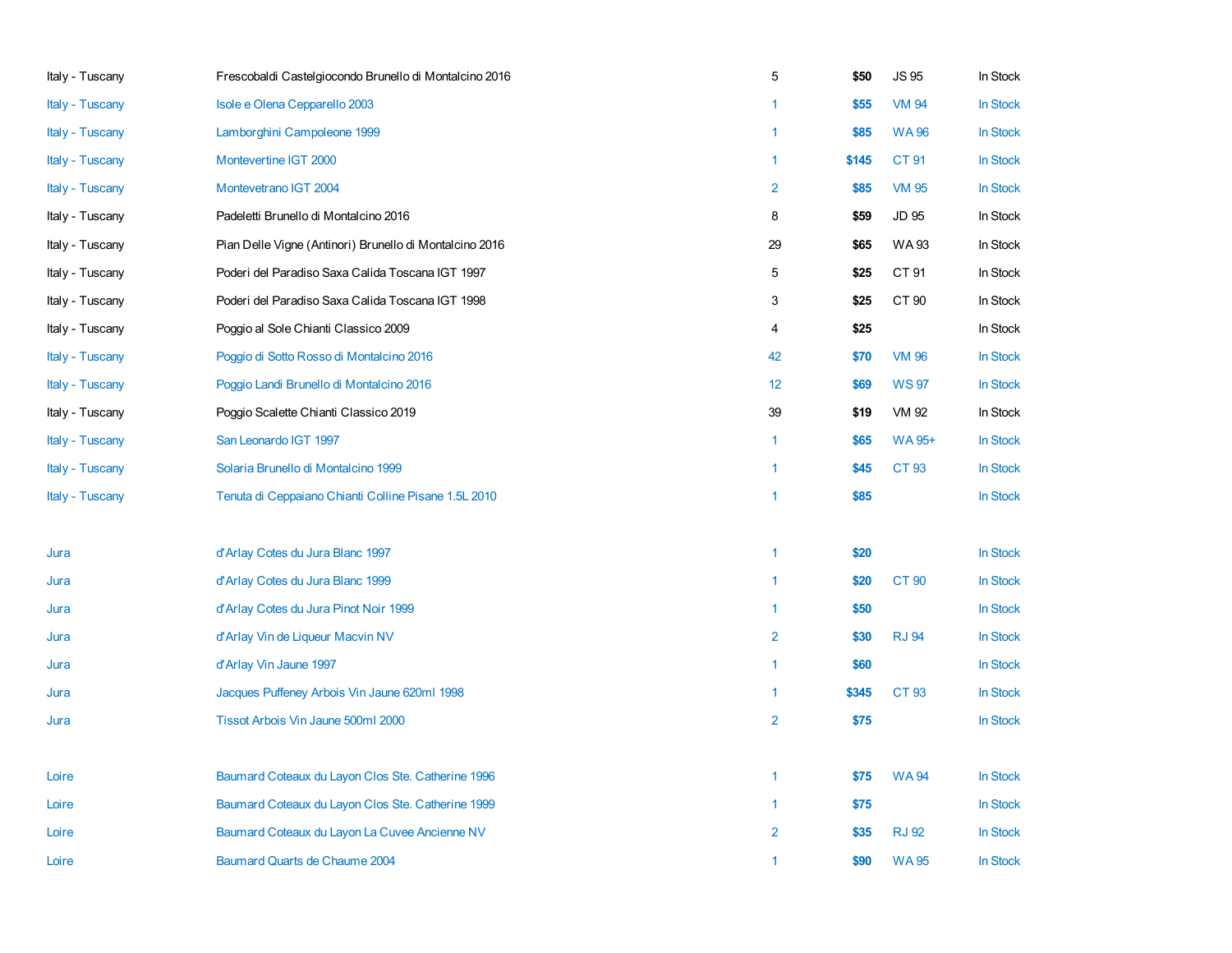| | | | | | |
|---|---|---|---|---|---|
| Italy - Tuscany | Frescobaldi Castelgiocondo Brunello di Montalcino 2016 | 5 | **$50** | JS 95 | In Stock |
| Italy - Tuscany | Isole e Olena Cepparello 2003 | 1 | **$55** | VM 94 | In Stock |
| Italy - Tuscany | Lamborghini Campoleone 1999 | 1 | **$85** | WA 96 | In Stock |
| Italy - Tuscany | Montevertine IGT 2000 | 1 | **$145** | CT 91 | In Stock |
| Italy - Tuscany | Montevetrano IGT 2004 | 2 | **$85** | VM 95 | In Stock |
| Italy - Tuscany | Padeletti Brunello di Montalcino 2016 | 8 | **$59** | JD 95 | In Stock |
| Italy - Tuscany | Pian Delle Vigne (Antinori) Brunello di Montalcino 2016 | 29 | **$65** | WA 93 | In Stock |
| Italy - Tuscany | Poderi del Paradiso Saxa Calida Toscana IGT 1997 | 5 | **$25** | CT 91 | In Stock |
| Italy - Tuscany | Poderi del Paradiso Saxa Calida Toscana IGT 1998 | 3 | **$25** | CT 90 | In Stock |
| Italy - Tuscany | Poggio al Sole Chianti Classico 2009 | 4 | **$25** | | In Stock |
| Italy - Tuscany | Poggio di Sotto Rosso di Montalcino 2016 | 42 | **$70** | VM 96 | In Stock |
| Italy - Tuscany | Poggio Landi Brunello di Montalcino 2016 | 12 | **$69** | WS 97 | In Stock |
| Italy - Tuscany | Poggio Scalette Chianti Classico 2019 | 39 | **$19** | VM 92 | In Stock |
| Italy - Tuscany | San Leonardo IGT 1997 | 1 | **$65** | WA 95+ | In Stock |
| Italy - Tuscany | Solaria Brunello di Montalcino 1999 | 1 | **$45** | CT 93 | In Stock |
| Italy - Tuscany | Tenuta di Ceppaiano Chianti Colline Pisane 1.5L 2010 | 1 | **$85** | | In Stock |
| | | | | | |
| Jura | d'Arlay Cotes du Jura Blanc 1997 | 1 | **$20** | | In Stock |
| Jura | d'Arlay Cotes du Jura Blanc 1999 | 1 | **$20** | CT 90 | In Stock |
| Jura | d'Arlay Cotes du Jura Pinot Noir 1999 | 1 | **$50** | | In Stock |
| Jura | d'Arlay Vin de Liqueur Macvin NV | 2 | **$30** | RJ 94 | In Stock |
| Jura | d'Arlay Vin Jaune 1997 | 1 | **$60** | | In Stock |
| Jura | Jacques Puffeney Arbois Vin Jaune 620ml 1998 | 1 | **$345** | CT 93 | In Stock |
| Jura | Tissot Arbois Vin Jaune 500ml 2000 | 2 | **$75** | | In Stock |
| | | | | | |
| Loire | Baumard Coteaux du Layon Clos Ste. Catherine 1996 | 1 | **$75** | WA 94 | In Stock |
| Loire | Baumard Coteaux du Layon Clos Ste. Catherine 1999 | 1 | **$75** | | In Stock |
| Loire | Baumard Coteaux du Layon La Cuvee Ancienne NV | 2 | **$35** | RJ 92 | In Stock |
| Loire | Baumard Quarts de Chaume 2004 | 1 | **$90** | WA 95 | In Stock |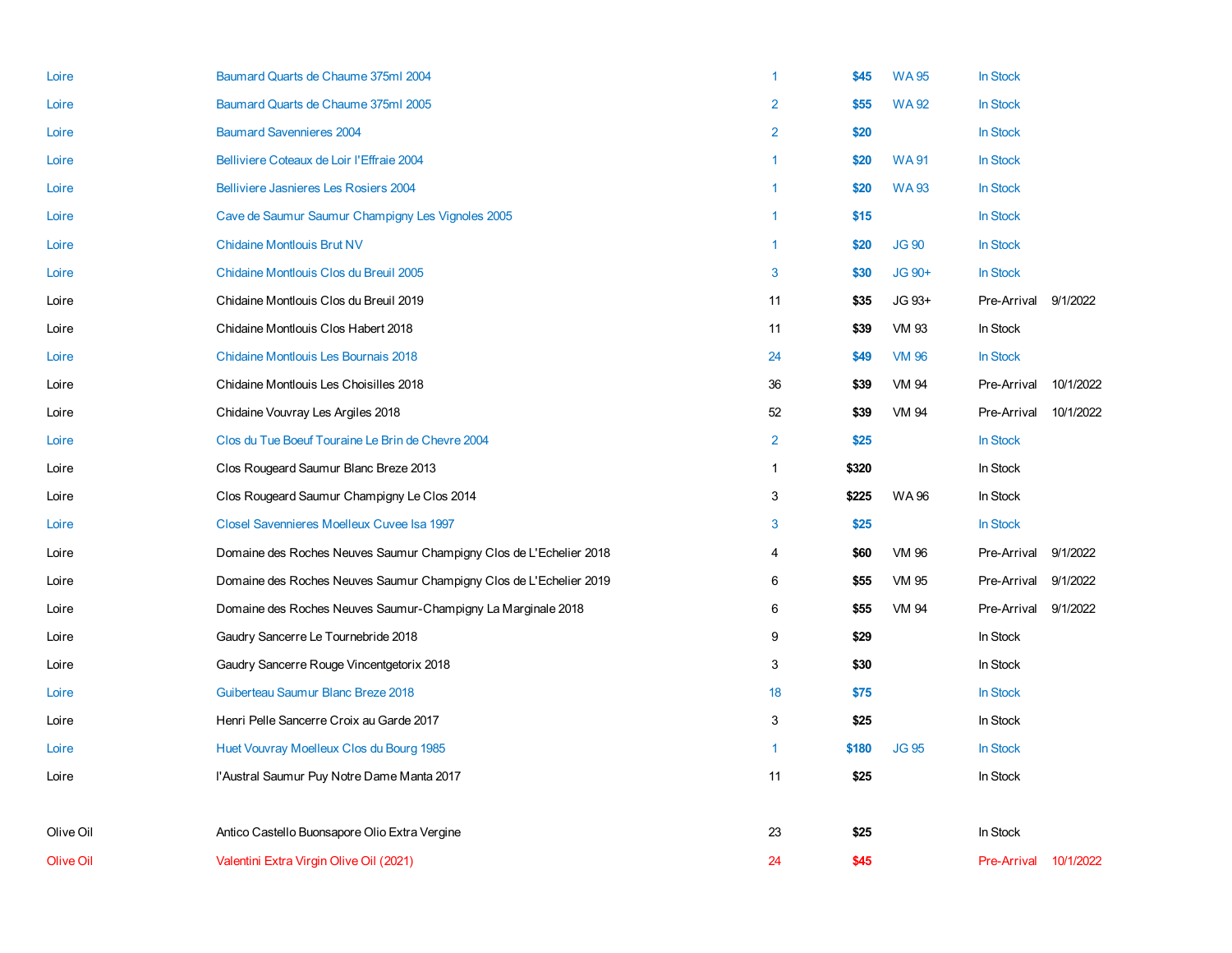| | | | | | | |
|---|---|---|---|---|---|---|
| Loire | Baumard Quarts de Chaume 375ml 2004 | 1 | **$45** | WA 95 | In Stock | |
| Loire | Baumard Quarts de Chaume 375ml 2005 | 2 | **$55** | WA 92 | In Stock | |
| Loire | Baumard Savennieres 2004 | 2 | **$20** | | In Stock | |
| Loire | Belliviere Coteaux de Loir l'Effraie 2004 | 1 | **$20** | WA 91 | In Stock | |
| Loire | Belliviere Jasnieres Les Rosiers 2004 | 1 | **$20** | WA 93 | In Stock | |
| Loire | Cave de Saumur Saumur Champigny Les Vignoles 2005 | 1 | **$15** | | In Stock | |
| Loire | Chidaine Montlouis Brut NV | 1 | **$20** | JG 90 | In Stock | |
| Loire | Chidaine Montlouis Clos du Breuil 2005 | 3 | **$30** | JG 90+ | In Stock | |
| Loire | Chidaine Montlouis Clos du Breuil 2019 | 11 | **$35** | JG 93+ | Pre-Arrival | 9/1/2022 |
| Loire | Chidaine Montlouis Clos Habert 2018 | 11 | **$39** | VM 93 | In Stock | |
| Loire | Chidaine Montlouis Les Bournais 2018 | 24 | **$49** | VM 96 | In Stock | |
| Loire | Chidaine Montlouis Les Choisilles 2018 | 36 | **$39** | VM 94 | Pre-Arrival | 10/1/2022 |
| Loire | Chidaine Vouvray Les Argiles 2018 | 52 | **$39** | VM 94 | Pre-Arrival | 10/1/2022 |
| Loire | Clos du Tue Boeuf Touraine Le Brin de Chevre 2004 | 2 | **$25** | | In Stock | |
| Loire | Clos Rougeard Saumur Blanc Breze 2013 | 1 | **$320** | | In Stock | |
| Loire | Clos Rougeard Saumur Champigny Le Clos 2014 | 3 | **$225** | WA 96 | In Stock | |
| Loire | Closel Savennieres Moelleux Cuvee Isa 1997 | 3 | **$25** | | In Stock | |
| Loire | Domaine des Roches Neuves Saumur Champigny Clos de L'Echelier 2018 | 4 | **$60** | VM 96 | Pre-Arrival | 9/1/2022 |
| Loire | Domaine des Roches Neuves Saumur Champigny Clos de L'Echelier 2019 | 6 | **$55** | VM 95 | Pre-Arrival | 9/1/2022 |
| Loire | Domaine des Roches Neuves Saumur-Champigny La Marginale 2018 | 6 | **$55** | VM 94 | Pre-Arrival | 9/1/2022 |
| Loire | Gaudry Sancerre Le Tournebride 2018 | 9 | **$29** | | In Stock | |
| Loire | Gaudry Sancerre Rouge Vincentgetorix 2018 | 3 | **$30** | | In Stock | |
| Loire | Guiberteau Saumur Blanc Breze 2018 | 18 | **$75** | | In Stock | |
| Loire | Henri Pelle Sancerre Croix au Garde 2017 | 3 | **$25** | | In Stock | |
| Loire | Huet Vouvray Moelleux Clos du Bourg 1985 | 1 | **$180** | JG 95 | In Stock | |
| Loire | l'Austral Saumur Puy Notre Dame Manta 2017 | 11 | **$25** | | In Stock | |
| | | | | | | |
| Olive Oil | Antico Castello Buonsapore Olio Extra Vergine | 23 | **$25** | | In Stock | |
| Olive Oil | Valentini Extra Virgin Olive Oil (2021) | 24 | **$45** | | Pre-Arrival | 10/1/2022 |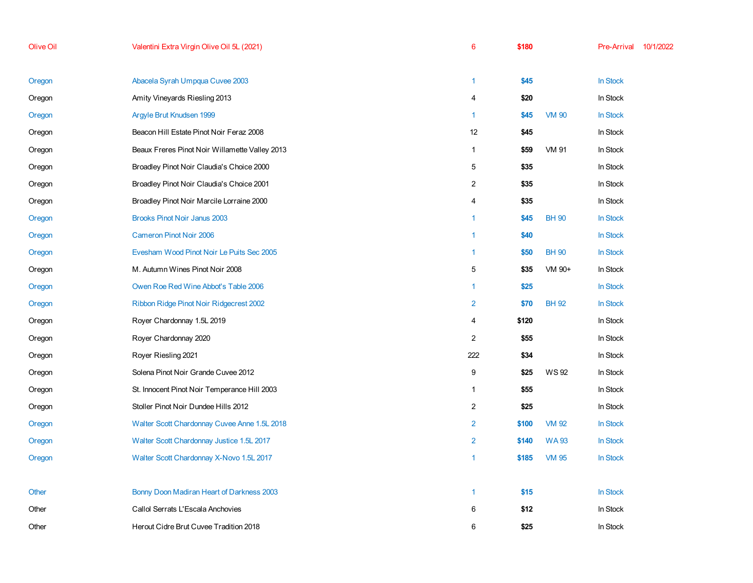| | | | | | | |
|---|---|---|---|---|---|---|
| Olive Oil | Valentini Extra Virgin Olive Oil 5L (2021) | 6 | **$180** | | Pre-Arrival | 10/1/2022 |
| | | | | | | |
| Oregon | Abacela Syrah Umpqua Cuvee 2003 | 1 | **$45** | | In Stock | |
| Oregon | Amity Vineyards Riesling 2013 | 4 | **$20** | | In Stock | |
| Oregon | Argyle Brut Knudsen 1999 | 1 | **$45** | VM 90 | In Stock | |
| Oregon | Beacon Hill Estate Pinot Noir Feraz 2008 | 12 | **$45** | | In Stock | |
| Oregon | Beaux Freres Pinot Noir Willamette Valley 2013 | 1 | **$59** | VM 91 | In Stock | |
| Oregon | Broadley Pinot Noir Claudia's Choice 2000 | 5 | **$35** | | In Stock | |
| Oregon | Broadley Pinot Noir Claudia's Choice 2001 | 2 | **$35** | | In Stock | |
| Oregon | Broadley Pinot Noir Marcile Lorraine 2000 | 4 | **$35** | | In Stock | |
| Oregon | Brooks Pinot Noir Janus 2003 | 1 | **$45** | BH 90 | In Stock | |
| Oregon | Cameron Pinot Noir 2006 | 1 | **$40** | | In Stock | |
| Oregon | Evesham Wood Pinot Noir Le Puits Sec 2005 | 1 | **$50** | BH 90 | In Stock | |
| Oregon | M. Autumn Wines Pinot Noir 2008 | 5 | **$35** | VM 90+ | In Stock | |
| Oregon | Owen Roe Red Wine Abbot's Table 2006 | 1 | **$25** | | In Stock | |
| Oregon | Ribbon Ridge Pinot Noir Ridgecrest 2002 | 2 | **$70** | BH 92 | In Stock | |
| Oregon | Royer Chardonnay 1.5L 2019 | 4 | **$120** | | In Stock | |
| Oregon | Royer Chardonnay 2020 | 2 | **$55** | | In Stock | |
| Oregon | Royer Riesling 2021 | 222 | **$34** | | In Stock | |
| Oregon | Solena Pinot Noir Grande Cuvee 2012 | 9 | **$25** | WS 92 | In Stock | |
| Oregon | St. Innocent Pinot Noir Temperance Hill 2003 | 1 | **$55** | | In Stock | |
| Oregon | Stoller Pinot Noir Dundee Hills 2012 | 2 | **$25** | | In Stock | |
| Oregon | Walter Scott Chardonnay Cuvee Anne 1.5L 2018 | 2 | **$100** | VM 92 | In Stock | |
| Oregon | Walter Scott Chardonnay Justice 1.5L 2017 | 2 | **$140** | WA 93 | In Stock | |
| Oregon | Walter Scott Chardonnay X-Novo 1.5L 2017 | 1 | **$185** | VM 95 | In Stock | |
| | | | | | | |
| Other | Bonny Doon Madiran Heart of Darkness 2003 | 1 | **$15** | | In Stock | |
| Other | Callol Serrats L'Escala Anchovies | 6 | **$12** | | In Stock | |
| Other | Herout Cidre Brut Cuvee Tradition 2018 | 6 | **$25** | | In Stock | |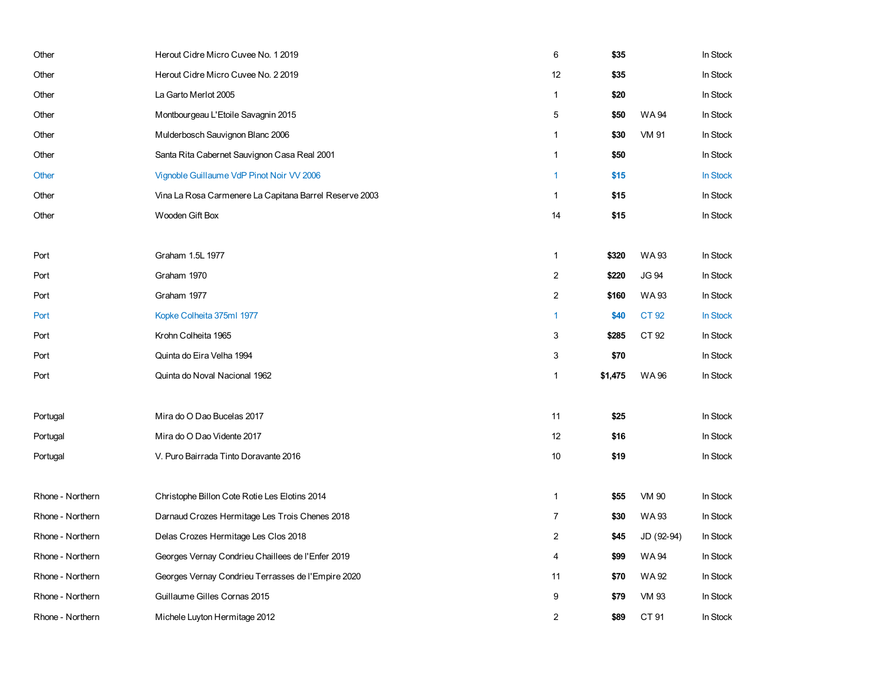| | | | | | |
|---|---|---|---|---|---|
| Other | Herout Cidre Micro Cuvee No. 1 2019 | 6 | **$35** | | In Stock |
| Other | Herout Cidre Micro Cuvee No. 2 2019 | 12 | **$35** | | In Stock |
| Other | La Garto Merlot 2005 | 1 | **$20** | | In Stock |
| Other | Montbourgeau L'Etoile Savagnin 2015 | 5 | **$50** | WA 94 | In Stock |
| Other | Mulderbosch Sauvignon Blanc 2006 | 1 | **$30** | VM 91 | In Stock |
| Other | Santa Rita Cabernet Sauvignon Casa Real 2001 | 1 | **$50** | | In Stock |
| Other | Vignoble Guillaume VdP Pinot Noir VV 2006 | 1 | **$15** | | In Stock |
| Other | Vina La Rosa Carmenere La Capitana Barrel Reserve 2003 | 1 | **$15** | | In Stock |
| Other | Wooden Gift Box | 14 | **$15** | | In Stock |
| | | | | | |
| Port | Graham 1.5L 1977 | 1 | **$320** | WA 93 | In Stock |
| Port | Graham 1970 | 2 | **$220** | JG 94 | In Stock |
| Port | Graham 1977 | 2 | **$160** | WA 93 | In Stock |
| Port | Kopke Colheita 375ml 1977 | 1 | **$40** | CT 92 | In Stock |
| Port | Krohn Colheita 1965 | 3 | **$285** | CT 92 | In Stock |
| Port | Quinta do Eira Velha 1994 | 3 | **$70** | | In Stock |
| Port | Quinta do Noval Nacional 1962 | 1 | **$1,475** | WA 96 | In Stock |
| | | | | | |
| Portugal | Mira do O Dao Bucelas 2017 | 11 | **$25** | | In Stock |
| Portugal | Mira do O Dao Vidente 2017 | 12 | **$16** | | In Stock |
| Portugal | V. Puro Bairrada Tinto Doravante 2016 | 10 | **$19** | | In Stock |
| | | | | | |
| Rhone - Northern | Christophe Billon Cote Rotie Les Elotins 2014 | 1 | **$55** | VM 90 | In Stock |
| Rhone - Northern | Darnaud Crozes Hermitage Les Trois Chenes 2018 | 7 | **$30** | WA 93 | In Stock |
| Rhone - Northern | Delas Crozes Hermitage Les Clos 2018 | 2 | **$45** | JD (92-94) | In Stock |
| Rhone - Northern | Georges Vernay Condrieu Chaillees de l'Enfer 2019 | 4 | **$99** | WA 94 | In Stock |
| Rhone - Northern | Georges Vernay Condrieu Terrasses de l'Empire 2020 | 11 | **$70** | WA 92 | In Stock |
| Rhone - Northern | Guillaume Gilles Cornas 2015 | 9 | **$79** | VM 93 | In Stock |
| Rhone - Northern | Michele Luyton Hermitage 2012 | 2 | **$89** | CT 91 | In Stock |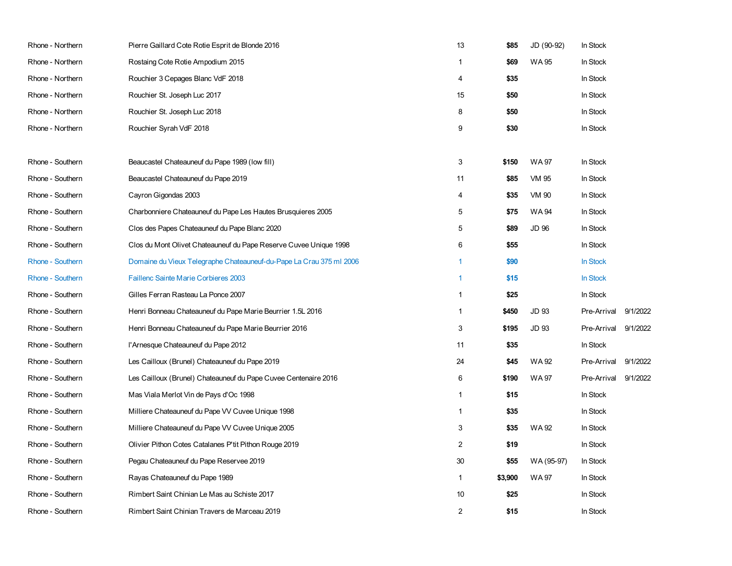| | | | | | | |
|---|---|---|---|---|---|---|
| Rhone - Northern | Pierre Gaillard Cote Rotie Esprit de Blonde 2016 | 13 | **$85** | JD (90-92) | In Stock | |
| Rhone - Northern | Rostaing Cote Rotie Ampodium 2015 | 1 | **$69** | WA 95 | In Stock | |
| Rhone - Northern | Rouchier 3 Cepages Blanc VdF 2018 | 4 | **$35** | | In Stock | |
| Rhone - Northern | Rouchier St. Joseph Luc 2017 | 15 | **$50** | | In Stock | |
| Rhone - Northern | Rouchier St. Joseph Luc 2018 | 8 | **$50** | | In Stock | |
| Rhone - Northern | Rouchier Syrah VdF 2018 | 9 | **$30** | | In Stock | |
| | | | | | | |
| Rhone - Southern | Beaucastel Chateauneuf du Pape 1989 (low fill) | 3 | **$150** | WA 97 | In Stock | |
| Rhone - Southern | Beaucastel Chateauneuf du Pape 2019 | 11 | **$85** | VM 95 | In Stock | |
| Rhone - Southern | Cayron Gigondas 2003 | 4 | **$35** | VM 90 | In Stock | |
| Rhone - Southern | Charbonniere Chateauneuf du Pape Les Hautes Brusquieres 2005 | 5 | **$75** | WA 94 | In Stock | |
| Rhone - Southern | Clos des Papes Chateauneuf du Pape Blanc 2020 | 5 | **$89** | JD 96 | In Stock | |
| Rhone - Southern | Clos du Mont Olivet Chateauneuf du Pape Reserve Cuvee Unique 1998 | 6 | **$55** | | In Stock | |
| Rhone - Southern | Domaine du Vieux Telegraphe Chateauneuf-du-Pape La Crau 375 ml 2006 | 1 | **$90** | | In Stock | |
| Rhone - Southern | Faillenc Sainte Marie Corbieres 2003 | 1 | **$15** | | In Stock | |
| Rhone - Southern | Gilles Ferran Rasteau La Ponce 2007 | 1 | **$25** | | In Stock | |
| Rhone - Southern | Henri Bonneau Chateauneuf du Pape Marie Beurrier 1.5L 2016 | 1 | **$450** | JD 93 | Pre-Arrival | 9/1/2022 |
| Rhone - Southern | Henri Bonneau Chateauneuf du Pape Marie Beurrier 2016 | 3 | **$195** | JD 93 | Pre-Arrival | 9/1/2022 |
| Rhone - Southern | l'Arnesque Chateauneuf du Pape 2012 | 11 | **$35** | | In Stock | |
| Rhone - Southern | Les Cailloux (Brunel) Chateauneuf du Pape 2019 | 24 | **$45** | WA 92 | Pre-Arrival | 9/1/2022 |
| Rhone - Southern | Les Cailloux (Brunel) Chateauneuf du Pape Cuvee Centenaire 2016 | 6 | **$190** | WA 97 | Pre-Arrival | 9/1/2022 |
| Rhone - Southern | Mas Viala Merlot Vin de Pays d'Oc 1998 | 1 | **$15** | | In Stock | |
| Rhone - Southern | Milliere Chateauneuf du Pape VV Cuvee Unique 1998 | 1 | **$35** | | In Stock | |
| Rhone - Southern | Milliere Chateauneuf du Pape VV Cuvee Unique 2005 | 3 | **$35** | WA 92 | In Stock | |
| Rhone - Southern | Olivier Pithon Cotes Catalanes P'tit Pithon Rouge 2019 | 2 | **$19** | | In Stock | |
| Rhone - Southern | Pegau Chateauneuf du Pape Reservee 2019 | 30 | **$55** | WA (95-97) | In Stock | |
| Rhone - Southern | Rayas Chateauneuf du Pape 1989 | 1 | **$3,900** | WA 97 | In Stock | |
| Rhone - Southern | Rimbert Saint Chinian Le Mas au Schiste 2017 | 10 | **$25** | | In Stock | |
| Rhone - Southern | Rimbert Saint Chinian Travers de Marceau 2019 | 2 | **$15** | | In Stock | |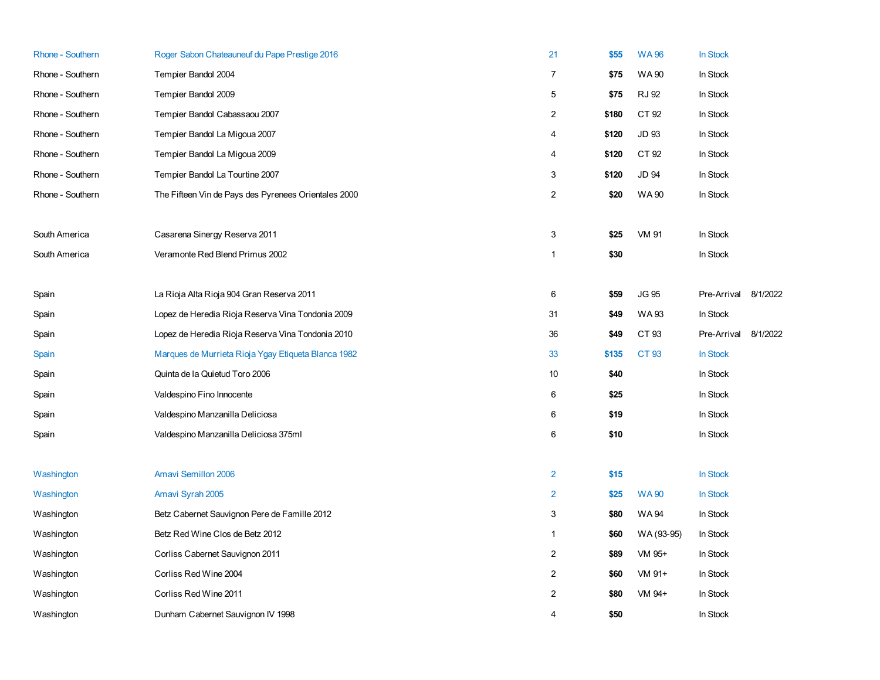| | | | | | | |
|---|---|---|---|---|---|---|
| Rhone - Southern | Roger Sabon Chateauneuf du Pape Prestige 2016 | 21 | **$55** | WA 96 | In Stock | |
| Rhone - Southern | Tempier Bandol 2004 | 7 | **$75** | WA 90 | In Stock | |
| Rhone - Southern | Tempier Bandol 2009 | 5 | **$75** | RJ 92 | In Stock | |
| Rhone - Southern | Tempier Bandol Cabassaou 2007 | 2 | **$180** | CT 92 | In Stock | |
| Rhone - Southern | Tempier Bandol La Migoua 2007 | 4 | **$120** | JD 93 | In Stock | |
| Rhone - Southern | Tempier Bandol La Migoua 2009 | 4 | **$120** | CT 92 | In Stock | |
| Rhone - Southern | Tempier Bandol La Tourtine 2007 | 3 | **$120** | JD 94 | In Stock | |
| Rhone - Southern | The Fifteen Vin de Pays des Pyrenees Orientales 2000 | 2 | **$20** | WA 90 | In Stock | |
| | | | | | | |
| South America | Casarena Sinergy Reserva 2011 | 3 | **$25** | VM 91 | In Stock | |
| South America | Veramonte Red Blend Primus 2002 | 1 | **$30** | | In Stock | |
| | | | | | | |
| Spain | La Rioja Alta Rioja 904 Gran Reserva 2011 | 6 | **$59** | JG 95 | Pre-Arrival | 8/1/2022 |
| Spain | Lopez de Heredia Rioja Reserva Vina Tondonia 2009 | 31 | **$49** | WA 93 | In Stock | |
| Spain | Lopez de Heredia Rioja Reserva Vina Tondonia 2010 | 36 | **$49** | CT 93 | Pre-Arrival | 8/1/2022 |
| Spain | Marques de Murrieta Rioja Ygay Etiqueta Blanca 1982 | 33 | **$135** | CT 93 | In Stock | |
| Spain | Quinta de la Quietud Toro 2006 | 10 | **$40** | | In Stock | |
| Spain | Valdespino Fino Innocente | 6 | **$25** | | In Stock | |
| Spain | Valdespino Manzanilla Deliciosa | 6 | **$19** | | In Stock | |
| Spain | Valdespino Manzanilla Deliciosa 375ml | 6 | **$10** | | In Stock | |
| | | | | | | |
| Washington | Amavi Semillon 2006 | 2 | **$15** | | In Stock | |
| Washington | Amavi Syrah 2005 | 2 | **$25** | WA 90 | In Stock | |
| Washington | Betz Cabernet Sauvignon Pere de Famille 2012 | 3 | **$80** | WA 94 | In Stock | |
| Washington | Betz Red Wine Clos de Betz 2012 | 1 | **$60** | WA (93-95) | In Stock | |
| Washington | Corliss Cabernet Sauvignon 2011 | 2 | **$89** | VM 95+ | In Stock | |
| Washington | Corliss Red Wine 2004 | 2 | **$60** | VM 91+ | In Stock | |
| Washington | Corliss Red Wine 2011 | 2 | **$80** | VM 94+ | In Stock | |
| Washington | Dunham Cabernet Sauvignon IV 1998 | 4 | **$50** | | In Stock | |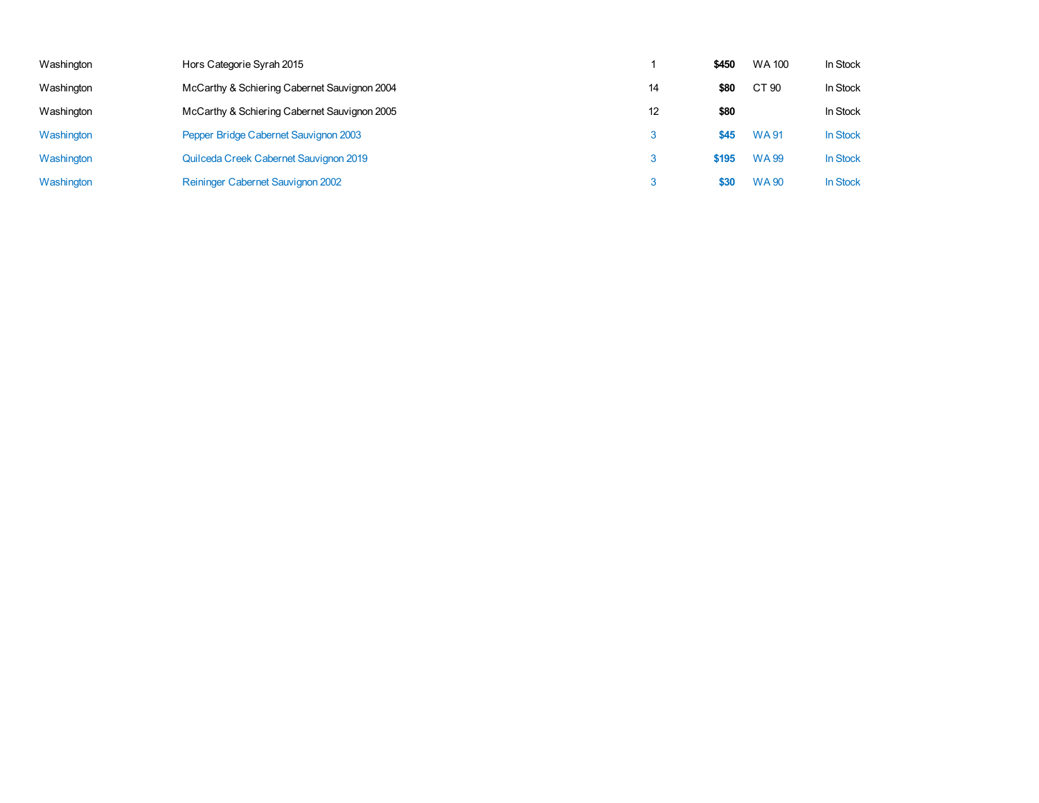| | | | | | |
|---|---|---|---|---|---|
| Washington | Hors Categorie Syrah 2015 | 1 | **$450** | WA 100 | In Stock |
| Washington | McCarthy & Schiering Cabernet Sauvignon 2004 | 14 | **$80** | CT 90 | In Stock |
| Washington | McCarthy & Schiering Cabernet Sauvignon 2005 | 12 | **$80** | | In Stock |
| Washington | Pepper Bridge Cabernet Sauvignon 2003 | 3 | **$45** | WA 91 | In Stock |
| Washington | Quilceda Creek Cabernet Sauvignon 2019 | 3 | **$195** | WA 99 | In Stock |
| Washington | Reininger Cabernet Sauvignon 2002 | 3 | **$30** | WA 90 | In Stock |